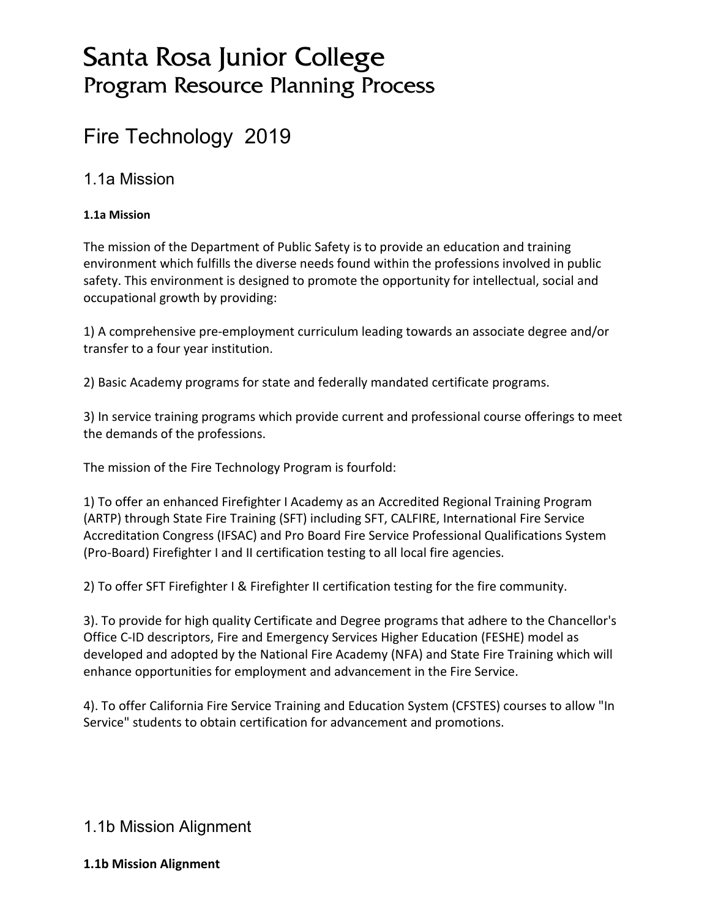# Santa Rosa Junior College
## Program Resource Planning Process

# Fire Technology 2019

## 1.1a Mission

**1.1a Mission**

The mission of the Department of Public Safety is to provide an education and training environment which fulfills the diverse needs found within the professions involved in public safety. This environment is designed to promote the opportunity for intellectual, social and occupational growth by providing:

1) A comprehensive pre-employment curriculum leading towards an associate degree and/or transfer to a four year institution.

2) Basic Academy programs for state and federally mandated certificate programs.

3) In service training programs which provide current and professional course offerings to meet the demands of the professions.

The mission of the Fire Technology Program is fourfold:

1) To offer an enhanced Firefighter I Academy as an Accredited Regional Training Program (ARTP) through State Fire Training (SFT) including SFT, CALFIRE, International Fire Service Accreditation Congress (IFSAC) and Pro Board Fire Service Professional Qualifications System (Pro-Board) Firefighter I and II certification testing to all local fire agencies.

2) To offer SFT Firefighter I & Firefighter II certification testing for the fire community.

3). To provide for high quality Certificate and Degree programs that adhere to the Chancellor's Office C-ID descriptors, Fire and Emergency Services Higher Education (FESHE) model as developed and adopted by the National Fire Academy (NFA) and State Fire Training which will enhance opportunities for employment and advancement in the Fire Service.

4). To offer California Fire Service Training and Education System (CFSTES) courses to allow "In Service" students to obtain certification for advancement and promotions.

## 1.1b Mission Alignment

**1.1b Mission Alignment**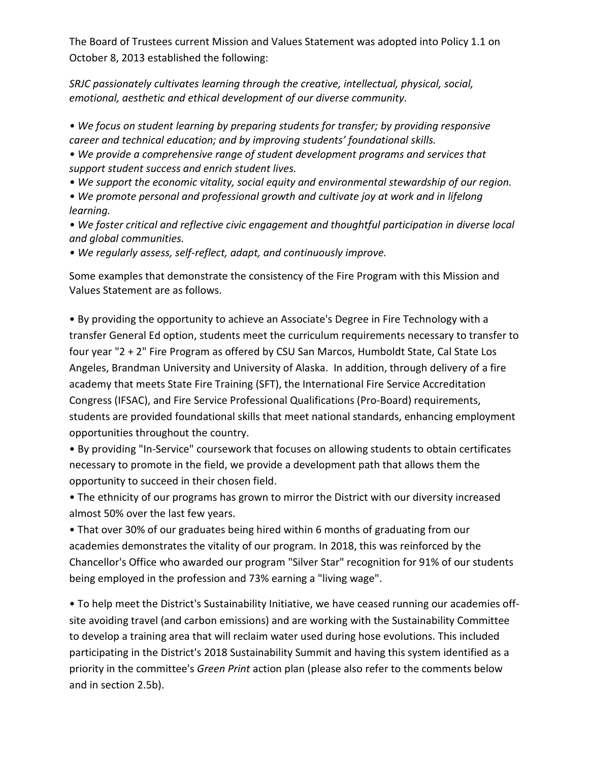The Board of Trustees current Mission and Values Statement was adopted into Policy 1.1 on October 8, 2013 established the following:

*SRJC passionately cultivates learning through the creative, intellectual, physical, social, emotional, aesthetic and ethical development of our diverse community.*

- *We focus on student learning by preparing students for transfer; by providing responsive career and technical education; and by improving students' foundational skills.*
- *We provide a comprehensive range of student development programs and services that support student success and enrich student lives.*
- *We support the economic vitality, social equity and environmental stewardship of our region.*
- *We promote personal and professional growth and cultivate joy at work and in lifelong learning.*
- *We foster critical and reflective civic engagement and thoughtful participation in diverse local and global communities.*
- *We regularly assess, self-reflect, adapt, and continuously improve.*

Some examples that demonstrate the consistency of the Fire Program with this Mission and Values Statement are as follows.

- By providing the opportunity to achieve an Associate's Degree in Fire Technology with a transfer General Ed option, students meet the curriculum requirements necessary to transfer to four year "2 + 2" Fire Program as offered by CSU San Marcos, Humboldt State, Cal State Los Angeles, Brandman University and University of Alaska. In addition, through delivery of a fire academy that meets State Fire Training (SFT), the International Fire Service Accreditation Congress (IFSAC), and Fire Service Professional Qualifications (Pro-Board) requirements, students are provided foundational skills that meet national standards, enhancing employment opportunities throughout the country.
- By providing "In-Service" coursework that focuses on allowing students to obtain certificates necessary to promote in the field, we provide a development path that allows them the opportunity to succeed in their chosen field.
- The ethnicity of our programs has grown to mirror the District with our diversity increased almost 50% over the last few years.
- That over 30% of our graduates being hired within 6 months of graduating from our academies demonstrates the vitality of our program. In 2018, this was reinforced by the Chancellor's Office who awarded our program "Silver Star" recognition for 91% of our students being employed in the profession and 73% earning a "living wage".
- To help meet the District's Sustainability Initiative, we have ceased running our academies off-site avoiding travel (and carbon emissions) and are working with the Sustainability Committee to develop a training area that will reclaim water used during hose evolutions. This included participating in the District's 2018 Sustainability Summit and having this system identified as a priority in the committee's *Green Print* action plan (please also refer to the comments below and in section 2.5b).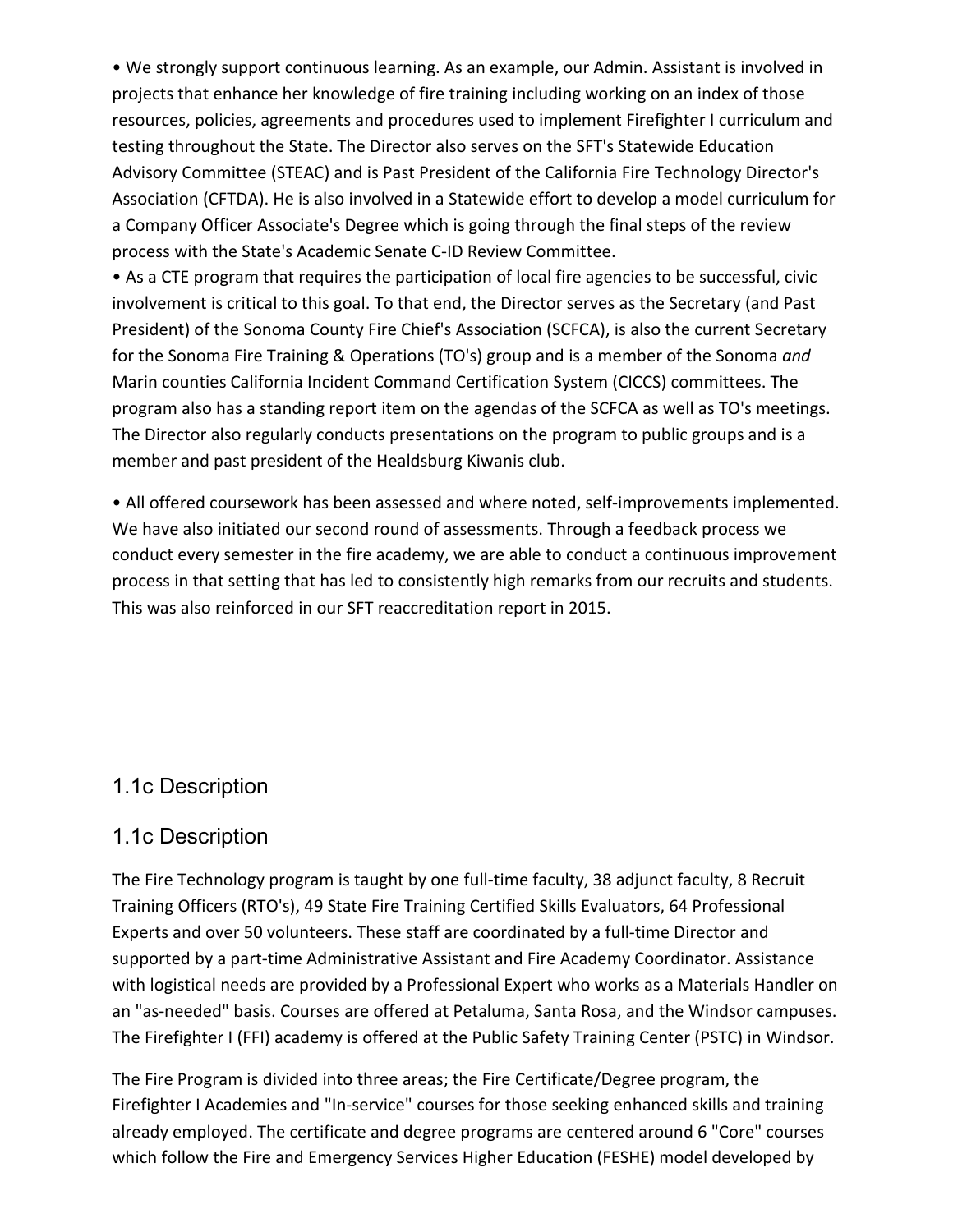- We strongly support continuous learning. As an example, our Admin. Assistant is involved in projects that enhance her knowledge of fire training including working on an index of those resources, policies, agreements and procedures used to implement Firefighter I curriculum and testing throughout the State. The Director also serves on the SFT's Statewide Education Advisory Committee (STEAC) and is Past President of the California Fire Technology Director's Association (CFTDA). He is also involved in a Statewide effort to develop a model curriculum for a Company Officer Associate's Degree which is going through the final steps of the review process with the State's Academic Senate C-ID Review Committee.
- As a CTE program that requires the participation of local fire agencies to be successful, civic involvement is critical to this goal. To that end, the Director serves as the Secretary (and Past President) of the Sonoma County Fire Chief's Association (SCFCA), is also the current Secretary for the Sonoma Fire Training & Operations (TO's) group and is a member of the Sonoma *and* Marin counties California Incident Command Certification System (CICCS) committees. The program also has a standing report item on the agendas of the SCFCA as well as TO's meetings. The Director also regularly conducts presentations on the program to public groups and is a member and past president of the Healdsburg Kiwanis club.

- All offered coursework has been assessed and where noted, self-improvements implemented. We have also initiated our second round of assessments. Through a feedback process we conduct every semester in the fire academy, we are able to conduct a continuous improvement process in that setting that has led to consistently high remarks from our recruits and students. This was also reinforced in our SFT reaccreditation report in 2015.

## 1.1c Description

## 1.1c Description

The Fire Technology program is taught by one full-time faculty, 38 adjunct faculty, 8 Recruit Training Officers (RTO's), 49 State Fire Training Certified Skills Evaluators, 64 Professional Experts and over 50 volunteers. These staff are coordinated by a full-time Director and supported by a part-time Administrative Assistant and Fire Academy Coordinator. Assistance with logistical needs are provided by a Professional Expert who works as a Materials Handler on an "as-needed" basis. Courses are offered at Petaluma, Santa Rosa, and the Windsor campuses. The Firefighter I (FFI) academy is offered at the Public Safety Training Center (PSTC) in Windsor.

The Fire Program is divided into three areas; the Fire Certificate/Degree program, the Firefighter I Academies and "In-service" courses for those seeking enhanced skills and training already employed. The certificate and degree programs are centered around 6 "Core" courses which follow the Fire and Emergency Services Higher Education (FESHE) model developed by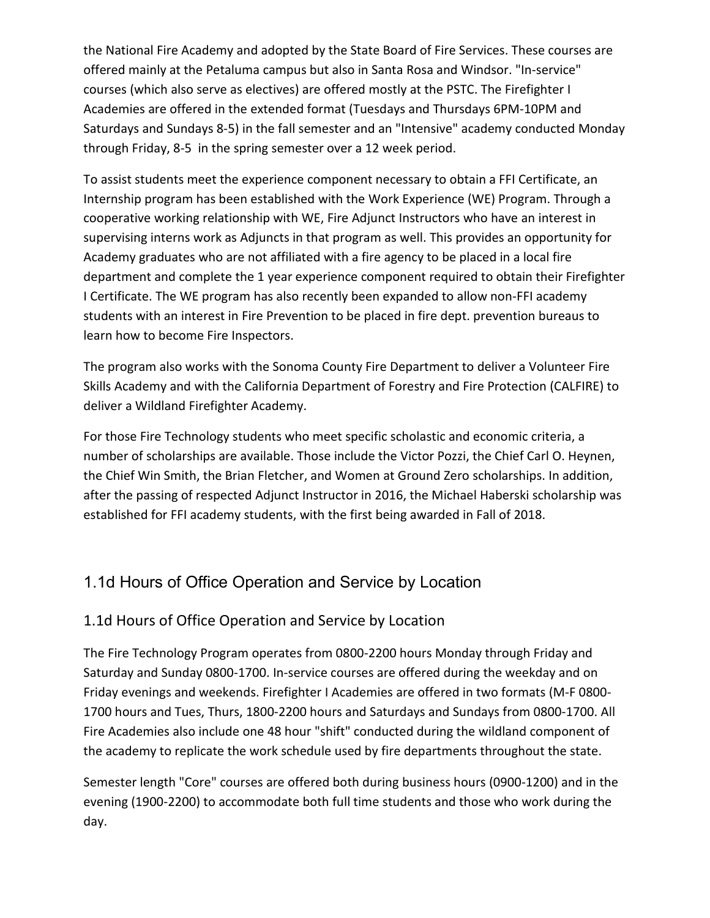the National Fire Academy and adopted by the State Board of Fire Services. These courses are offered mainly at the Petaluma campus but also in Santa Rosa and Windsor. "In-service" courses (which also serve as electives) are offered mostly at the PSTC. The Firefighter I Academies are offered in the extended format (Tuesdays and Thursdays 6PM-10PM and Saturdays and Sundays 8-5) in the fall semester and an "Intensive" academy conducted Monday through Friday, 8-5 in the spring semester over a 12 week period.

To assist students meet the experience component necessary to obtain a FFI Certificate, an Internship program has been established with the Work Experience (WE) Program. Through a cooperative working relationship with WE, Fire Adjunct Instructors who have an interest in supervising interns work as Adjuncts in that program as well. This provides an opportunity for Academy graduates who are not affiliated with a fire agency to be placed in a local fire department and complete the 1 year experience component required to obtain their Firefighter I Certificate. The WE program has also recently been expanded to allow non-FFI academy students with an interest in Fire Prevention to be placed in fire dept. prevention bureaus to learn how to become Fire Inspectors.

The program also works with the Sonoma County Fire Department to deliver a Volunteer Fire Skills Academy and with the California Department of Forestry and Fire Protection (CALFIRE) to deliver a Wildland Firefighter Academy.

For those Fire Technology students who meet specific scholastic and economic criteria, a number of scholarships are available. Those include the Victor Pozzi, the Chief Carl O. Heynen, the Chief Win Smith, the Brian Fletcher, and Women at Ground Zero scholarships. In addition, after the passing of respected Adjunct Instructor in 2016, the Michael Haberski scholarship was established for FFI academy students, with the first being awarded in Fall of 2018.

## 1.1d Hours of Office Operation and Service by Location

### 1.1d Hours of Office Operation and Service by Location

The Fire Technology Program operates from 0800-2200 hours Monday through Friday and Saturday and Sunday 0800-1700. In-service courses are offered during the weekday and on Friday evenings and weekends. Firefighter I Academies are offered in two formats (M-F 0800-1700 hours and Tues, Thurs, 1800-2200 hours and Saturdays and Sundays from 0800-1700. All Fire Academies also include one 48 hour "shift" conducted during the wildland component of the academy to replicate the work schedule used by fire departments throughout the state.

Semester length "Core" courses are offered both during business hours (0900-1200) and in the evening (1900-2200) to accommodate both full time students and those who work during the day.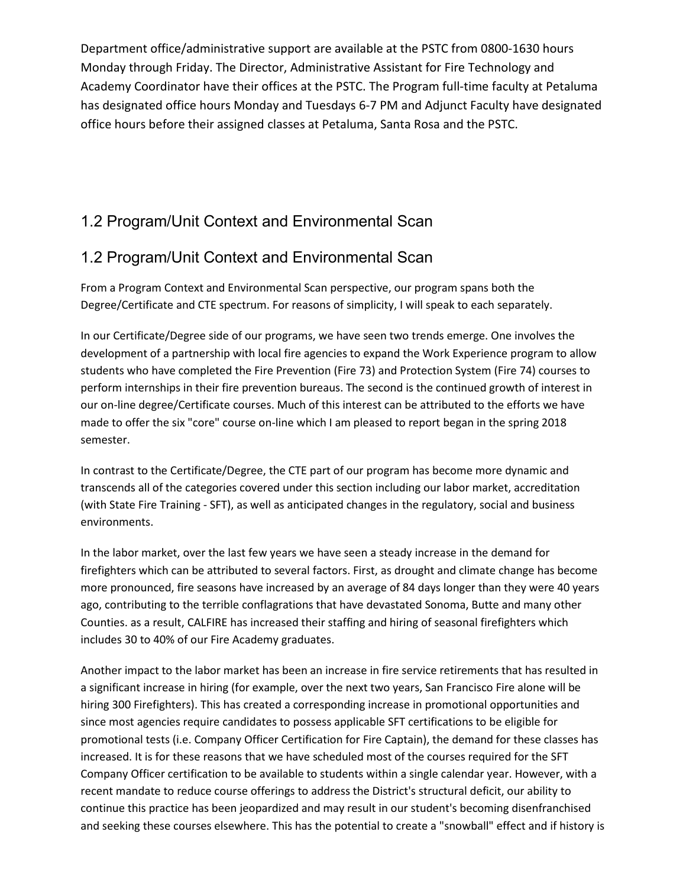Department office/administrative support are available at the PSTC from 0800-1630 hours Monday through Friday. The Director, Administrative Assistant for Fire Technology and Academy Coordinator have their offices at the PSTC. The Program full-time faculty at Petaluma has designated office hours Monday and Tuesdays 6-7 PM and Adjunct Faculty have designated office hours before their assigned classes at Petaluma, Santa Rosa and the PSTC.

## 1.2 Program/Unit Context and Environmental Scan

## 1.2 Program/Unit Context and Environmental Scan

From a Program Context and Environmental Scan perspective, our program spans both the Degree/Certificate and CTE spectrum. For reasons of simplicity, I will speak to each separately.

In our Certificate/Degree side of our programs, we have seen two trends emerge. One involves the development of a partnership with local fire agencies to expand the Work Experience program to allow students who have completed the Fire Prevention (Fire 73) and Protection System (Fire 74) courses to perform internships in their fire prevention bureaus. The second is the continued growth of interest in our on-line degree/Certificate courses. Much of this interest can be attributed to the efforts we have made to offer the six "core" course on-line which I am pleased to report began in the spring 2018 semester.

In contrast to the Certificate/Degree, the CTE part of our program has become more dynamic and transcends all of the categories covered under this section including our labor market, accreditation (with State Fire Training - SFT), as well as anticipated changes in the regulatory, social and business environments.

In the labor market, over the last few years we have seen a steady increase in the demand for firefighters which can be attributed to several factors. First, as drought and climate change has become more pronounced, fire seasons have increased by an average of 84 days longer than they were 40 years ago, contributing to the terrible conflagrations that have devastated Sonoma, Butte and many other Counties. as a result, CALFIRE has increased their staffing and hiring of seasonal firefighters which includes 30 to 40% of our Fire Academy graduates.

Another impact to the labor market has been an increase in fire service retirements that has resulted in a significant increase in hiring (for example, over the next two years, San Francisco Fire alone will be hiring 300 Firefighters). This has created a corresponding increase in promotional opportunities and since most agencies require candidates to possess applicable SFT certifications to be eligible for promotional tests (i.e. Company Officer Certification for Fire Captain), the demand for these classes has increased. It is for these reasons that we have scheduled most of the courses required for the SFT Company Officer certification to be available to students within a single calendar year. However, with a recent mandate to reduce course offerings to address the District's structural deficit, our ability to continue this practice has been jeopardized and may result in our student's becoming disenfranchised and seeking these courses elsewhere. This has the potential to create a "snowball" effect and if history is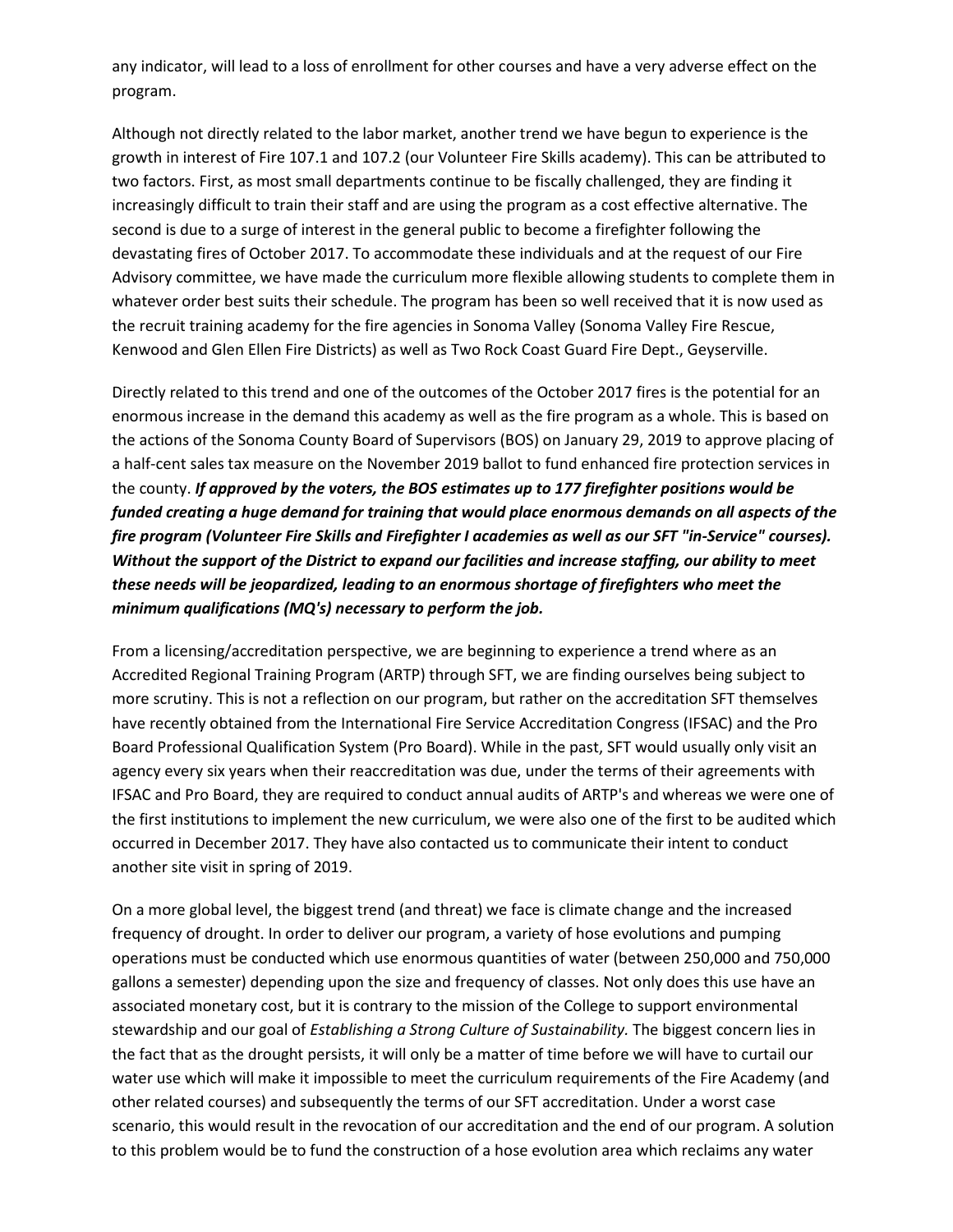any indicator, will lead to a loss of enrollment for other courses and have a very adverse effect on the program.

Although not directly related to the labor market, another trend we have begun to experience is the growth in interest of Fire 107.1 and 107.2 (our Volunteer Fire Skills academy). This can be attributed to two factors. First, as most small departments continue to be fiscally challenged, they are finding it increasingly difficult to train their staff and are using the program as a cost effective alternative. The second is due to a surge of interest in the general public to become a firefighter following the devastating fires of October 2017. To accommodate these individuals and at the request of our Fire Advisory committee, we have made the curriculum more flexible allowing students to complete them in whatever order best suits their schedule. The program has been so well received that it is now used as the recruit training academy for the fire agencies in Sonoma Valley (Sonoma Valley Fire Rescue, Kenwood and Glen Ellen Fire Districts) as well as Two Rock Coast Guard Fire Dept., Geyserville.

Directly related to this trend and one of the outcomes of the October 2017 fires is the potential for an enormous increase in the demand this academy as well as the fire program as a whole. This is based on the actions of the Sonoma County Board of Supervisors (BOS) on January 29, 2019 to approve placing of a half-cent sales tax measure on the November 2019 ballot to fund enhanced fire protection services in the county. ***If approved by the voters, the BOS estimates up to 177 firefighter positions would be funded creating a huge demand for training that would place enormous demands on all aspects of the fire program (Volunteer Fire Skills and Firefighter I academies as well as our SFT "in-Service" courses). Without the support of the District to expand our facilities and increase staffing, our ability to meet these needs will be jeopardized, leading to an enormous shortage of firefighters who meet the minimum qualifications (MQ's) necessary to perform the job.***

From a licensing/accreditation perspective, we are beginning to experience a trend where as an Accredited Regional Training Program (ARTP) through SFT, we are finding ourselves being subject to more scrutiny. This is not a reflection on our program, but rather on the accreditation SFT themselves have recently obtained from the International Fire Service Accreditation Congress (IFSAC) and the Pro Board Professional Qualification System (Pro Board). While in the past, SFT would usually only visit an agency every six years when their reaccreditation was due, under the terms of their agreements with IFSAC and Pro Board, they are required to conduct annual audits of ARTP's and whereas we were one of the first institutions to implement the new curriculum, we were also one of the first to be audited which occurred in December 2017. They have also contacted us to communicate their intent to conduct another site visit in spring of 2019.

On a more global level, the biggest trend (and threat) we face is climate change and the increased frequency of drought. In order to deliver our program, a variety of hose evolutions and pumping operations must be conducted which use enormous quantities of water (between 250,000 and 750,000 gallons a semester) depending upon the size and frequency of classes. Not only does this use have an associated monetary cost, but it is contrary to the mission of the College to support environmental stewardship and our goal of *Establishing a Strong Culture of Sustainability.* The biggest concern lies in the fact that as the drought persists, it will only be a matter of time before we will have to curtail our water use which will make it impossible to meet the curriculum requirements of the Fire Academy (and other related courses) and subsequently the terms of our SFT accreditation. Under a worst case scenario, this would result in the revocation of our accreditation and the end of our program. A solution to this problem would be to fund the construction of a hose evolution area which reclaims any water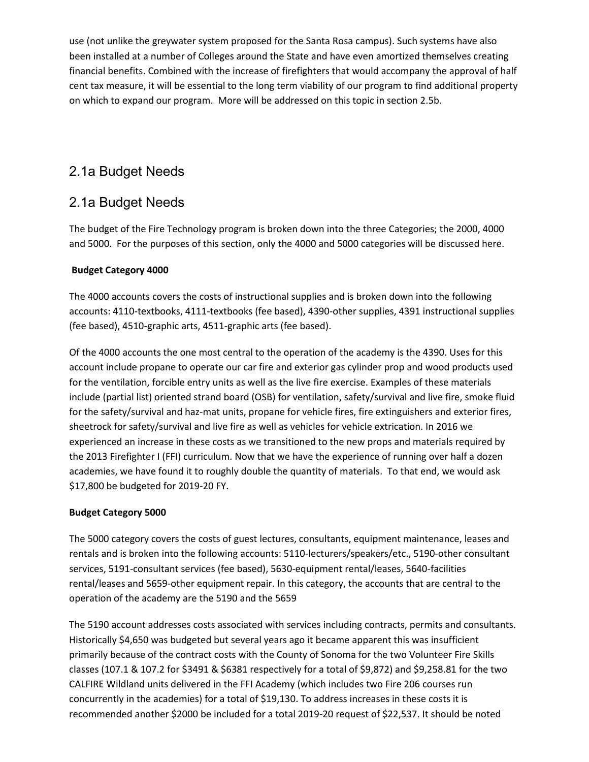use (not unlike the greywater system proposed for the Santa Rosa campus). Such systems have also been installed at a number of Colleges around the State and have even amortized themselves creating financial benefits. Combined with the increase of firefighters that would accompany the approval of half cent tax measure, it will be essential to the long term viability of our program to find additional property on which to expand our program. More will be addressed on this topic in section 2.5b.

## 2.1a Budget Needs

## 2.1a Budget Needs

The budget of the Fire Technology program is broken down into the three Categories; the 2000, 4000 and 5000. For the purposes of this section, only the 4000 and 5000 categories will be discussed here.

**Budget Category 4000**

The 4000 accounts covers the costs of instructional supplies and is broken down into the following accounts: 4110-textbooks, 4111-textbooks (fee based), 4390-other supplies, 4391 instructional supplies (fee based), 4510-graphic arts, 4511-graphic arts (fee based).

Of the 4000 accounts the one most central to the operation of the academy is the 4390. Uses for this account include propane to operate our car fire and exterior gas cylinder prop and wood products used for the ventilation, forcible entry units as well as the live fire exercise. Examples of these materials include (partial list) oriented strand board (OSB) for ventilation, safety/survival and live fire, smoke fluid for the safety/survival and haz-mat units, propane for vehicle fires, fire extinguishers and exterior fires, sheetrock for safety/survival and live fire as well as vehicles for vehicle extrication. In 2016 we experienced an increase in these costs as we transitioned to the new props and materials required by the 2013 Firefighter I (FFI) curriculum. Now that we have the experience of running over half a dozen academies, we have found it to roughly double the quantity of materials. To that end, we would ask $17,800 be budgeted for 2019-20 FY.

**Budget Category 5000**

The 5000 category covers the costs of guest lectures, consultants, equipment maintenance, leases and rentals and is broken into the following accounts: 5110-lecturers/speakers/etc., 5190-other consultant services, 5191-consultant services (fee based), 5630-equipment rental/leases, 5640-facilities rental/leases and 5659-other equipment repair. In this category, the accounts that are central to the operation of the academy are the 5190 and the 5659

The 5190 account addresses costs associated with services including contracts, permits and consultants. Historically $4,650 was budgeted but several years ago it became apparent this was insufficient primarily because of the contract costs with the County of Sonoma for the two Volunteer Fire Skills classes (107.1 & 107.2 for $3491 & $6381 respectively for a total of $9,872) and $9,258.81 for the two CALFIRE Wildland units delivered in the FFI Academy (which includes two Fire 206 courses run concurrently in the academies) for a total of $19,130. To address increases in these costs it is recommended another $2000 be included for a total 2019-20 request of $22,537. It should be noted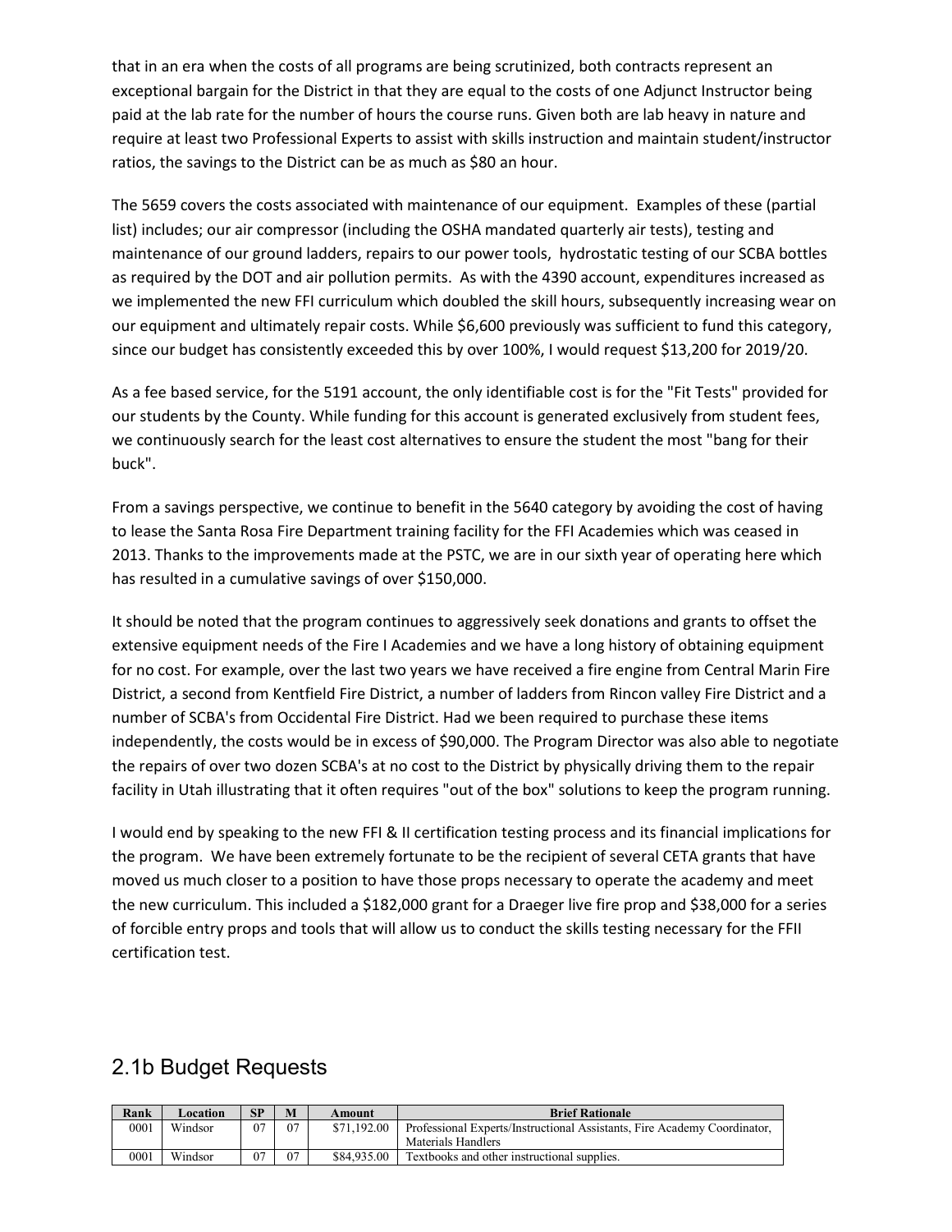that in an era when the costs of all programs are being scrutinized, both contracts represent an exceptional bargain for the District in that they are equal to the costs of one Adjunct Instructor being paid at the lab rate for the number of hours the course runs. Given both are lab heavy in nature and require at least two Professional Experts to assist with skills instruction and maintain student/instructor ratios, the savings to the District can be as much as $80 an hour.

The 5659 covers the costs associated with maintenance of our equipment. Examples of these (partial list) includes; our air compressor (including the OSHA mandated quarterly air tests), testing and maintenance of our ground ladders, repairs to our power tools, hydrostatic testing of our SCBA bottles as required by the DOT and air pollution permits. As with the 4390 account, expenditures increased as we implemented the new FFI curriculum which doubled the skill hours, subsequently increasing wear on our equipment and ultimately repair costs. While $6,600 previously was sufficient to fund this category, since our budget has consistently exceeded this by over 100%, I would request $13,200 for 2019/20.

As a fee based service, for the 5191 account, the only identifiable cost is for the "Fit Tests" provided for our students by the County. While funding for this account is generated exclusively from student fees, we continuously search for the least cost alternatives to ensure the student the most "bang for their buck".

From a savings perspective, we continue to benefit in the 5640 category by avoiding the cost of having to lease the Santa Rosa Fire Department training facility for the FFI Academies which was ceased in 2013. Thanks to the improvements made at the PSTC, we are in our sixth year of operating here which has resulted in a cumulative savings of over $150,000.

It should be noted that the program continues to aggressively seek donations and grants to offset the extensive equipment needs of the Fire I Academies and we have a long history of obtaining equipment for no cost. For example, over the last two years we have received a fire engine from Central Marin Fire District, a second from Kentfield Fire District, a number of ladders from Rincon valley Fire District and a number of SCBA's from Occidental Fire District. Had we been required to purchase these items independently, the costs would be in excess of $90,000. The Program Director was also able to negotiate the repairs of over two dozen SCBA's at no cost to the District by physically driving them to the repair facility in Utah illustrating that it often requires "out of the box" solutions to keep the program running.

I would end by speaking to the new FFI & II certification testing process and its financial implications for the program. We have been extremely fortunate to be the recipient of several CETA grants that have moved us much closer to a position to have those props necessary to operate the academy and meet the new curriculum. This included a $182,000 grant for a Draeger live fire prop and $38,000 for a series of forcible entry props and tools that will allow us to conduct the skills testing necessary for the FFII certification test.

## 2.1b Budget Requests

| Rank | Location | SP | M | Amount | Brief Rationale |
|---|---|---|---|---|---|
| 0001 | Windsor | 07 | 07 | $71,192.00 | Professional Experts/Instructional Assistants, Fire Academy Coordinator, Materials Handlers |
| 0001 | Windsor | 07 | 07 | $84,935.00 | Textbooks and other instructional supplies. |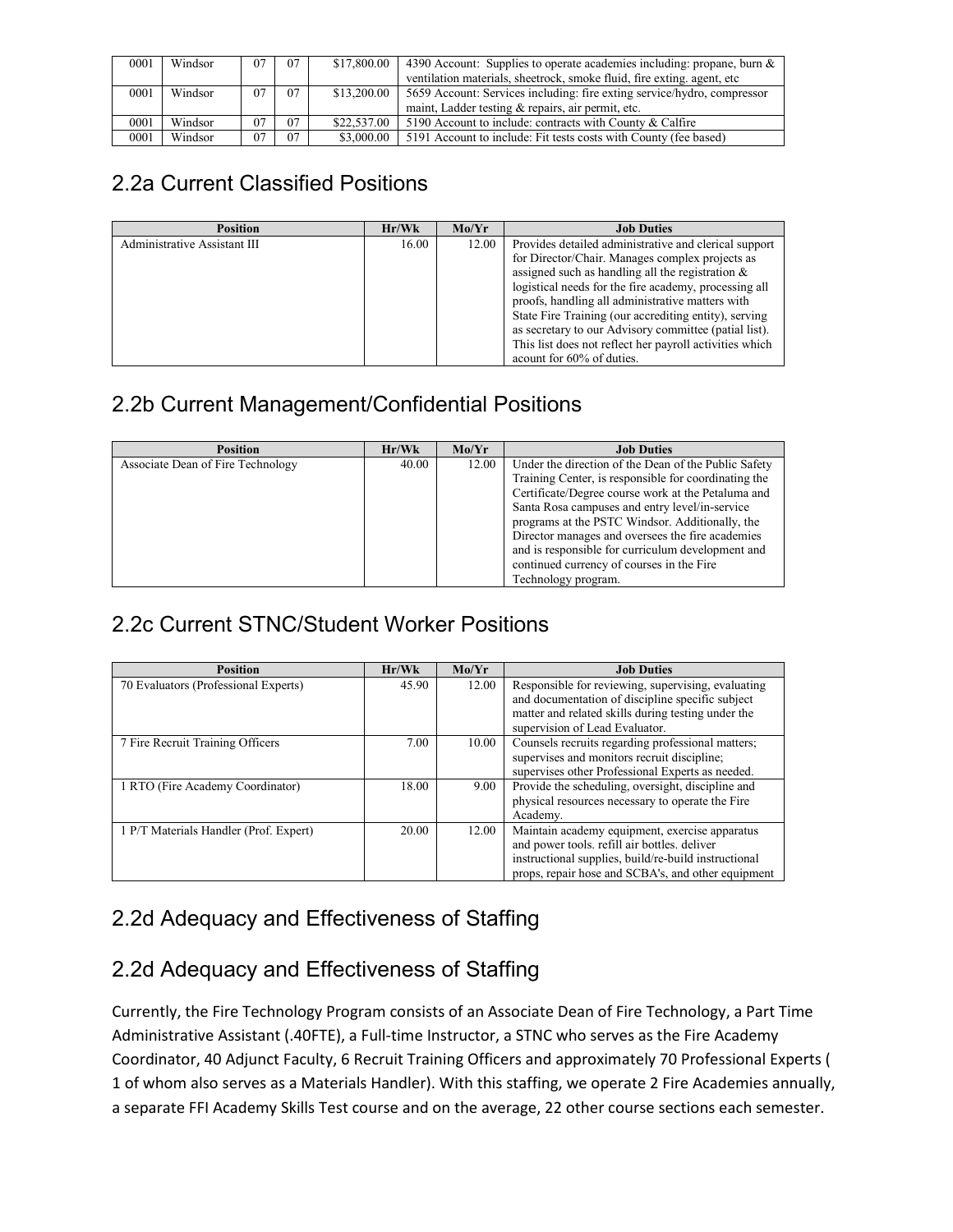| 0001 | Windsor | 07 | 07 | $17,800.00 | 4390 Account: Supplies to operate academies including: propane, burn & ventilation materials, sheetrock, smoke fluid, fire exting. agent, etc |
|---|---|---|---|---|---|
| 0001 | Windsor | 07 | 07 | $13,200.00 | 5659 Account: Services including: fire exting service/hydro, compressor maint, Ladder testing & repairs, air permit, etc. |
| 0001 | Windsor | 07 | 07 | $22,537.00 | 5190 Account to include: contracts with County & Calfire |
| 0001 | Windsor | 07 | 07 | $3,000.00 | 5191 Account to include: Fit tests costs with County (fee based) |

## 2.2a Current Classified Positions

| Position | Hr/Wk | Mo/Yr | Job Duties |
|---|---|---|---|
| Administrative Assistant III | 16.00 | 12.00 | Provides detailed administrative and clerical support for Director/Chair. Manages complex projects as assigned such as handling all the registration & logistical needs for the fire academy, processing all proofs, handling all administrative matters with State Fire Training (our accrediting entity), serving as secretary to our Advisory committee (patial list). This list does not reflect her payroll activities which acount for 60% of duties. |

## 2.2b Current Management/Confidential Positions

| Position | Hr/Wk | Mo/Yr | Job Duties |
|---|---|---|---|
| Associate Dean of Fire Technology | 40.00 | 12.00 | Under the direction of the Dean of the Public Safety Training Center, is responsible for coordinating the Certificate/Degree course work at the Petaluma and Santa Rosa campuses and entry level/in-service programs at the PSTC Windsor. Additionally, the Director manages and oversees the fire academies and is responsible for curriculum development and continued currency of courses in the Fire Technology program. |

## 2.2c Current STNC/Student Worker Positions

| Position | Hr/Wk | Mo/Yr | Job Duties |
|---|---|---|---|
| 70 Evaluators (Professional Experts) | 45.90 | 12.00 | Responsible for reviewing, supervising, evaluating and documentation of discipline specific subject matter and related skills during testing under the supervision of Lead Evaluator. |
| 7 Fire Recruit Training Officers | 7.00 | 10.00 | Counsels recruits regarding professional matters; supervises and monitors recruit discipline; supervises other Professional Experts as needed. |
| 1 RTO (Fire Academy Coordinator) | 18.00 | 9.00 | Provide the scheduling, oversight, discipline and physical resources necessary to operate the Fire Academy. |
| 1 P/T Materials Handler (Prof. Expert) | 20.00 | 12.00 | Maintain academy equipment, exercise apparatus and power tools. refill air bottles. deliver instructional supplies, build/re-build instructional props, repair hose and SCBA's, and other equipment |

## 2.2d Adequacy and Effectiveness of Staffing

## 2.2d Adequacy and Effectiveness of Staffing

Currently, the Fire Technology Program consists of an Associate Dean of Fire Technology, a Part Time Administrative Assistant (.40FTE), a Full-time Instructor, a STNC who serves as the Fire Academy Coordinator, 40 Adjunct Faculty, 6 Recruit Training Officers and approximately 70 Professional Experts ( 1 of whom also serves as a Materials Handler). With this staffing, we operate 2 Fire Academies annually, a separate FFI Academy Skills Test course and on the average, 22 other course sections each semester.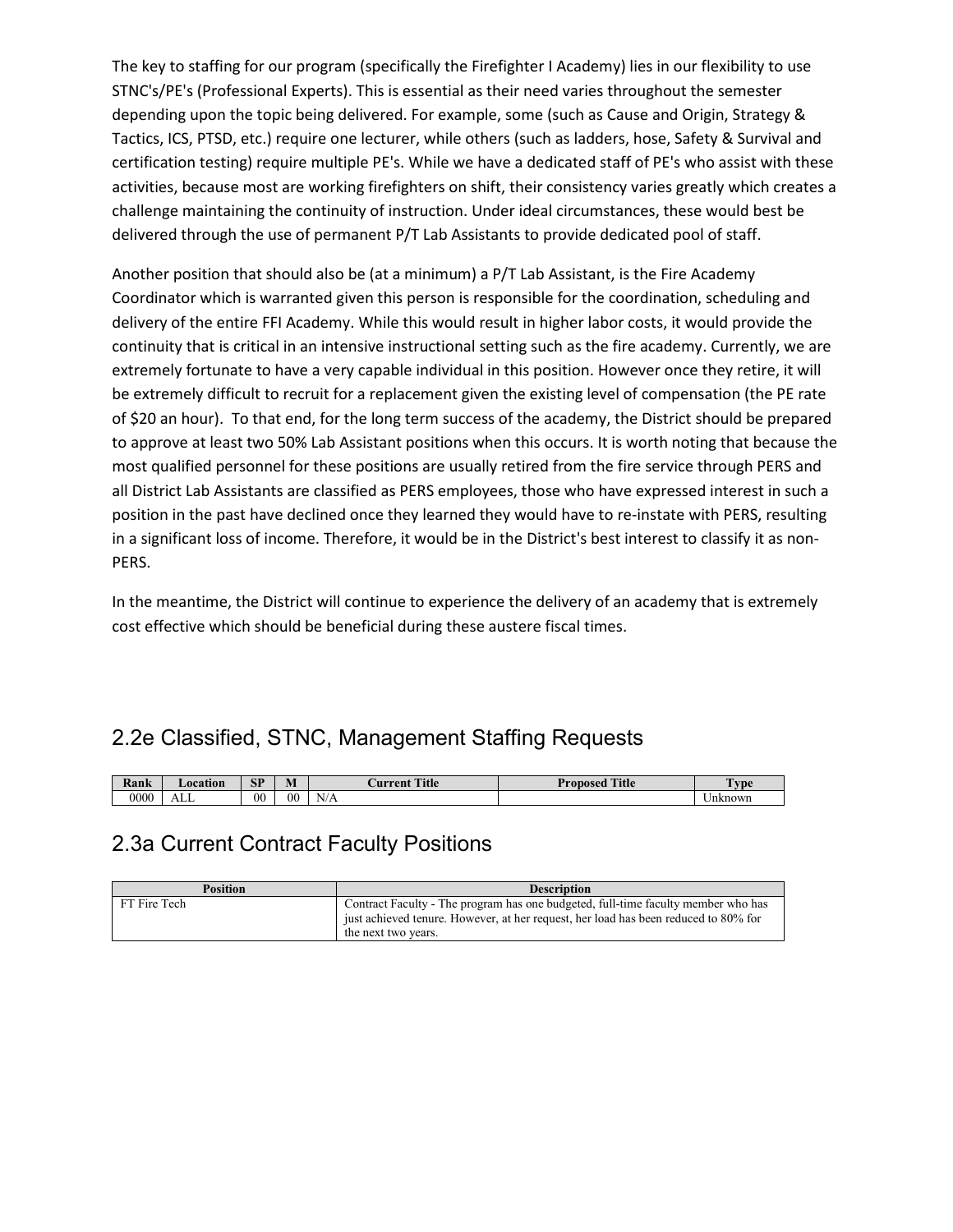The key to staffing for our program (specifically the Firefighter I Academy) lies in our flexibility to use STNC's/PE's (Professional Experts). This is essential as their need varies throughout the semester depending upon the topic being delivered. For example, some (such as Cause and Origin, Strategy & Tactics, ICS, PTSD, etc.) require one lecturer, while others (such as ladders, hose, Safety & Survival and certification testing) require multiple PE's. While we have a dedicated staff of PE's who assist with these activities, because most are working firefighters on shift, their consistency varies greatly which creates a challenge maintaining the continuity of instruction. Under ideal circumstances, these would best be delivered through the use of permanent P/T Lab Assistants to provide dedicated pool of staff.

Another position that should also be (at a minimum) a P/T Lab Assistant, is the Fire Academy Coordinator which is warranted given this person is responsible for the coordination, scheduling and delivery of the entire FFI Academy. While this would result in higher labor costs, it would provide the continuity that is critical in an intensive instructional setting such as the fire academy. Currently, we are extremely fortunate to have a very capable individual in this position. However once they retire, it will be extremely difficult to recruit for a replacement given the existing level of compensation (the PE rate of $20 an hour). To that end, for the long term success of the academy, the District should be prepared to approve at least two 50% Lab Assistant positions when this occurs. It is worth noting that because the most qualified personnel for these positions are usually retired from the fire service through PERS and all District Lab Assistants are classified as PERS employees, those who have expressed interest in such a position in the past have declined once they learned they would have to re-instate with PERS, resulting in a significant loss of income. Therefore, it would be in the District's best interest to classify it as non-PERS.

In the meantime, the District will continue to experience the delivery of an academy that is extremely cost effective which should be beneficial during these austere fiscal times.

## 2.2e Classified, STNC, Management Staffing Requests

| Rank | Location | SP | M | Current Title | Proposed Title | Type |
|---|---|---|---|---|---|---|
| 0000 | ALL | 00 | 00 | N/A | | Unknown |

## 2.3a Current Contract Faculty Positions

| Position | Description |
|---|---|
| FT Fire Tech | Contract Faculty - The program has one budgeted, full-time faculty member who has just achieved tenure. However, at her request, her load has been reduced to 80% for the next two years. |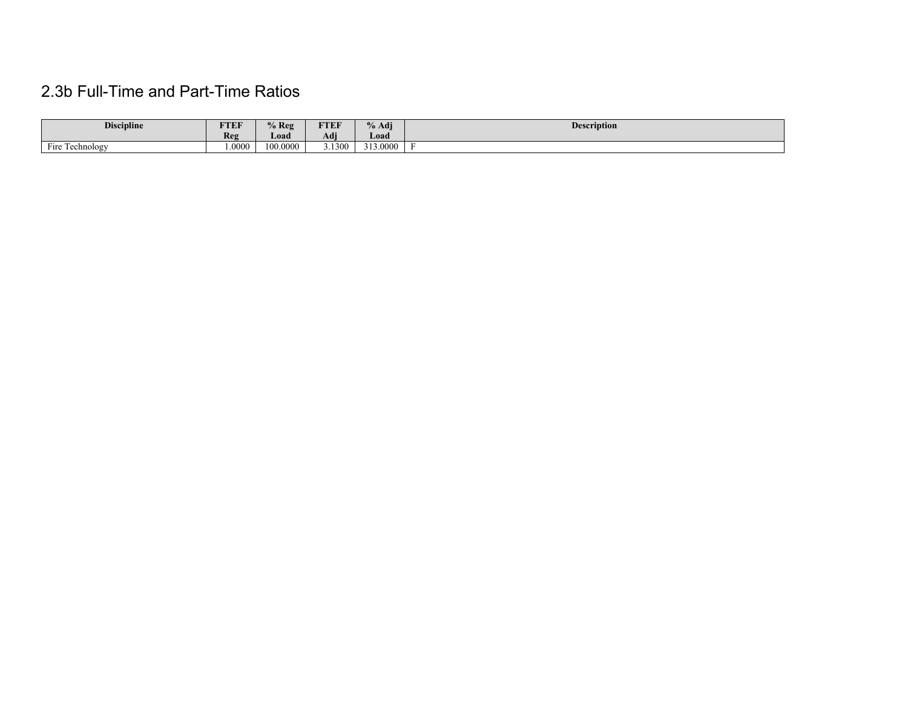## 2.3b Full-Time and Part-Time Ratios

| Discipline | FTEF Reg | % Reg Load | FTEF Adj | % Adj Load | Description |
|---|---|---|---|---|---|
| Fire Technology | 1.0000 | 100.0000 | 3.1300 | 313.0000 | F |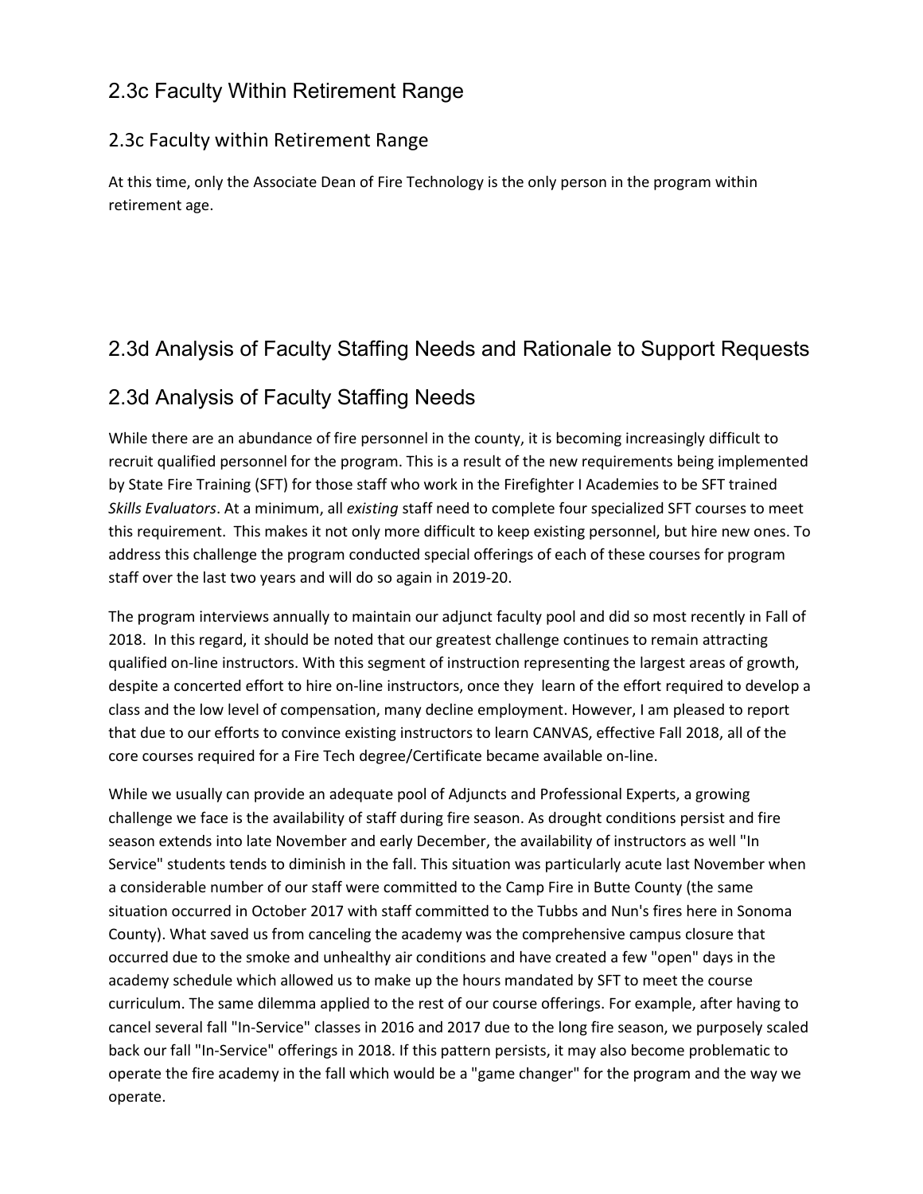## 2.3c Faculty Within Retirement Range

### 2.3c Faculty within Retirement Range

At this time, only the Associate Dean of Fire Technology is the only person in the program within retirement age.

## 2.3d Analysis of Faculty Staffing Needs and Rationale to Support Requests

## 2.3d Analysis of Faculty Staffing Needs

While there are an abundance of fire personnel in the county, it is becoming increasingly difficult to recruit qualified personnel for the program. This is a result of the new requirements being implemented by State Fire Training (SFT) for those staff who work in the Firefighter I Academies to be SFT trained *Skills Evaluators*. At a minimum, all *existing* staff need to complete four specialized SFT courses to meet this requirement. This makes it not only more difficult to keep existing personnel, but hire new ones. To address this challenge the program conducted special offerings of each of these courses for program staff over the last two years and will do so again in 2019-20.

The program interviews annually to maintain our adjunct faculty pool and did so most recently in Fall of 2018. In this regard, it should be noted that our greatest challenge continues to remain attracting qualified on-line instructors. With this segment of instruction representing the largest areas of growth, despite a concerted effort to hire on-line instructors, once they learn of the effort required to develop a class and the low level of compensation, many decline employment. However, I am pleased to report that due to our efforts to convince existing instructors to learn CANVAS, effective Fall 2018, all of the core courses required for a Fire Tech degree/Certificate became available on-line.

While we usually can provide an adequate pool of Adjuncts and Professional Experts, a growing challenge we face is the availability of staff during fire season. As drought conditions persist and fire season extends into late November and early December, the availability of instructors as well "In Service" students tends to diminish in the fall. This situation was particularly acute last November when a considerable number of our staff were committed to the Camp Fire in Butte County (the same situation occurred in October 2017 with staff committed to the Tubbs and Nun's fires here in Sonoma County). What saved us from canceling the academy was the comprehensive campus closure that occurred due to the smoke and unhealthy air conditions and have created a few "open" days in the academy schedule which allowed us to make up the hours mandated by SFT to meet the course curriculum. The same dilemma applied to the rest of our course offerings. For example, after having to cancel several fall "In-Service" classes in 2016 and 2017 due to the long fire season, we purposely scaled back our fall "In-Service" offerings in 2018. If this pattern persists, it may also become problematic to operate the fire academy in the fall which would be a "game changer" for the program and the way we operate.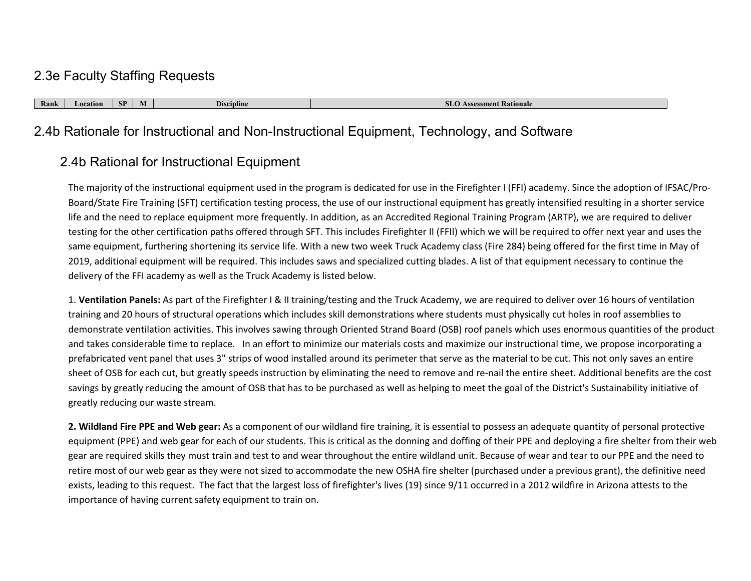## 2.3e Faculty Staffing Requests

| Rank | Location | SP | M | Discipline | SLO Assessment Rationale |
| --- | --- | --- | --- | --- | --- |

## 2.4b Rationale for Instructional and Non-Instructional Equipment, Technology, and Software

### 2.4b Rational for Instructional Equipment

The majority of the instructional equipment used in the program is dedicated for use in the Firefighter I (FFI) academy. Since the adoption of IFSAC/Pro-Board/State Fire Training (SFT) certification testing process, the use of our instructional equipment has greatly intensified resulting in a shorter service life and the need to replace equipment more frequently. In addition, as an Accredited Regional Training Program (ARTP), we are required to deliver testing for the other certification paths offered through SFT. This includes Firefighter II (FFII) which we will be required to offer next year and uses the same equipment, furthering shortening its service life. With a new two week Truck Academy class (Fire 284) being offered for the first time in May of 2019, additional equipment will be required. This includes saws and specialized cutting blades. A list of that equipment necessary to continue the delivery of the FFI academy as well as the Truck Academy is listed below.

1. **Ventilation Panels:** As part of the Firefighter I & II training/testing and the Truck Academy, we are required to deliver over 16 hours of ventilation training and 20 hours of structural operations which includes skill demonstrations where students must physically cut holes in roof assemblies to demonstrate ventilation activities. This involves sawing through Oriented Strand Board (OSB) roof panels which uses enormous quantities of the product and takes considerable time to replace. In an effort to minimize our materials costs and maximize our instructional time, we propose incorporating a prefabricated vent panel that uses 3" strips of wood installed around its perimeter that serve as the material to be cut. This not only saves an entire sheet of OSB for each cut, but greatly speeds instruction by eliminating the need to remove and re-nail the entire sheet. Additional benefits are the cost savings by greatly reducing the amount of OSB that has to be purchased as well as helping to meet the goal of the District's Sustainability initiative of greatly reducing our waste stream.

**2. Wildland Fire PPE and Web gear:** As a component of our wildland fire training, it is essential to possess an adequate quantity of personal protective equipment (PPE) and web gear for each of our students. This is critical as the donning and doffing of their PPE and deploying a fire shelter from their web gear are required skills they must train and test to and wear throughout the entire wildland unit. Because of wear and tear to our PPE and the need to retire most of our web gear as they were not sized to accommodate the new OSHA fire shelter (purchased under a previous grant), the definitive need exists, leading to this request. The fact that the largest loss of firefighter's lives (19) since 9/11 occurred in a 2012 wildfire in Arizona attests to the importance of having current safety equipment to train on.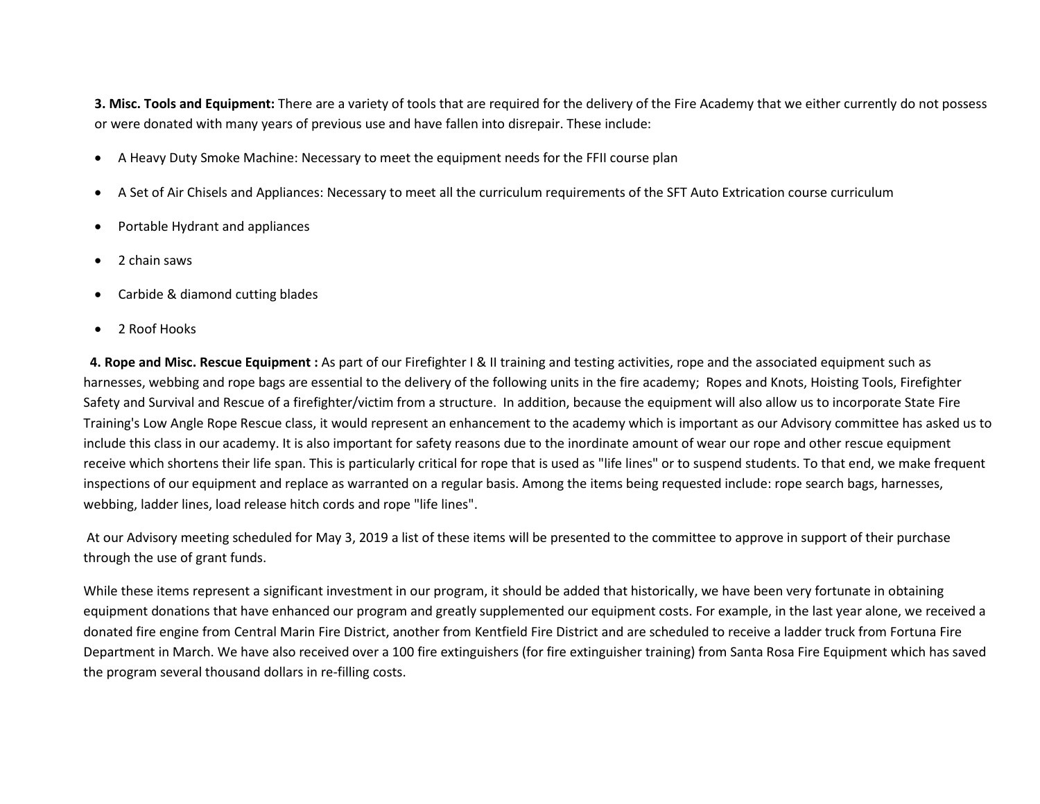**3. Misc. Tools and Equipment:** There are a variety of tools that are required for the delivery of the Fire Academy that we either currently do not possess or were donated with many years of previous use and have fallen into disrepair. These include:

- A Heavy Duty Smoke Machine: Necessary to meet the equipment needs for the FFII course plan
- A Set of Air Chisels and Appliances: Necessary to meet all the curriculum requirements of the SFT Auto Extrication course curriculum
- Portable Hydrant and appliances
- 2 chain saws
- Carbide & diamond cutting blades
- 2 Roof Hooks

**4. Rope and Misc. Rescue Equipment :** As part of our Firefighter I & II training and testing activities, rope and the associated equipment such as harnesses, webbing and rope bags are essential to the delivery of the following units in the fire academy; Ropes and Knots, Hoisting Tools, Firefighter Safety and Survival and Rescue of a firefighter/victim from a structure. In addition, because the equipment will also allow us to incorporate State Fire Training's Low Angle Rope Rescue class, it would represent an enhancement to the academy which is important as our Advisory committee has asked us to include this class in our academy. It is also important for safety reasons due to the inordinate amount of wear our rope and other rescue equipment receive which shortens their life span. This is particularly critical for rope that is used as "life lines" or to suspend students. To that end, we make frequent inspections of our equipment and replace as warranted on a regular basis. Among the items being requested include: rope search bags, harnesses, webbing, ladder lines, load release hitch cords and rope "life lines".

At our Advisory meeting scheduled for May 3, 2019 a list of these items will be presented to the committee to approve in support of their purchase through the use of grant funds.

While these items represent a significant investment in our program, it should be added that historically, we have been very fortunate in obtaining equipment donations that have enhanced our program and greatly supplemented our equipment costs. For example, in the last year alone, we received a donated fire engine from Central Marin Fire District, another from Kentfield Fire District and are scheduled to receive a ladder truck from Fortuna Fire Department in March. We have also received over a 100 fire extinguishers (for fire extinguisher training) from Santa Rosa Fire Equipment which has saved the program several thousand dollars in re-filling costs.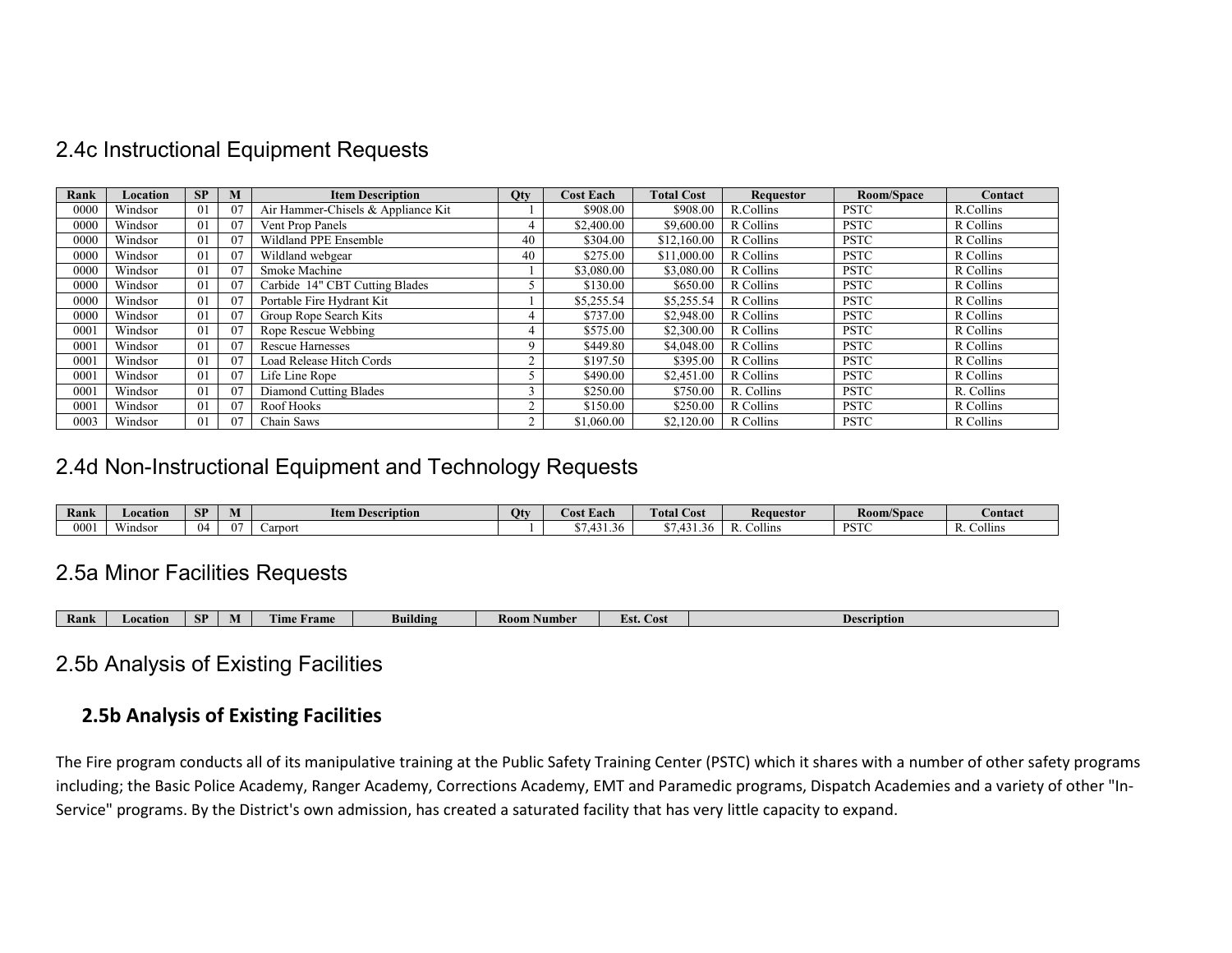## 2.4c Instructional Equipment Requests

| Rank | Location | SP | M | Item Description | Qty | Cost Each | Total Cost | Requestor | Room/Space | Contact |
|---|---|---|---|---|---|---|---|---|---|---|
| 0000 | Windsor | 01 | 07 | Air Hammer-Chisels & Appliance Kit | 1 | $908.00 | $908.00 | R.Collins | PSTC | R.Collins |
| 0000 | Windsor | 01 | 07 | Vent Prop Panels | 4 | $2,400.00 | $9,600.00 | R Collins | PSTC | R Collins |
| 0000 | Windsor | 01 | 07 | Wildland PPE Ensemble | 40 | $304.00 | $12,160.00 | R Collins | PSTC | R Collins |
| 0000 | Windsor | 01 | 07 | Wildland webgear | 40 | $275.00 | $11,000.00 | R Collins | PSTC | R Collins |
| 0000 | Windsor | 01 | 07 | Smoke Machine | 1 | $3,080.00 | $3,080.00 | R Collins | PSTC | R Collins |
| 0000 | Windsor | 01 | 07 | Carbide 14" CBT Cutting Blades | 5 | $130.00 | $650.00 | R Collins | PSTC | R Collins |
| 0000 | Windsor | 01 | 07 | Portable Fire Hydrant Kit | 1 | $5,255.54 | $5,255.54 | R Collins | PSTC | R Collins |
| 0000 | Windsor | 01 | 07 | Group Rope Search Kits | 4 | $737.00 | $2,948.00 | R Collins | PSTC | R Collins |
| 0001 | Windsor | 01 | 07 | Rope Rescue Webbing | 4 | $575.00 | $2,300.00 | R Collins | PSTC | R Collins |
| 0001 | Windsor | 01 | 07 | Rescue Harnesses | 9 | $449.80 | $4,048.00 | R Collins | PSTC | R Collins |
| 0001 | Windsor | 01 | 07 | Load Release Hitch Cords | 2 | $197.50 | $395.00 | R Collins | PSTC | R Collins |
| 0001 | Windsor | 01 | 07 | Life Line Rope | 5 | $490.00 | $2,451.00 | R Collins | PSTC | R Collins |
| 0001 | Windsor | 01 | 07 | Diamond Cutting Blades | 3 | $250.00 | $750.00 | R. Collins | PSTC | R. Collins |
| 0001 | Windsor | 01 | 07 | Roof Hooks | 2 | $150.00 | $250.00 | R Collins | PSTC | R Collins |
| 0003 | Windsor | 01 | 07 | Chain Saws | 2 | $1,060.00 | $2,120.00 | R Collins | PSTC | R Collins |

## 2.4d Non-Instructional Equipment and Technology Requests

| Rank | Location | SP | M | Item Description | Qty | Cost Each | Total Cost | Requestor | Room/Space | Contact |
|---|---|---|---|---|---|---|---|---|---|---|
| 0001 | Windsor | 04 | 07 | Carport | 1 | $7,431.36 | $7,431.36 | R. Collins | PSTC | R. Collins |

## 2.5a Minor Facilities Requests

| Rank | Location | SP | M | Time Frame | Building | Room Number | Est. Cost | Description |
|---|---|---|---|---|---|---|---|---|

## 2.5b Analysis of Existing Facilities

### 2.5b Analysis of Existing Facilities

The Fire program conducts all of its manipulative training at the Public Safety Training Center (PSTC) which it shares with a number of other safety programs including; the Basic Police Academy, Ranger Academy, Corrections Academy, EMT and Paramedic programs, Dispatch Academies and a variety of other "In-Service" programs. By the District's own admission, has created a saturated facility that has very little capacity to expand.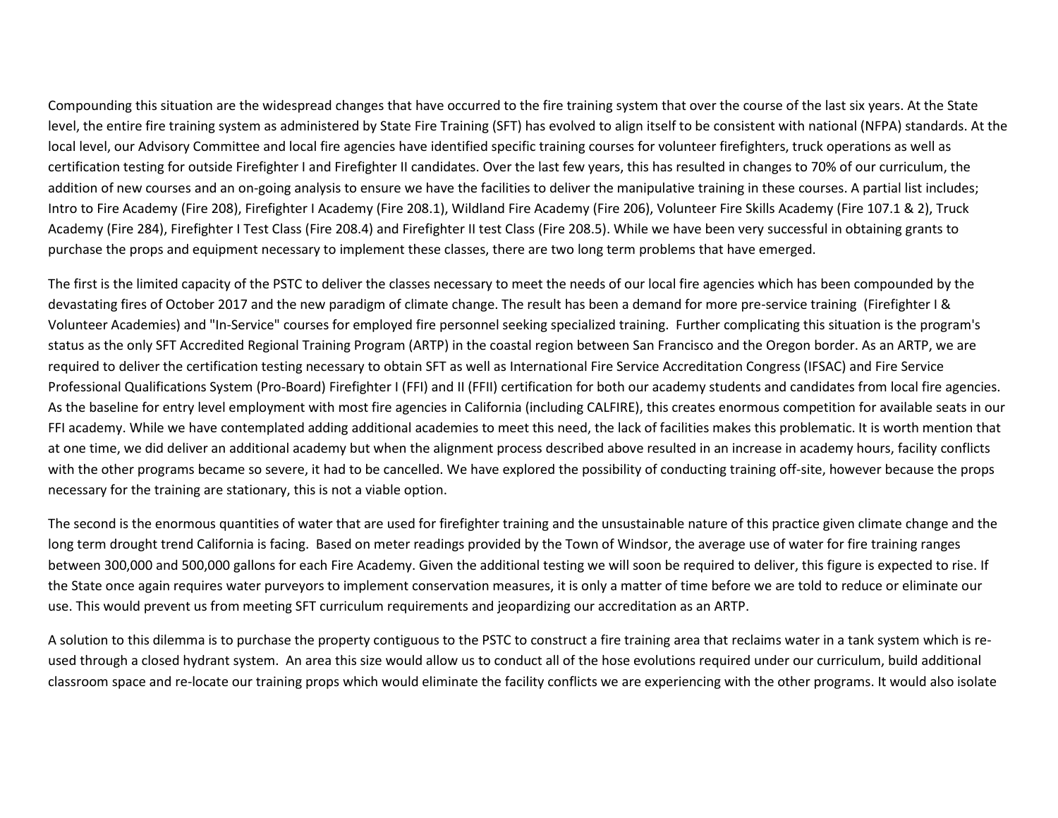Compounding this situation are the widespread changes that have occurred to the fire training system that over the course of the last six years. At the State level, the entire fire training system as administered by State Fire Training (SFT) has evolved to align itself to be consistent with national (NFPA) standards. At the local level, our Advisory Committee and local fire agencies have identified specific training courses for volunteer firefighters, truck operations as well as certification testing for outside Firefighter I and Firefighter II candidates. Over the last few years, this has resulted in changes to 70% of our curriculum, the addition of new courses and an on-going analysis to ensure we have the facilities to deliver the manipulative training in these courses. A partial list includes; Intro to Fire Academy (Fire 208), Firefighter I Academy (Fire 208.1), Wildland Fire Academy (Fire 206), Volunteer Fire Skills Academy (Fire 107.1 & 2), Truck Academy (Fire 284), Firefighter I Test Class (Fire 208.4) and Firefighter II test Class (Fire 208.5). While we have been very successful in obtaining grants to purchase the props and equipment necessary to implement these classes, there are two long term problems that have emerged.

The first is the limited capacity of the PSTC to deliver the classes necessary to meet the needs of our local fire agencies which has been compounded by the devastating fires of October 2017 and the new paradigm of climate change. The result has been a demand for more pre-service training (Firefighter I & Volunteer Academies) and "In-Service" courses for employed fire personnel seeking specialized training. Further complicating this situation is the program's status as the only SFT Accredited Regional Training Program (ARTP) in the coastal region between San Francisco and the Oregon border. As an ARTP, we are required to deliver the certification testing necessary to obtain SFT as well as International Fire Service Accreditation Congress (IFSAC) and Fire Service Professional Qualifications System (Pro-Board) Firefighter I (FFI) and II (FFII) certification for both our academy students and candidates from local fire agencies. As the baseline for entry level employment with most fire agencies in California (including CALFIRE), this creates enormous competition for available seats in our FFI academy. While we have contemplated adding additional academies to meet this need, the lack of facilities makes this problematic. It is worth mention that at one time, we did deliver an additional academy but when the alignment process described above resulted in an increase in academy hours, facility conflicts with the other programs became so severe, it had to be cancelled. We have explored the possibility of conducting training off-site, however because the props necessary for the training are stationary, this is not a viable option.

The second is the enormous quantities of water that are used for firefighter training and the unsustainable nature of this practice given climate change and the long term drought trend California is facing. Based on meter readings provided by the Town of Windsor, the average use of water for fire training ranges between 300,000 and 500,000 gallons for each Fire Academy. Given the additional testing we will soon be required to deliver, this figure is expected to rise. If the State once again requires water purveyors to implement conservation measures, it is only a matter of time before we are told to reduce or eliminate our use. This would prevent us from meeting SFT curriculum requirements and jeopardizing our accreditation as an ARTP.

A solution to this dilemma is to purchase the property contiguous to the PSTC to construct a fire training area that reclaims water in a tank system which is re-used through a closed hydrant system. An area this size would allow us to conduct all of the hose evolutions required under our curriculum, build additional classroom space and re-locate our training props which would eliminate the facility conflicts we are experiencing with the other programs. It would also isolate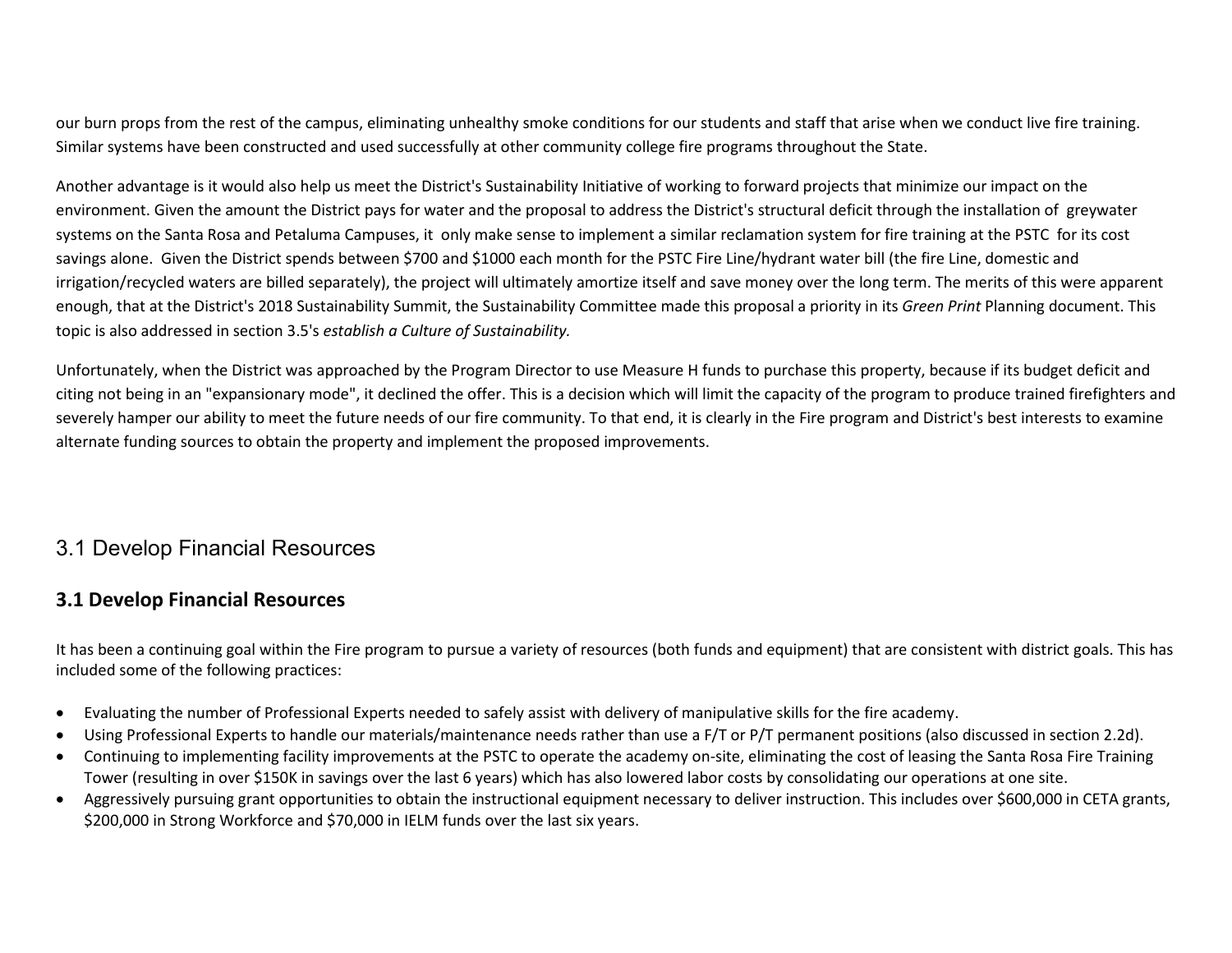our burn props from the rest of the campus, eliminating unhealthy smoke conditions for our students and staff that arise when we conduct live fire training. Similar systems have been constructed and used successfully at other community college fire programs throughout the State.

Another advantage is it would also help us meet the District's Sustainability Initiative of working to forward projects that minimize our impact on the environment. Given the amount the District pays for water and the proposal to address the District's structural deficit through the installation of greywater systems on the Santa Rosa and Petaluma Campuses, it only make sense to implement a similar reclamation system for fire training at the PSTC for its cost savings alone. Given the District spends between $700 and $1000 each month for the PSTC Fire Line/hydrant water bill (the fire Line, domestic and irrigation/recycled waters are billed separately), the project will ultimately amortize itself and save money over the long term. The merits of this were apparent enough, that at the District's 2018 Sustainability Summit, the Sustainability Committee made this proposal a priority in its *Green Print* Planning document. This topic is also addressed in section 3.5's *establish a Culture of Sustainability.*

Unfortunately, when the District was approached by the Program Director to use Measure H funds to purchase this property, because if its budget deficit and citing not being in an "expansionary mode", it declined the offer. This is a decision which will limit the capacity of the program to produce trained firefighters and severely hamper our ability to meet the future needs of our fire community. To that end, it is clearly in the Fire program and District's best interests to examine alternate funding sources to obtain the property and implement the proposed improvements.

## 3.1 Develop Financial Resources

### 3.1 Develop Financial Resources

It has been a continuing goal within the Fire program to pursue a variety of resources (both funds and equipment) that are consistent with district goals. This has included some of the following practices:

- Evaluating the number of Professional Experts needed to safely assist with delivery of manipulative skills for the fire academy.
- Using Professional Experts to handle our materials/maintenance needs rather than use a F/T or P/T permanent positions (also discussed in section 2.2d).
- Continuing to implementing facility improvements at the PSTC to operate the academy on-site, eliminating the cost of leasing the Santa Rosa Fire Training Tower (resulting in over $150K in savings over the last 6 years) which has also lowered labor costs by consolidating our operations at one site.
- Aggressively pursuing grant opportunities to obtain the instructional equipment necessary to deliver instruction. This includes over $600,000 in CETA grants, $200,000 in Strong Workforce and $70,000 in IELM funds over the last six years.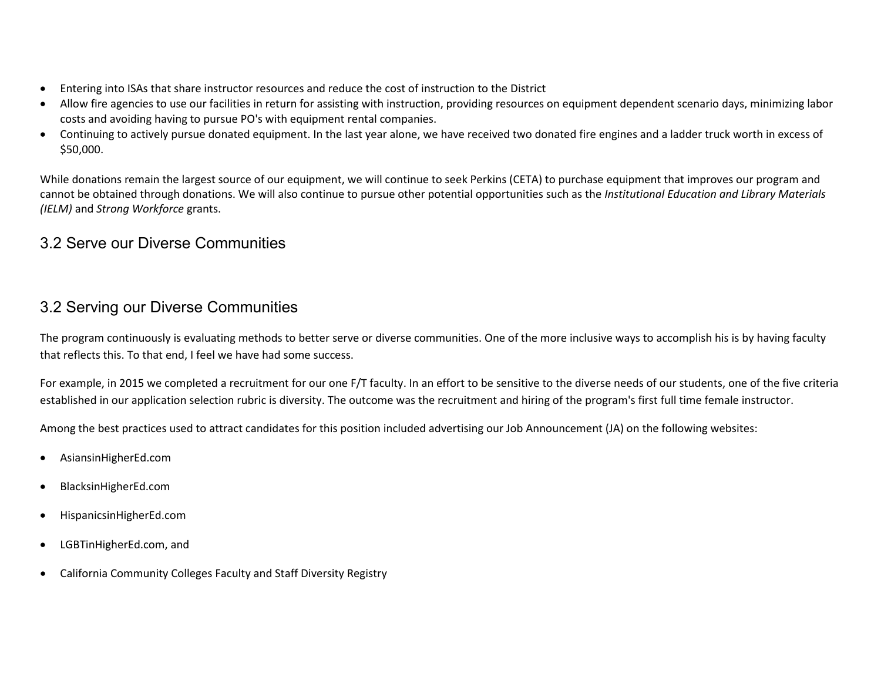- Entering into ISAs that share instructor resources and reduce the cost of instruction to the District
- Allow fire agencies to use our facilities in return for assisting with instruction, providing resources on equipment dependent scenario days, minimizing labor costs and avoiding having to pursue PO's with equipment rental companies.
- Continuing to actively pursue donated equipment. In the last year alone, we have received two donated fire engines and a ladder truck worth in excess of $50,000.

While donations remain the largest source of our equipment, we will continue to seek Perkins (CETA) to purchase equipment that improves our program and cannot be obtained through donations. We will also continue to pursue other potential opportunities such as the *Institutional Education and Library Materials (IELM)* and *Strong Workforce* grants.

## 3.2 Serve our Diverse Communities

## 3.2 Serving our Diverse Communities

The program continuously is evaluating methods to better serve or diverse communities. One of the more inclusive ways to accomplish his is by having faculty that reflects this. To that end, I feel we have had some success.

For example, in 2015 we completed a recruitment for our one F/T faculty. In an effort to be sensitive to the diverse needs of our students, one of the five criteria established in our application selection rubric is diversity. The outcome was the recruitment and hiring of the program's first full time female instructor.

Among the best practices used to attract candidates for this position included advertising our Job Announcement (JA) on the following websites:

- AsiansinHigherEd.com
- BlacksinHigherEd.com
- HispanicsinHigherEd.com
- LGBTinHigherEd.com, and
- California Community Colleges Faculty and Staff Diversity Registry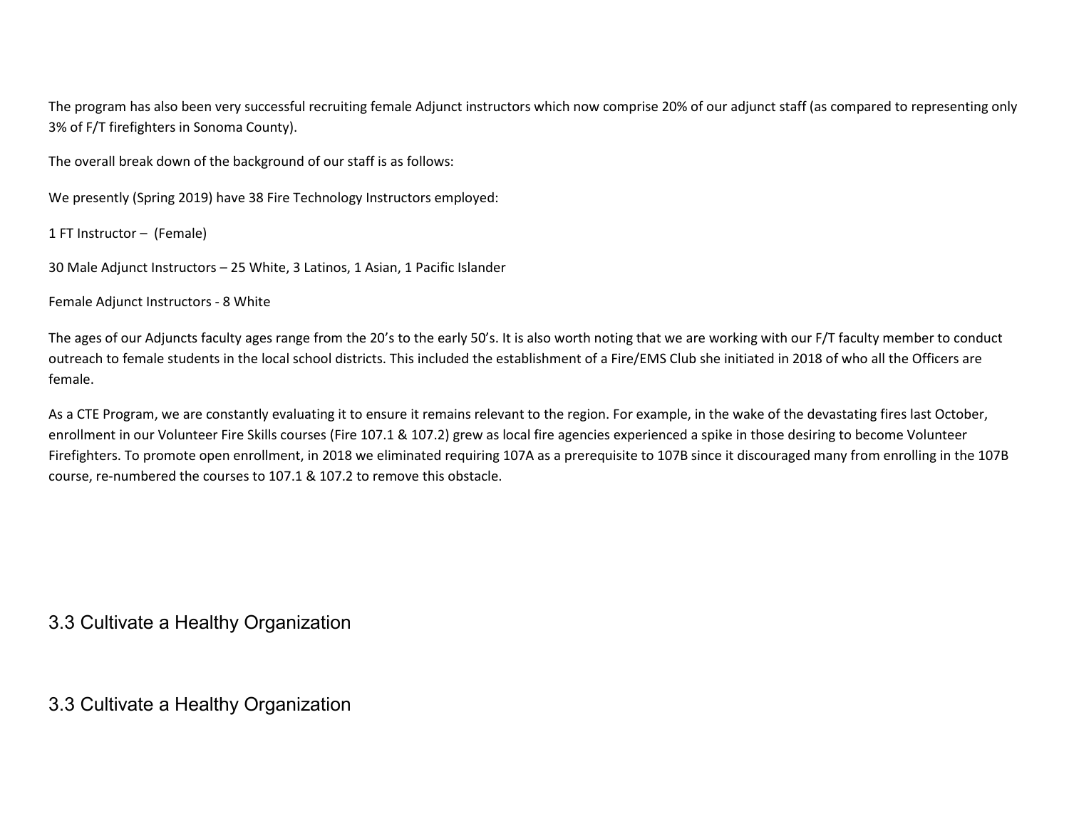The program has also been very successful recruiting female Adjunct instructors which now comprise 20% of our adjunct staff (as compared to representing only 3% of F/T firefighters in Sonoma County).

The overall break down of the background of our staff is as follows:

We presently (Spring 2019) have 38 Fire Technology Instructors employed:

1 FT Instructor – (Female)

30 Male Adjunct Instructors – 25 White, 3 Latinos, 1 Asian, 1 Pacific Islander

Female Adjunct Instructors - 8 White

The ages of our Adjuncts faculty ages range from the 20's to the early 50's. It is also worth noting that we are working with our F/T faculty member to conduct outreach to female students in the local school districts. This included the establishment of a Fire/EMS Club she initiated in 2018 of who all the Officers are female.

As a CTE Program, we are constantly evaluating it to ensure it remains relevant to the region. For example, in the wake of the devastating fires last October, enrollment in our Volunteer Fire Skills courses (Fire 107.1 & 107.2) grew as local fire agencies experienced a spike in those desiring to become Volunteer Firefighters. To promote open enrollment, in 2018 we eliminated requiring 107A as a prerequisite to 107B since it discouraged many from enrolling in the 107B course, re-numbered the courses to 107.1 & 107.2 to remove this obstacle.

## 3.3 Cultivate a Healthy Organization

## 3.3 Cultivate a Healthy Organization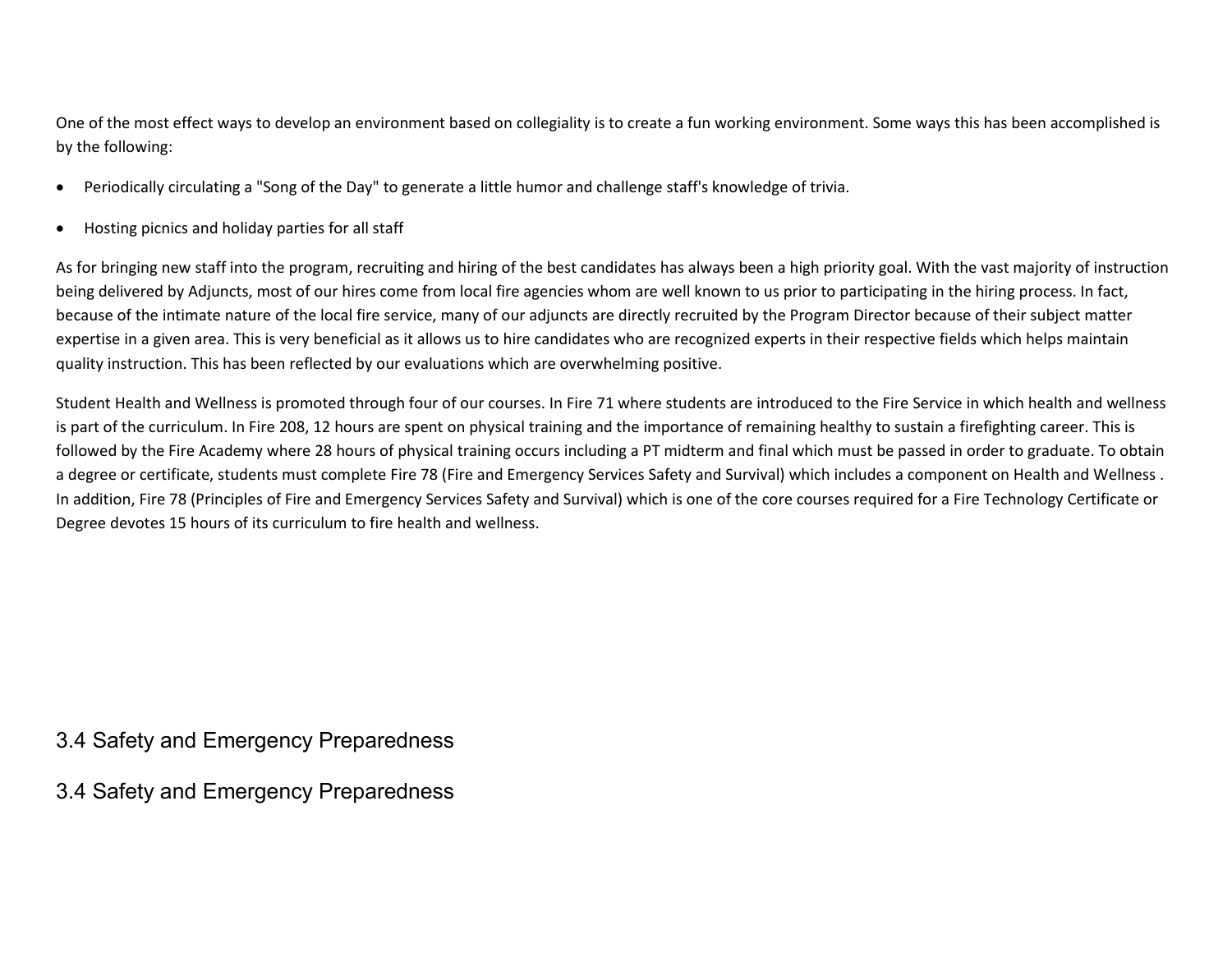One of the most effect ways to develop an environment based on collegiality is to create a fun working environment. Some ways this has been accomplished is by the following:

- Periodically circulating a "Song of the Day" to generate a little humor and challenge staff's knowledge of trivia.
- Hosting picnics and holiday parties for all staff

As for bringing new staff into the program, recruiting and hiring of the best candidates has always been a high priority goal. With the vast majority of instruction being delivered by Adjuncts, most of our hires come from local fire agencies whom are well known to us prior to participating in the hiring process. In fact, because of the intimate nature of the local fire service, many of our adjuncts are directly recruited by the Program Director because of their subject matter expertise in a given area. This is very beneficial as it allows us to hire candidates who are recognized experts in their respective fields which helps maintain quality instruction. This has been reflected by our evaluations which are overwhelming positive.

Student Health and Wellness is promoted through four of our courses. In Fire 71 where students are introduced to the Fire Service in which health and wellness is part of the curriculum. In Fire 208, 12 hours are spent on physical training and the importance of remaining healthy to sustain a firefighting career. This is followed by the Fire Academy where 28 hours of physical training occurs including a PT midterm and final which must be passed in order to graduate. To obtain a degree or certificate, students must complete Fire 78 (Fire and Emergency Services Safety and Survival) which includes a component on Health and Wellness . In addition, Fire 78 (Principles of Fire and Emergency Services Safety and Survival) which is one of the core courses required for a Fire Technology Certificate or Degree devotes 15 hours of its curriculum to fire health and wellness.

## 3.4 Safety and Emergency Preparedness

## 3.4 Safety and Emergency Preparedness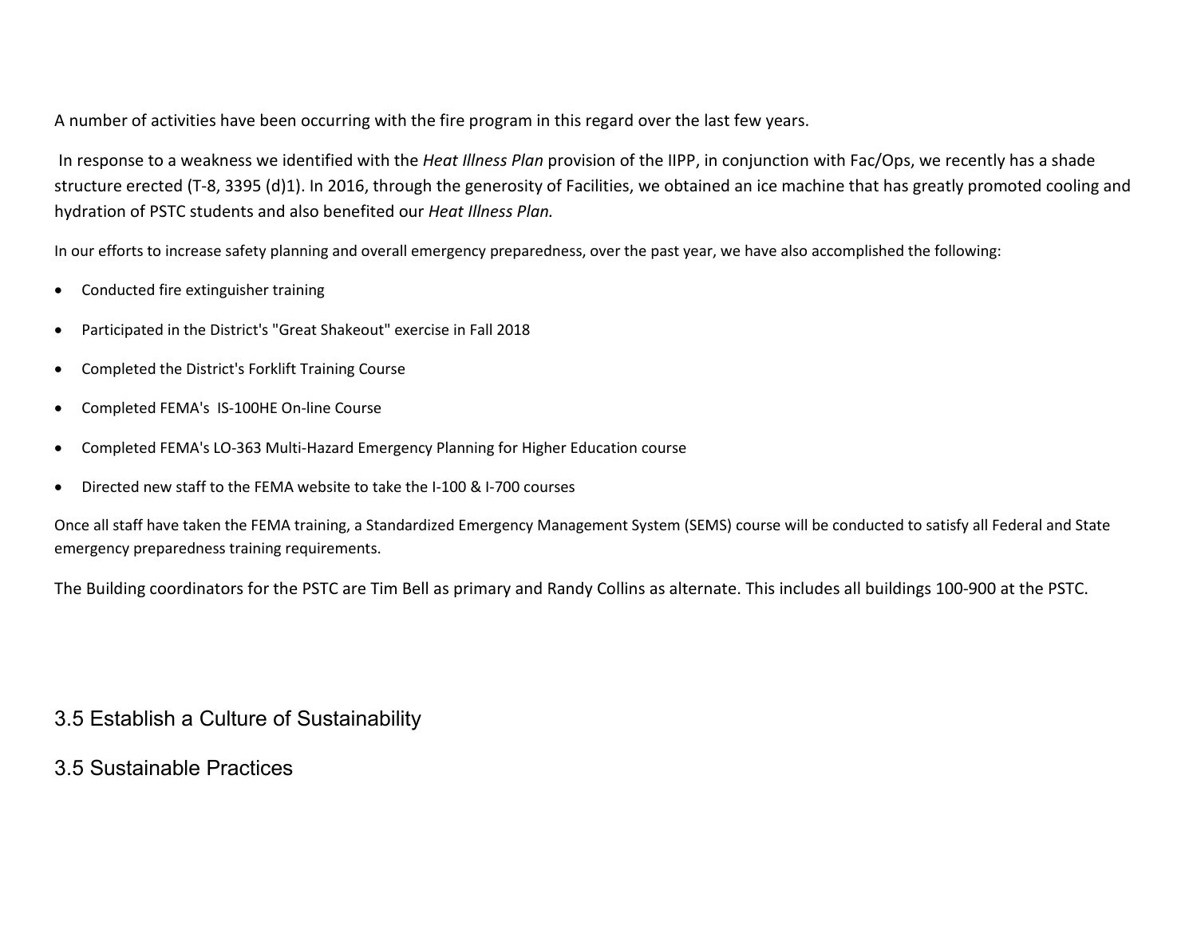A number of activities have been occurring with the fire program in this regard over the last few years.

In response to a weakness we identified with the *Heat Illness Plan* provision of the IIPP, in conjunction with Fac/Ops, we recently has a shade structure erected (T-8, 3395 (d)1). In 2016, through the generosity of Facilities, we obtained an ice machine that has greatly promoted cooling and hydration of PSTC students and also benefited our *Heat Illness Plan.*

In our efforts to increase safety planning and overall emergency preparedness, over the past year, we have also accomplished the following:

- Conducted fire extinguisher training
- Participated in the District's "Great Shakeout" exercise in Fall 2018
- Completed the District's Forklift Training Course
- Completed FEMA's IS-100HE On-line Course
- Completed FEMA's LO-363 Multi-Hazard Emergency Planning for Higher Education course
- Directed new staff to the FEMA website to take the I-100 & I-700 courses

Once all staff have taken the FEMA training, a Standardized Emergency Management System (SEMS) course will be conducted to satisfy all Federal and State emergency preparedness training requirements.

The Building coordinators for the PSTC are Tim Bell as primary and Randy Collins as alternate. This includes all buildings 100-900 at the PSTC.

## 3.5 Establish a Culture of Sustainability

## 3.5 Sustainable Practices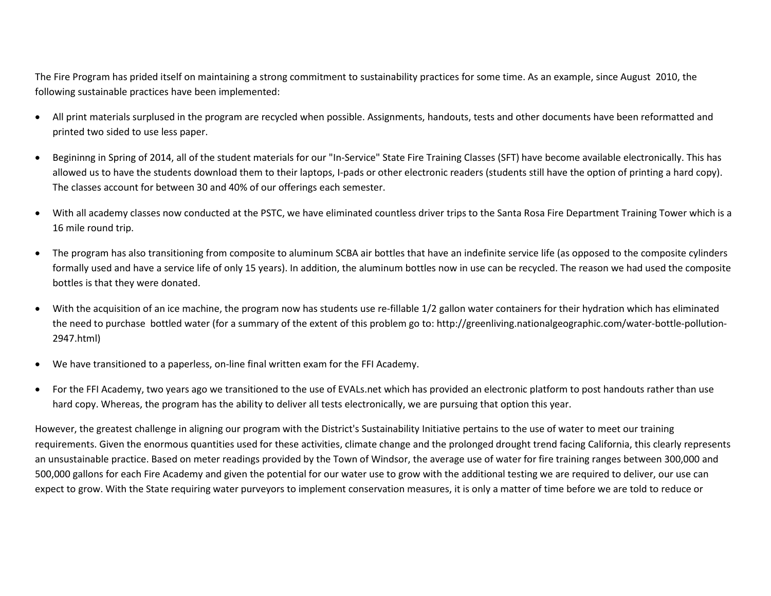The Fire Program has prided itself on maintaining a strong commitment to sustainability practices for some time. As an example, since August  2010, the following sustainable practices have been implemented:

- All print materials surplused in the program are recycled when possible. Assignments, handouts, tests and other documents have been reformatted and printed two sided to use less paper.
- Begininng in Spring of 2014, all of the student materials for our "In-Service" State Fire Training Classes (SFT) have become available electronically. This has allowed us to have the students download them to their laptops, I-pads or other electronic readers (students still have the option of printing a hard copy). The classes account for between 30 and 40% of our offerings each semester.
- With all academy classes now conducted at the PSTC, we have eliminated countless driver trips to the Santa Rosa Fire Department Training Tower which is a 16 mile round trip.
- The program has also transitioning from composite to aluminum SCBA air bottles that have an indefinite service life (as opposed to the composite cylinders formally used and have a service life of only 15 years). In addition, the aluminum bottles now in use can be recycled. The reason we had used the composite bottles is that they were donated.
- With the acquisition of an ice machine, the program now has students use re-fillable 1/2 gallon water containers for their hydration which has eliminated the need to purchase  bottled water (for a summary of the extent of this problem go to: http://greenliving.nationalgeographic.com/water-bottle-pollution-2947.html)
- We have transitioned to a paperless, on-line final written exam for the FFI Academy.
- For the FFI Academy, two years ago we transitioned to the use of EVALs.net which has provided an electronic platform to post handouts rather than use hard copy. Whereas, the program has the ability to deliver all tests electronically, we are pursuing that option this year.

However, the greatest challenge in aligning our program with the District's Sustainability Initiative pertains to the use of water to meet our training requirements. Given the enormous quantities used for these activities, climate change and the prolonged drought trend facing California, this clearly represents an unsustainable practice. Based on meter readings provided by the Town of Windsor, the average use of water for fire training ranges between 300,000 and 500,000 gallons for each Fire Academy and given the potential for our water use to grow with the additional testing we are required to deliver, our use can expect to grow. With the State requiring water purveyors to implement conservation measures, it is only a matter of time before we are told to reduce or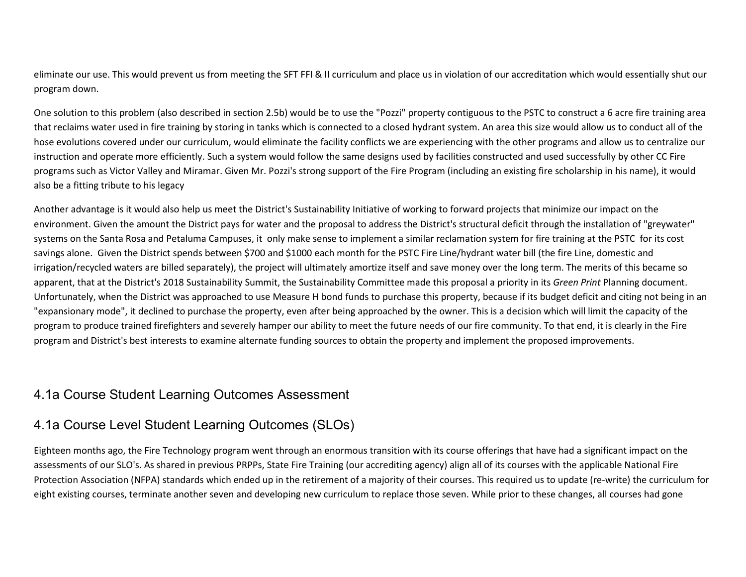eliminate our use. This would prevent us from meeting the SFT FFI & II curriculum and place us in violation of our accreditation which would essentially shut our program down.

One solution to this problem (also described in section 2.5b) would be to use the "Pozzi" property contiguous to the PSTC to construct a 6 acre fire training area that reclaims water used in fire training by storing in tanks which is connected to a closed hydrant system. An area this size would allow us to conduct all of the hose evolutions covered under our curriculum, would eliminate the facility conflicts we are experiencing with the other programs and allow us to centralize our instruction and operate more efficiently. Such a system would follow the same designs used by facilities constructed and used successfully by other CC Fire programs such as Victor Valley and Miramar. Given Mr. Pozzi's strong support of the Fire Program (including an existing fire scholarship in his name), it would also be a fitting tribute to his legacy

Another advantage is it would also help us meet the District's Sustainability Initiative of working to forward projects that minimize our impact on the environment. Given the amount the District pays for water and the proposal to address the District's structural deficit through the installation of "greywater" systems on the Santa Rosa and Petaluma Campuses, it only make sense to implement a similar reclamation system for fire training at the PSTC for its cost savings alone. Given the District spends between $700 and $1000 each month for the PSTC Fire Line/hydrant water bill (the fire Line, domestic and irrigation/recycled waters are billed separately), the project will ultimately amortize itself and save money over the long term. The merits of this became so apparent, that at the District's 2018 Sustainability Summit, the Sustainability Committee made this proposal a priority in its *Green Print* Planning document. Unfortunately, when the District was approached to use Measure H bond funds to purchase this property, because if its budget deficit and citing not being in an "expansionary mode", it declined to purchase the property, even after being approached by the owner. This is a decision which will limit the capacity of the program to produce trained firefighters and severely hamper our ability to meet the future needs of our fire community. To that end, it is clearly in the Fire program and District's best interests to examine alternate funding sources to obtain the property and implement the proposed improvements.

## 4.1a Course Student Learning Outcomes Assessment

## 4.1a Course Level Student Learning Outcomes (SLOs)

Eighteen months ago, the Fire Technology program went through an enormous transition with its course offerings that have had a significant impact on the assessments of our SLO's. As shared in previous PRPPs, State Fire Training (our accrediting agency) align all of its courses with the applicable National Fire Protection Association (NFPA) standards which ended up in the retirement of a majority of their courses. This required us to update (re-write) the curriculum for eight existing courses, terminate another seven and developing new curriculum to replace those seven. While prior to these changes, all courses had gone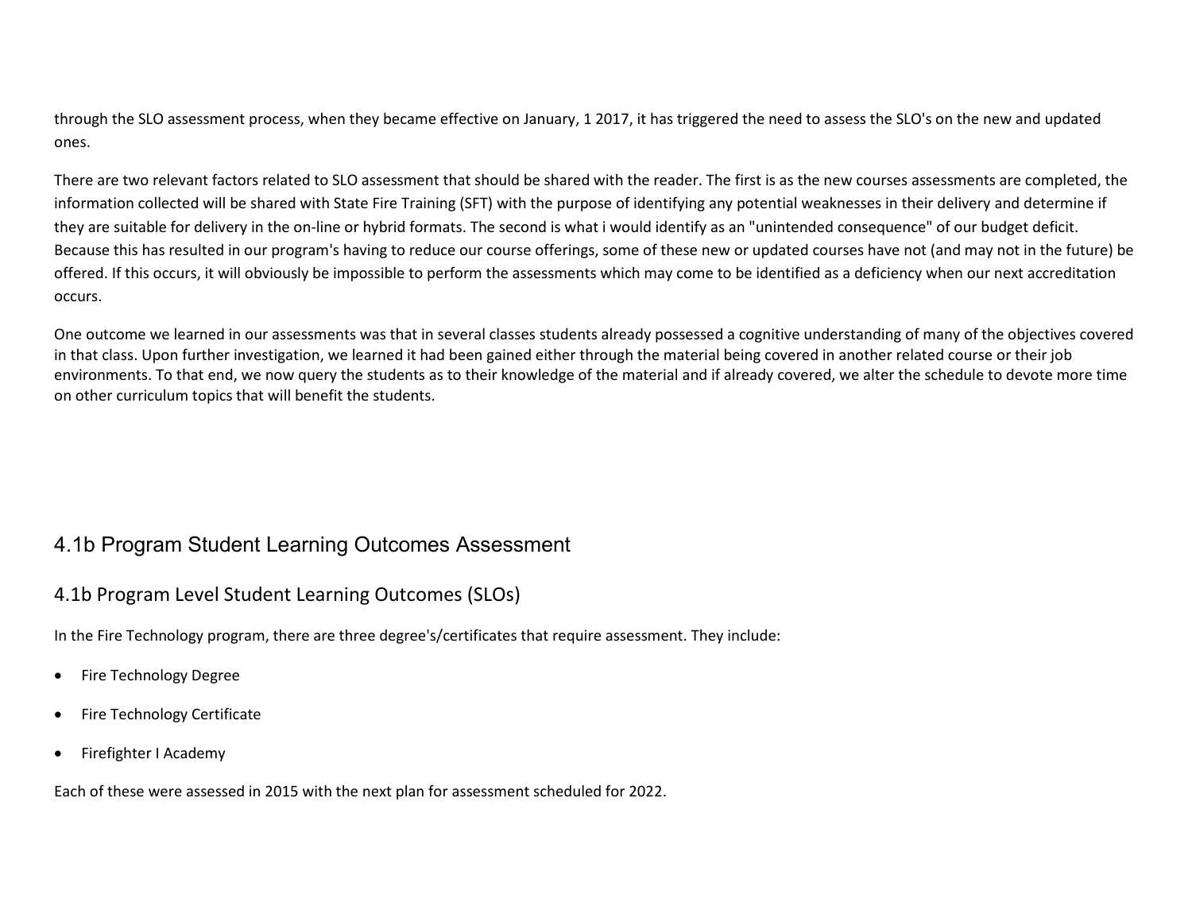through the SLO assessment process, when they became effective on January, 1 2017, it has triggered the need to assess the SLO's on the new and updated ones.

There are two relevant factors related to SLO assessment that should be shared with the reader. The first is as the new courses assessments are completed, the information collected will be shared with State Fire Training (SFT) with the purpose of identifying any potential weaknesses in their delivery and determine if they are suitable for delivery in the on-line or hybrid formats. The second is what i would identify as an "unintended consequence" of our budget deficit. Because this has resulted in our program's having to reduce our course offerings, some of these new or updated courses have not (and may not in the future) be offered. If this occurs, it will obviously be impossible to perform the assessments which may come to be identified as a deficiency when our next accreditation occurs.

One outcome we learned in our assessments was that in several classes students already possessed a cognitive understanding of many of the objectives covered in that class. Upon further investigation, we learned it had been gained either through the material being covered in another related course or their job environments. To that end, we now query the students as to their knowledge of the material and if already covered, we alter the schedule to devote more time on other curriculum topics that will benefit the students.

## 4.1b Program Student Learning Outcomes Assessment

### 4.1b Program Level Student Learning Outcomes (SLOs)

In the Fire Technology program, there are three degree's/certificates that require assessment. They include:

- Fire Technology Degree
- Fire Technology Certificate
- Firefighter I Academy

Each of these were assessed in 2015 with the next plan for assessment scheduled for 2022.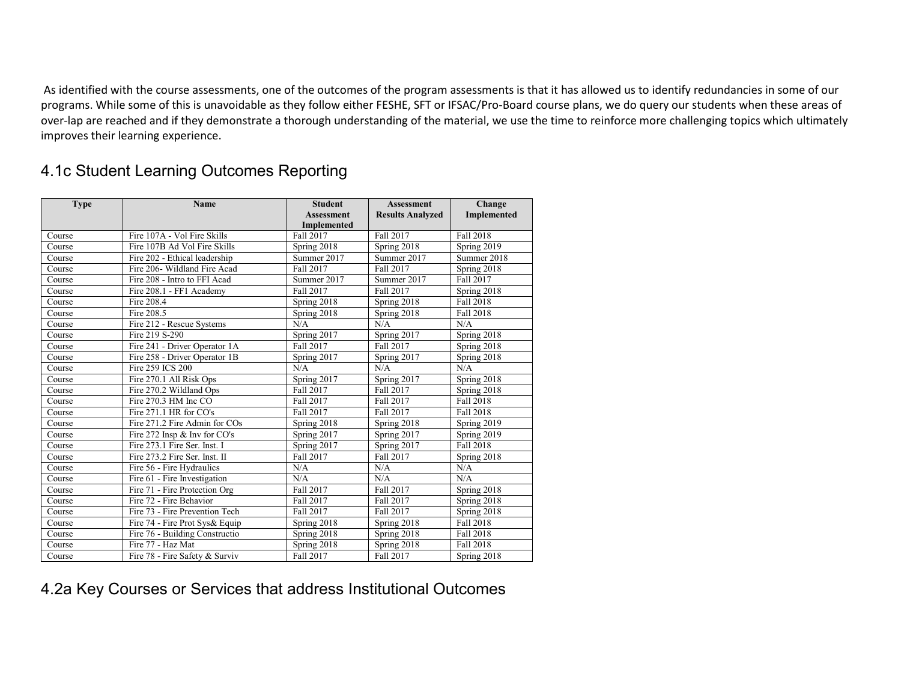As identified with the course assessments, one of the outcomes of the program assessments is that it has allowed us to identify redundancies in some of our programs. While some of this is unavoidable as they follow either FESHE, SFT or IFSAC/Pro-Board course plans, we do query our students when these areas of over-lap are reached and if they demonstrate a thorough understanding of the material, we use the time to reinforce more challenging topics which ultimately improves their learning experience.

## 4.1c Student Learning Outcomes Reporting

| Type | Name | Student Assessment Implemented | Assessment Results Analyzed | Change Implemented |
|---|---|---|---|---|
| Course | Fire 107A - Vol Fire Skills | Fall 2017 | Fall 2017 | Fall 2018 |
| Course | Fire 107B Ad Vol Fire Skills | Spring 2018 | Spring 2018 | Spring 2019 |
| Course | Fire 202 - Ethical leadership | Summer 2017 | Summer 2017 | Summer 2018 |
| Course | Fire 206- Wildland Fire Acad | Fall 2017 | Fall 2017 | Spring 2018 |
| Course | Fire 208 - Intro to FFI Acad | Summer 2017 | Summer 2017 | Fall 2017 |
| Course | Fire 208.1 - FF1 Academy | Fall 2017 | Fall 2017 | Spring 2018 |
| Course | Fire 208.4 | Spring 2018 | Spring 2018 | Fall 2018 |
| Course | Fire 208.5 | Spring 2018 | Spring 2018 | Fall 2018 |
| Course | Fire 212 - Rescue Systems | N/A | N/A | N/A |
| Course | Fire 219 S-290 | Spring 2017 | Spring 2017 | Spring 2018 |
| Course | Fire 241 - Driver Operator 1A | Fall 2017 | Fall 2017 | Spring 2018 |
| Course | Fire 258 - Driver Operator 1B | Spring 2017 | Spring 2017 | Spring 2018 |
| Course | Fire 259 ICS 200 | N/A | N/A | N/A |
| Course | Fire 270.1 All Risk Ops | Spring 2017 | Spring 2017 | Spring 2018 |
| Course | Fire 270.2 Wildland Ops | Fall 2017 | Fall 2017 | Spring 2018 |
| Course | Fire 270.3 HM Inc CO | Fall 2017 | Fall 2017 | Fall 2018 |
| Course | Fire 271.1 HR for CO's | Fall 2017 | Fall 2017 | Fall 2018 |
| Course | Fire 271.2 Fire Admin for COs | Spring 2018 | Spring 2018 | Spring 2019 |
| Course | Fire 272 Insp & Inv for CO's | Spring 2017 | Spring 2017 | Spring 2019 |
| Course | Fire 273.1 Fire Ser. Inst. I | Spring 2017 | Spring 2017 | Fall 2018 |
| Course | Fire 273.2 Fire Ser. Inst. II | Fall 2017 | Fall 2017 | Spring 2018 |
| Course | Fire 56 - Fire Hydraulics | N/A | N/A | N/A |
| Course | Fire 61 - Fire Investigation | N/A | N/A | N/A |
| Course | Fire 71 - Fire Protection Org | Fall 2017 | Fall 2017 | Spring 2018 |
| Course | Fire 72 - Fire Behavior | Fall 2017 | Fall 2017 | Spring 2018 |
| Course | Fire 73 - Fire Prevention Tech | Fall 2017 | Fall 2017 | Spring 2018 |
| Course | Fire 74 - Fire Prot Sys& Equip | Spring 2018 | Spring 2018 | Fall 2018 |
| Course | Fire 76 - Building Constructio | Spring 2018 | Spring 2018 | Fall 2018 |
| Course | Fire 77 - Haz Mat | Spring 2018 | Spring 2018 | Fall 2018 |
| Course | Fire 78 - Fire Safety & Surviv | Fall 2017 | Fall 2017 | Spring 2018 |

## 4.2a Key Courses or Services that address Institutional Outcomes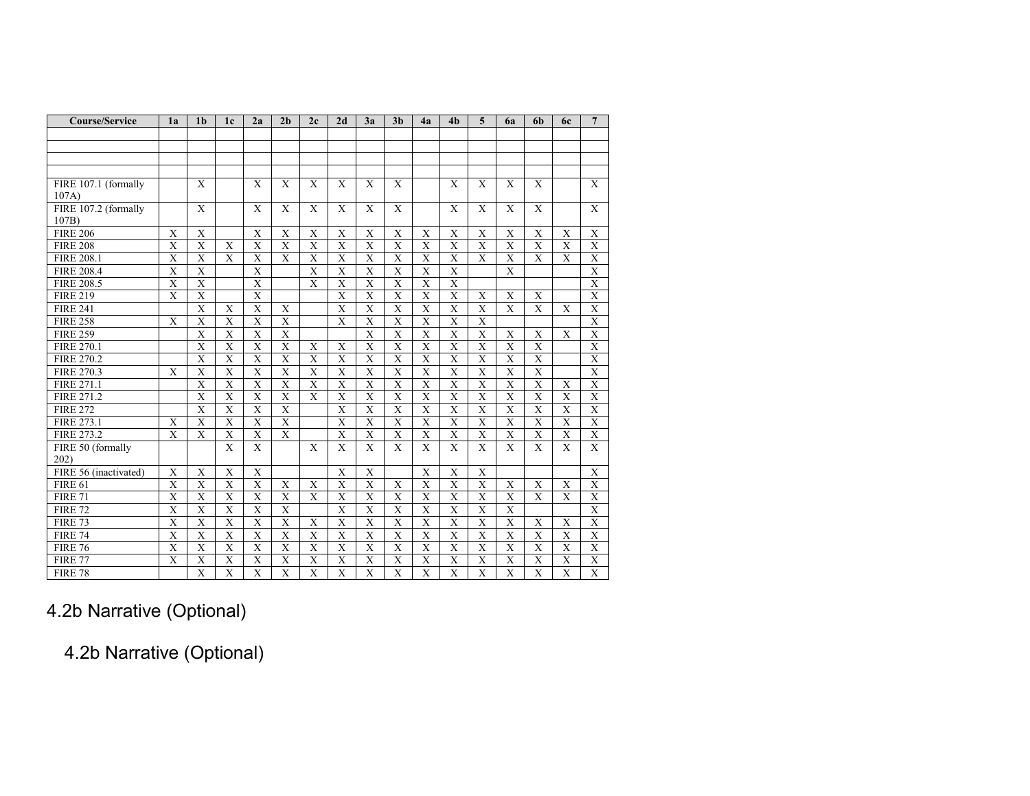| Course/Service | 1a | 1b | 1c | 2a | 2b | 2c | 2d | 3a | 3b | 4a | 4b | 5 | 6a | 6b | 6c | 7 |
|---|---|---|---|---|---|---|---|---|---|---|---|---|---|---|---|---|
| | | | | | | | | | | | | | | | | |
| | | | | | | | | | | | | | | | | |
| | | | | | | | | | | | | | | | | |
| | | | | | | | | | | | | | | | | |
| FIRE 107.1 (formally 107A) | | X | | X | X | X | X | X | X | | X | X | X | X | | X |
| FIRE 107.2 (formally 107B) | | X | | X | X | X | X | X | X | | X | X | X | X | | X |
| FIRE 206 | X | X | | X | X | X | X | X | X | X | X | X | X | X | X | X |
| FIRE 208 | X | X | X | X | X | X | X | X | X | X | X | X | X | X | X | X |
| FIRE 208.1 | X | X | X | X | X | X | X | X | X | X | X | X | X | X | X | X |
| FIRE 208.4 | X | X | | X | | X | X | X | X | X | X | | X | | | X |
| FIRE 208.5 | X | X | | X | | X | X | X | X | X | X | | | | | X |
| FIRE 219 | X | X | | X | | | X | X | X | X | X | X | X | X | | X |
| FIRE 241 | | X | X | X | X | | X | X | X | X | X | X | X | X | X | X |
| FIRE 258 | X | X | X | X | X | | X | X | X | X | X | X | | | | X |
| FIRE 259 | | X | X | X | X | | | X | X | X | X | X | X | X | X | X |
| FIRE 270.1 | | X | X | X | X | X | X | X | X | X | X | X | X | X | | X |
| FIRE 270.2 | | X | X | X | X | X | X | X | X | X | X | X | X | X | | X |
| FIRE 270.3 | X | X | X | X | X | X | X | X | X | X | X | X | X | X | | X |
| FIRE 271.1 | | X | X | X | X | X | X | X | X | X | X | X | X | X | X | X |
| FIRE 271.2 | | X | X | X | X | X | X | X | X | X | X | X | X | X | X | X |
| FIRE 272 | | X | X | X | X | | X | X | X | X | X | X | X | X | X | X |
| FIRE 273.1 | X | X | X | X | X | | X | X | X | X | X | X | X | X | X | X |
| FIRE 273.2 | X | X | X | X | X | | X | X | X | X | X | X | X | X | X | X |
| FIRE 50 (formally 202) | | | X | X | | X | X | X | X | X | X | X | X | X | X | X |
| FIRE 56 (inactivated) | X | X | X | X | | | X | X | | X | X | X | | | | X |
| FIRE 61 | X | X | X | X | X | X | X | X | X | X | X | X | X | X | X | X |
| FIRE 71 | X | X | X | X | X | X | X | X | X | X | X | X | X | X | X | X |
| FIRE 72 | X | X | X | X | X | | X | X | X | X | X | X | X | | | X |
| FIRE 73 | X | X | X | X | X | X | X | X | X | X | X | X | X | X | X | X |
| FIRE 74 | X | X | X | X | X | X | X | X | X | X | X | X | X | X | X | X |
| FIRE 76 | X | X | X | X | X | X | X | X | X | X | X | X | X | X | X | X |
| FIRE 77 | X | X | X | X | X | X | X | X | X | X | X | X | X | X | X | X |
| FIRE 78 | | X | X | X | X | X | X | X | X | X | X | X | X | X | X | X |

## 4.2b Narrative (Optional)

### 4.2b Narrative (Optional)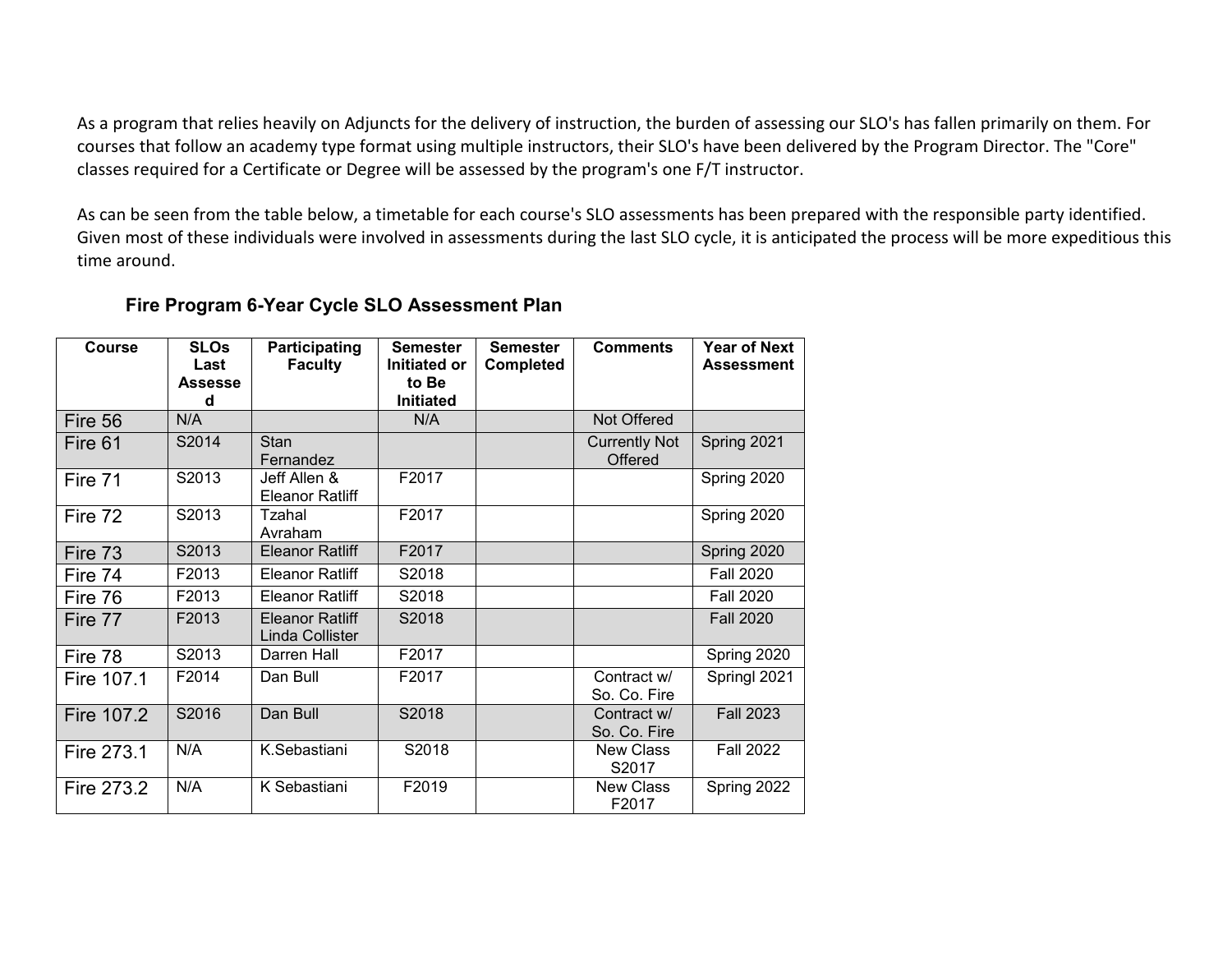As a program that relies heavily on Adjuncts for the delivery of instruction, the burden of assessing our SLO's has fallen primarily on them. For courses that follow an academy type format using multiple instructors, their SLO's have been delivered by the Program Director. The "Core" classes required for a Certificate or Degree will be assessed by the program's one F/T instructor.

As can be seen from the table below, a timetable for each course's SLO assessments has been prepared with the responsible party identified. Given most of these individuals were involved in assessments during the last SLO cycle, it is anticipated the process will be more expeditious this time around.

### Fire Program 6-Year Cycle SLO Assessment Plan

| Course | SLOs Last Assessed | Participating Faculty | Semester Initiated or to Be Initiated | Semester Completed | Comments | Year of Next Assessment |
|---|---|---|---|---|---|---|
| Fire 56 | N/A | | N/A | | Not Offered | |
| Fire 61 | S2014 | Stan Fernandez | | | Currently Not Offered | Spring 2021 |
| Fire 71 | S2013 | Jeff Allen & Eleanor Ratliff | F2017 | | | Spring 2020 |
| Fire 72 | S2013 | Tzahal Avraham | F2017 | | | Spring 2020 |
| Fire 73 | S2013 | Eleanor Ratliff | F2017 | | | Spring 2020 |
| Fire 74 | F2013 | Eleanor Ratliff | S2018 | | | Fall 2020 |
| Fire 76 | F2013 | Eleanor Ratliff | S2018 | | | Fall 2020 |
| Fire 77 | F2013 | Eleanor Ratliff Linda Collister | S2018 | | | Fall 2020 |
| Fire 78 | S2013 | Darren Hall | F2017 | | | Spring 2020 |
| Fire 107.1 | F2014 | Dan Bull | F2017 | | Contract w/ So. Co. Fire | Springl 2021 |
| Fire 107.2 | S2016 | Dan Bull | S2018 | | Contract w/ So. Co. Fire | Fall 2023 |
| Fire 273.1 | N/A | K.Sebastiani | S2018 | | New Class S2017 | Fall 2022 |
| Fire 273.2 | N/A | K Sebastiani | F2019 | | New Class F2017 | Spring 2022 |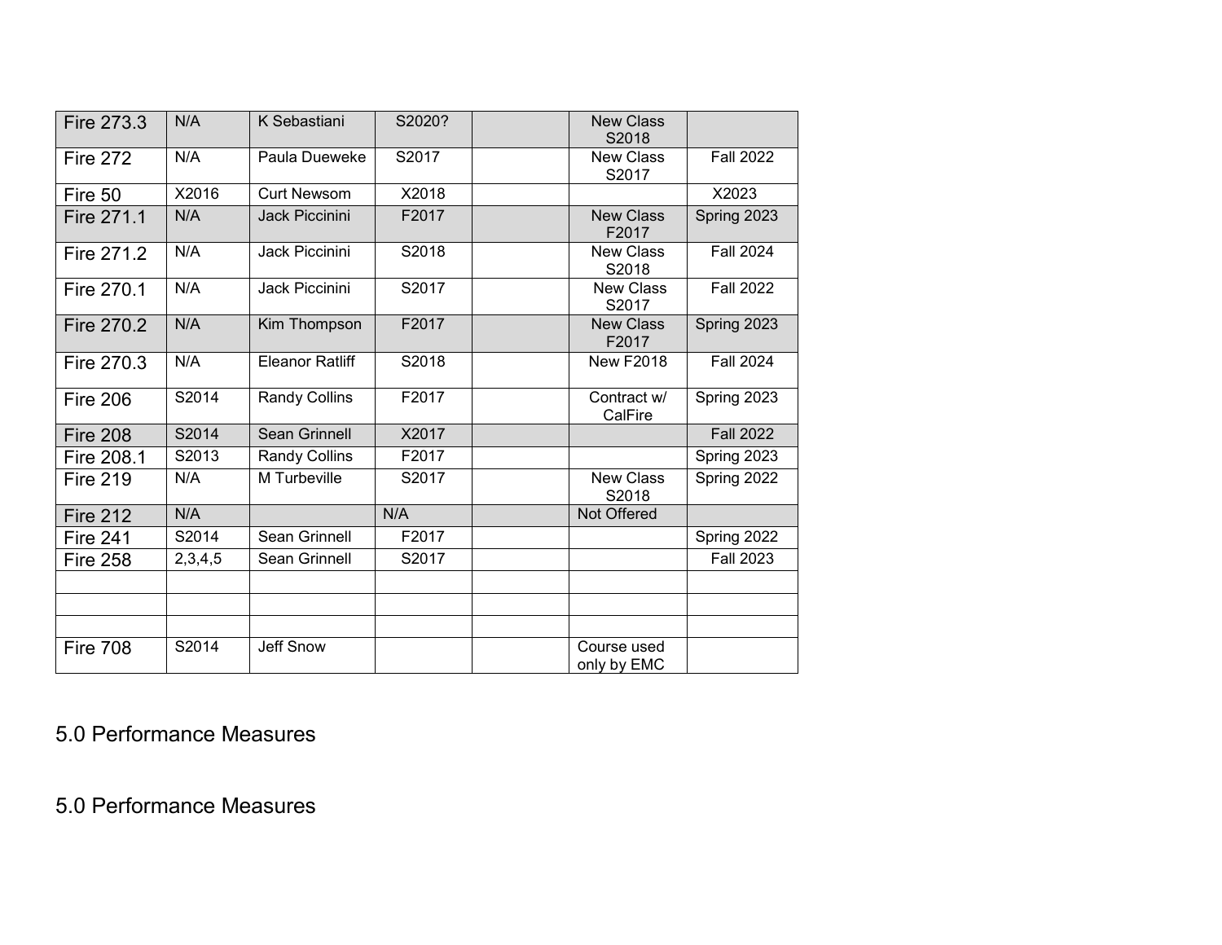| | | | | | | |
|---|---|---|---|---|---|---|
| Fire 273.3 | N/A | K Sebastiani | S2020? | | New Class S2018 | |
| Fire 272 | N/A | Paula Dueweke | S2017 | | New Class S2017 | Fall 2022 |
| Fire 50 | X2016 | Curt Newsom | X2018 | | | X2023 |
| Fire 271.1 | N/A | Jack Piccinini | F2017 | | New Class F2017 | Spring 2023 |
| Fire 271.2 | N/A | Jack Piccinini | S2018 | | New Class S2018 | Fall 2024 |
| Fire 270.1 | N/A | Jack Piccinini | S2017 | | New Class S2017 | Fall 2022 |
| Fire 270.2 | N/A | Kim Thompson | F2017 | | New Class F2017 | Spring 2023 |
| Fire 270.3 | N/A | Eleanor Ratliff | S2018 | | New F2018 | Fall 2024 |
| Fire 206 | S2014 | Randy Collins | F2017 | | Contract w/ CalFire | Spring 2023 |
| Fire 208 | S2014 | Sean Grinnell | X2017 | | | Fall 2022 |
| Fire 208.1 | S2013 | Randy Collins | F2017 | | | Spring 2023 |
| Fire 219 | N/A | M Turbeville | S2017 | | New Class S2018 | Spring 2022 |
| Fire 212 | N/A | | N/A | | Not Offered | |
| Fire 241 | S2014 | Sean Grinnell | F2017 | | | Spring 2022 |
| Fire 258 | 2,3,4,5 | Sean Grinnell | S2017 | | | Fall 2023 |
| | | | | | | |
| | | | | | | |
| | | | | | | |
| Fire 708 | S2014 | Jeff Snow | | | Course used only by EMC | |

## 5.0 Performance Measures

## 5.0 Performance Measures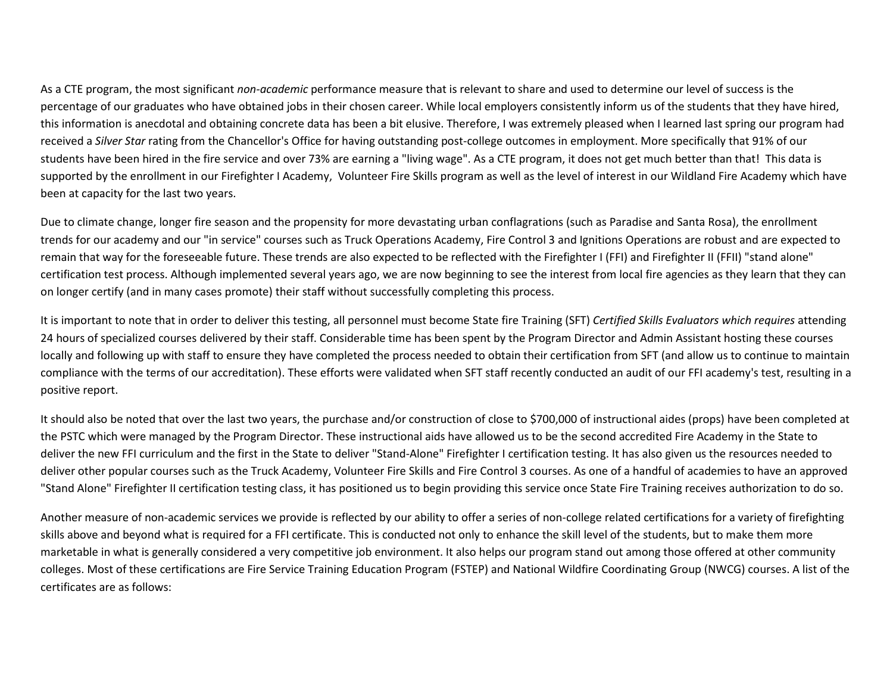As a CTE program, the most significant *non-academic* performance measure that is relevant to share and used to determine our level of success is the percentage of our graduates who have obtained jobs in their chosen career. While local employers consistently inform us of the students that they have hired, this information is anecdotal and obtaining concrete data has been a bit elusive. Therefore, I was extremely pleased when I learned last spring our program had received a *Silver Star* rating from the Chancellor's Office for having outstanding post-college outcomes in employment. More specifically that 91% of our students have been hired in the fire service and over 73% are earning a "living wage". As a CTE program, it does not get much better than that! This data is supported by the enrollment in our Firefighter I Academy, Volunteer Fire Skills program as well as the level of interest in our Wildland Fire Academy which have been at capacity for the last two years.

Due to climate change, longer fire season and the propensity for more devastating urban conflagrations (such as Paradise and Santa Rosa), the enrollment trends for our academy and our "in service" courses such as Truck Operations Academy, Fire Control 3 and Ignitions Operations are robust and are expected to remain that way for the foreseeable future. These trends are also expected to be reflected with the Firefighter I (FFI) and Firefighter II (FFII) "stand alone" certification test process. Although implemented several years ago, we are now beginning to see the interest from local fire agencies as they learn that they can on longer certify (and in many cases promote) their staff without successfully completing this process.

It is important to note that in order to deliver this testing, all personnel must become State fire Training (SFT) *Certified Skills Evaluators which requires* attending 24 hours of specialized courses delivered by their staff. Considerable time has been spent by the Program Director and Admin Assistant hosting these courses locally and following up with staff to ensure they have completed the process needed to obtain their certification from SFT (and allow us to continue to maintain compliance with the terms of our accreditation). These efforts were validated when SFT staff recently conducted an audit of our FFI academy's test, resulting in a positive report.

It should also be noted that over the last two years, the purchase and/or construction of close to $700,000 of instructional aides (props) have been completed at the PSTC which were managed by the Program Director. These instructional aids have allowed us to be the second accredited Fire Academy in the State to deliver the new FFI curriculum and the first in the State to deliver "Stand-Alone" Firefighter I certification testing. It has also given us the resources needed to deliver other popular courses such as the Truck Academy, Volunteer Fire Skills and Fire Control 3 courses. As one of a handful of academies to have an approved "Stand Alone" Firefighter II certification testing class, it has positioned us to begin providing this service once State Fire Training receives authorization to do so.

Another measure of non-academic services we provide is reflected by our ability to offer a series of non-college related certifications for a variety of firefighting skills above and beyond what is required for a FFI certificate. This is conducted not only to enhance the skill level of the students, but to make them more marketable in what is generally considered a very competitive job environment. It also helps our program stand out among those offered at other community colleges. Most of these certifications are Fire Service Training Education Program (FSTEP) and National Wildfire Coordinating Group (NWCG) courses. A list of the certificates are as follows: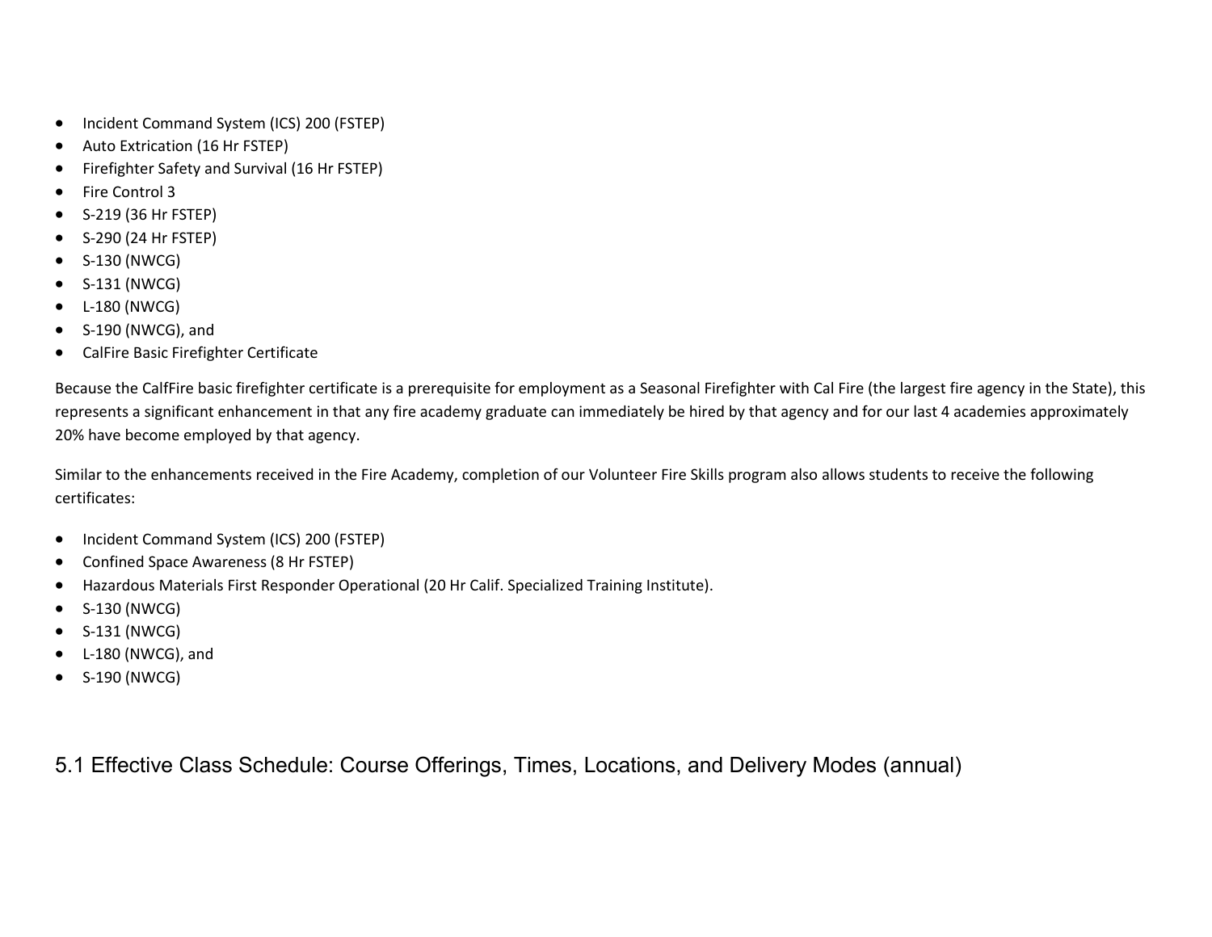- Incident Command System (ICS) 200 (FSTEP)
- Auto Extrication (16 Hr FSTEP)
- Firefighter Safety and Survival (16 Hr FSTEP)
- Fire Control 3
- S-219 (36 Hr FSTEP)
- S-290 (24 Hr FSTEP)
- S-130 (NWCG)
- S-131 (NWCG)
- L-180 (NWCG)
- S-190 (NWCG), and
- CalFire Basic Firefighter Certificate

Because the CalfFire basic firefighter certificate is a prerequisite for employment as a Seasonal Firefighter with Cal Fire (the largest fire agency in the State), this represents a significant enhancement in that any fire academy graduate can immediately be hired by that agency and for our last 4 academies approximately 20% have become employed by that agency.

Similar to the enhancements received in the Fire Academy, completion of our Volunteer Fire Skills program also allows students to receive the following certificates:

- Incident Command System (ICS) 200 (FSTEP)
- Confined Space Awareness (8 Hr FSTEP)
- Hazardous Materials First Responder Operational (20 Hr Calif. Specialized Training Institute).
- S-130 (NWCG)
- S-131 (NWCG)
- L-180 (NWCG), and
- S-190 (NWCG)

## 5.1 Effective Class Schedule: Course Offerings, Times, Locations, and Delivery Modes (annual)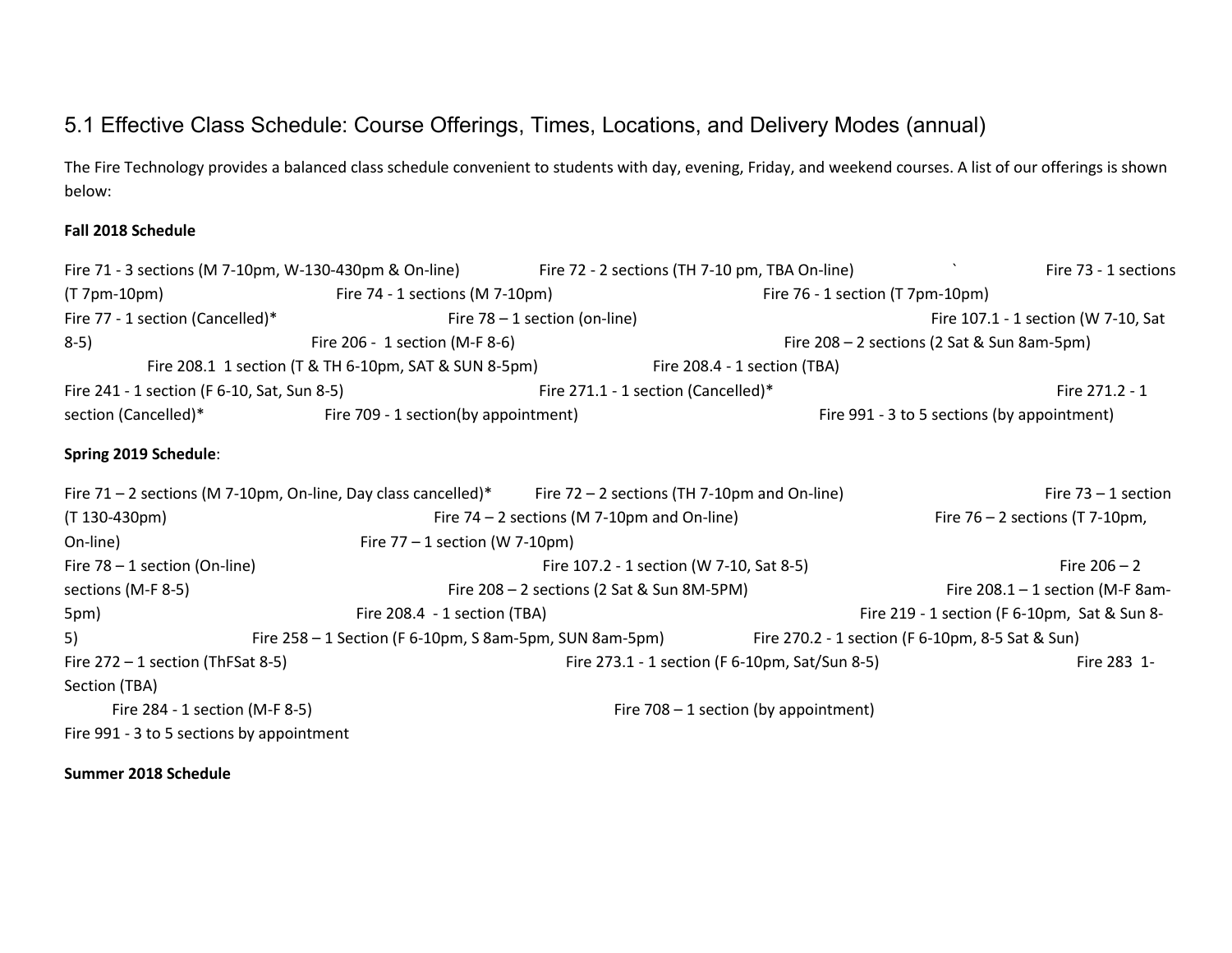## 5.1 Effective Class Schedule: Course Offerings, Times, Locations, and Delivery Modes (annual)

The Fire Technology provides a balanced class schedule convenient to students with day, evening, Friday, and weekend courses. A list of our offerings is shown below:

**Fall 2018 Schedule**

Fire 71 - 3 sections (M 7-10pm, W-130-430pm & On-line) Fire 72 - 2 sections (TH 7-10 pm, TBA On-line) ` Fire 73 - 1 sections (T 7pm-10pm) Fire 74 - 1 sections (M 7-10pm) Fire 76 - 1 section (T 7pm-10pm) Fire 77 - 1 section (Cancelled)* Fire 78 – 1 section (on-line) Fire 107.1 - 1 section (W 7-10, Sat 8-5) Fire 206 - 1 section (M-F 8-6) Fire 208 – 2 sections (2 Sat & Sun 8am-5pm) Fire 208.1 1 section (T & TH 6-10pm, SAT & SUN 8-5pm) Fire 208.4 - 1 section (TBA) Fire 241 - 1 section (F 6-10, Sat, Sun 8-5) Fire 271.1 - 1 section (Cancelled)* Fire 271.2 - 1 section (Cancelled)* Fire 709 - 1 section(by appointment) Fire 991 - 3 to 5 sections (by appointment)

**Spring 2019 Schedule**:

Fire 71 – 2 sections (M 7-10pm, On-line, Day class cancelled)* Fire 72 – 2 sections (TH 7-10pm and On-line) Fire 73 – 1 section (T 130-430pm) Fire 74 – 2 sections (M 7-10pm and On-line) Fire 76 – 2 sections (T 7-10pm, On-line) Fire 77 – 1 section (W 7-10pm) Fire 78 – 1 section (On-line) Fire 107.2 - 1 section (W 7-10, Sat 8-5) Fire 206 – 2 sections (M-F 8-5) Fire 208 – 2 sections (2 Sat & Sun 8M-5PM) Fire 208.1 – 1 section (M-F 8am-5pm) Fire 208.4 - 1 section (TBA) Fire 219 - 1 section (F 6-10pm, Sat & Sun 8-5) Fire 258 – 1 Section (F 6-10pm, S 8am-5pm, SUN 8am-5pm) Fire 270.2 - 1 section (F 6-10pm, 8-5 Sat & Sun) Fire 272 – 1 section (ThFSat 8-5) Fire 273.1 - 1 section (F 6-10pm, Sat/Sun 8-5) Fire 283 1-Section (TBA) Fire 284 - 1 section (M-F 8-5) Fire 708 – 1 section (by appointment) Fire 991 - 3 to 5 sections by appointment

**Summer 2018 Schedule**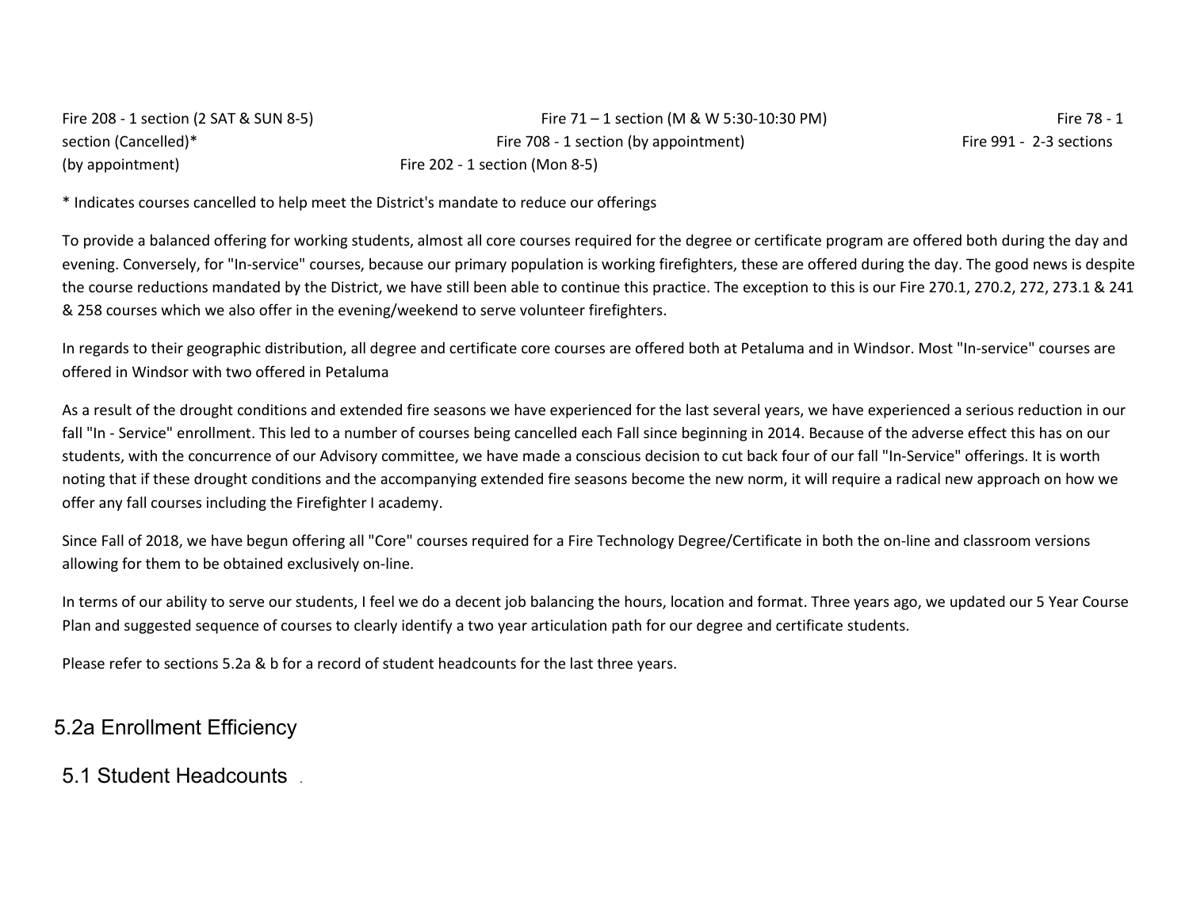Fire 208 - 1 section (2 SAT & SUN 8-5) Fire 71 – 1 section (M & W 5:30-10:30 PM) Fire 78 - 1 section (Cancelled)* Fire 708 - 1 section (by appointment) Fire 991 - 2-3 sections (by appointment) Fire 202 - 1 section (Mon 8-5)

* Indicates courses cancelled to help meet the District's mandate to reduce our offerings

To provide a balanced offering for working students, almost all core courses required for the degree or certificate program are offered both during the day and evening. Conversely, for "In-service" courses, because our primary population is working firefighters, these are offered during the day. The good news is despite the course reductions mandated by the District, we have still been able to continue this practice. The exception to this is our Fire 270.1, 270.2, 272, 273.1 & 241 & 258 courses which we also offer in the evening/weekend to serve volunteer firefighters.

In regards to their geographic distribution, all degree and certificate core courses are offered both at Petaluma and in Windsor. Most "In-service" courses are offered in Windsor with two offered in Petaluma

As a result of the drought conditions and extended fire seasons we have experienced for the last several years, we have experienced a serious reduction in our fall "In - Service" enrollment. This led to a number of courses being cancelled each Fall since beginning in 2014. Because of the adverse effect this has on our students, with the concurrence of our Advisory committee, we have made a conscious decision to cut back four of our fall "In-Service" offerings. It is worth noting that if these drought conditions and the accompanying extended fire seasons become the new norm, it will require a radical new approach on how we offer any fall courses including the Firefighter I academy.

Since Fall of 2018, we have begun offering all "Core" courses required for a Fire Technology Degree/Certificate in both the on-line and classroom versions allowing for them to be obtained exclusively on-line.

In terms of our ability to serve our students, I feel we do a decent job balancing the hours, location and format. Three years ago, we updated our 5 Year Course Plan and suggested sequence of courses to clearly identify a two year articulation path for our degree and certificate students.

Please refer to sections 5.2a & b for a record of student headcounts for the last three years.

## 5.2a Enrollment Efficiency

## 5.1 Student Headcounts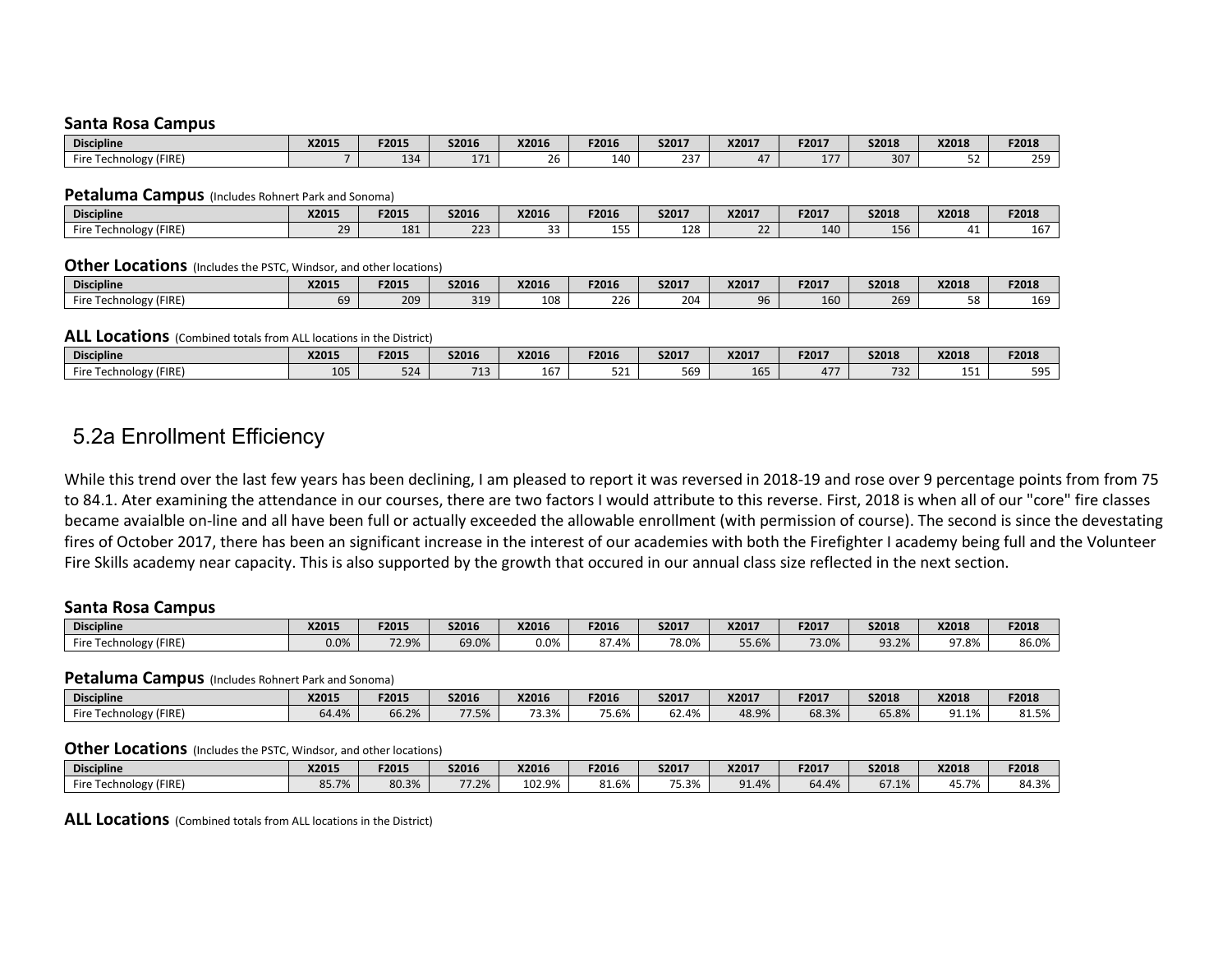**Santa Rosa Campus**

| Discipline | X2015 | F2015 | S2016 | X2016 | F2016 | S2017 | X2017 | F2017 | S2018 | X2018 | F2018 |
|---|---|---|---|---|---|---|---|---|---|---|---|
| Fire Technology (FIRE) | 7 | 134 | 171 | 26 | 140 | 237 | 47 | 177 | 307 | 52 | 259 |

**Petaluma Campus** (Includes Rohnert Park and Sonoma)

| Discipline | X2015 | F2015 | S2016 | X2016 | F2016 | S2017 | X2017 | F2017 | S2018 | X2018 | F2018 |
|---|---|---|---|---|---|---|---|---|---|---|---|
| Fire Technology (FIRE) | 29 | 181 | 223 | 33 | 155 | 128 | 22 | 140 | 156 | 41 | 167 |

**Other Locations** (Includes the PSTC, Windsor, and other locations)

| Discipline | X2015 | F2015 | S2016 | X2016 | F2016 | S2017 | X2017 | F2017 | S2018 | X2018 | F2018 |
|---|---|---|---|---|---|---|---|---|---|---|---|
| Fire Technology (FIRE) | 69 | 209 | 319 | 108 | 226 | 204 | 96 | 160 | 269 | 58 | 169 |

**ALL Locations** (Combined totals from ALL locations in the District)

| Discipline | X2015 | F2015 | S2016 | X2016 | F2016 | S2017 | X2017 | F2017 | S2018 | X2018 | F2018 |
|---|---|---|---|---|---|---|---|---|---|---|---|
| Fire Technology (FIRE) | 105 | 524 | 713 | 167 | 521 | 569 | 165 | 477 | 732 | 151 | 595 |

## 5.2a Enrollment Efficiency

While this trend over the last few years has been declining, I am pleased to report it was reversed in 2018-19 and rose over 9 percentage points from from 75 to 84.1. Ater examining the attendance in our courses, there are two factors I would attribute to this reverse. First, 2018 is when all of our "core" fire classes became avaialble on-line and all have been full or actually exceeded the allowable enrollment (with permission of course). The second is since the devestating fires of October 2017, there has been an significant increase in the interest of our academies with both the Firefighter I academy being full and the Volunteer Fire Skills academy near capacity. This is also supported by the growth that occured in our annual class size reflected in the next section.

**Santa Rosa Campus**

| Discipline | X2015 | F2015 | S2016 | X2016 | F2016 | S2017 | X2017 | F2017 | S2018 | X2018 | F2018 |
|---|---|---|---|---|---|---|---|---|---|---|---|
| Fire Technology (FIRE) | 0.0% | 72.9% | 69.0% | 0.0% | 87.4% | 78.0% | 55.6% | 73.0% | 93.2% | 97.8% | 86.0% |

**Petaluma Campus** (Includes Rohnert Park and Sonoma)

| Discipline | X2015 | F2015 | S2016 | X2016 | F2016 | S2017 | X2017 | F2017 | S2018 | X2018 | F2018 |
|---|---|---|---|---|---|---|---|---|---|---|---|
| Fire Technology (FIRE) | 64.4% | 66.2% | 77.5% | 73.3% | 75.6% | 62.4% | 48.9% | 68.3% | 65.8% | 91.1% | 81.5% |

**Other Locations** (Includes the PSTC, Windsor, and other locations)

| Discipline | X2015 | F2015 | S2016 | X2016 | F2016 | S2017 | X2017 | F2017 | S2018 | X2018 | F2018 |
|---|---|---|---|---|---|---|---|---|---|---|---|
| Fire Technology (FIRE) | 85.7% | 80.3% | 77.2% | 102.9% | 81.6% | 75.3% | 91.4% | 64.4% | 67.1% | 45.7% | 84.3% |

**ALL Locations** (Combined totals from ALL locations in the District)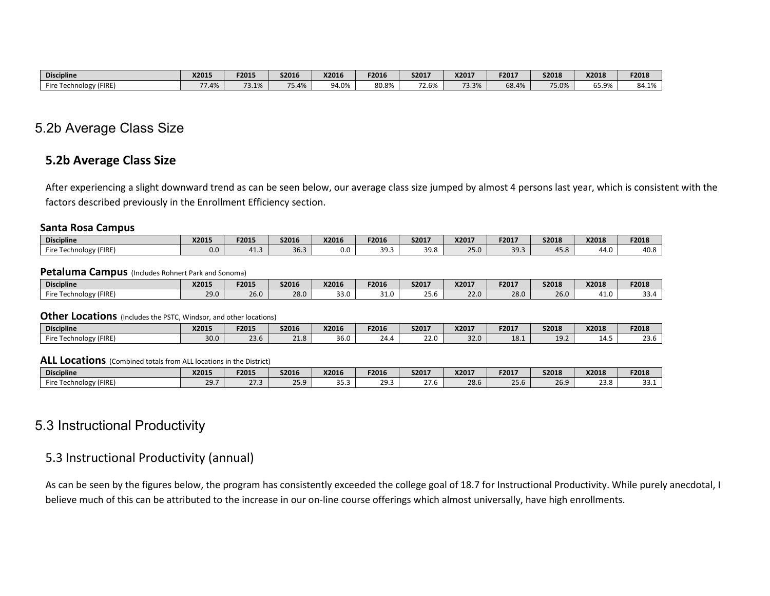| Discipline | X2015 | F2015 | S2016 | X2016 | F2016 | S2017 | X2017 | F2017 | S2018 | X2018 | F2018 |
|---|---|---|---|---|---|---|---|---|---|---|---|
| Fire Technology (FIRE) | 77.4% | 73.1% | 75.4% | 94.0% | 80.8% | 72.6% | 73.3% | 68.4% | 75.0% | 65.9% | 84.1% |

# 5.2b Average Class Size

## 5.2b Average Class Size

After experiencing a slight downward trend as can be seen below, our average class size jumped by almost 4 persons last year, which is consistent with the factors described previously in the Enrollment Efficiency section.

**Santa Rosa Campus**

| Discipline | X2015 | F2015 | S2016 | X2016 | F2016 | S2017 | X2017 | F2017 | S2018 | X2018 | F2018 |
|---|---|---|---|---|---|---|---|---|---|---|---|
| Fire Technology (FIRE) | 0.0 | 41.3 | 36.3 | 0.0 | 39.3 | 39.8 | 25.0 | 39.3 | 45.8 | 44.0 | 40.8 |

**Petaluma Campus** (Includes Rohnert Park and Sonoma)

| Discipline | X2015 | F2015 | S2016 | X2016 | F2016 | S2017 | X2017 | F2017 | S2018 | X2018 | F2018 |
|---|---|---|---|---|---|---|---|---|---|---|---|
| Fire Technology (FIRE) | 29.0 | 26.0 | 28.0 | 33.0 | 31.0 | 25.6 | 22.0 | 28.0 | 26.0 | 41.0 | 33.4 |

**Other Locations** (Includes the PSTC, Windsor, and other locations)

| Discipline | X2015 | F2015 | S2016 | X2016 | F2016 | S2017 | X2017 | F2017 | S2018 | X2018 | F2018 |
|---|---|---|---|---|---|---|---|---|---|---|---|
| Fire Technology (FIRE) | 30.0 | 23.6 | 21.8 | 36.0 | 24.4 | 22.0 | 32.0 | 18.1 | 19.2 | 14.5 | 23.6 |

**ALL Locations** (Combined totals from ALL locations in the District)

| Discipline | X2015 | F2015 | S2016 | X2016 | F2016 | S2017 | X2017 | F2017 | S2018 | X2018 | F2018 |
|---|---|---|---|---|---|---|---|---|---|---|---|
| Fire Technology (FIRE) | 29.7 | 27.3 | 25.9 | 35.3 | 29.3 | 27.6 | 28.6 | 25.6 | 26.9 | 23.8 | 33.1 |

# 5.3 Instructional Productivity

## 5.3 Instructional Productivity (annual)

As can be seen by the figures below, the program has consistently exceeded the college goal of 18.7 for Instructional Productivity. While purely anecdotal, I believe much of this can be attributed to the increase in our on-line course offerings which almost universally, have high enrollments.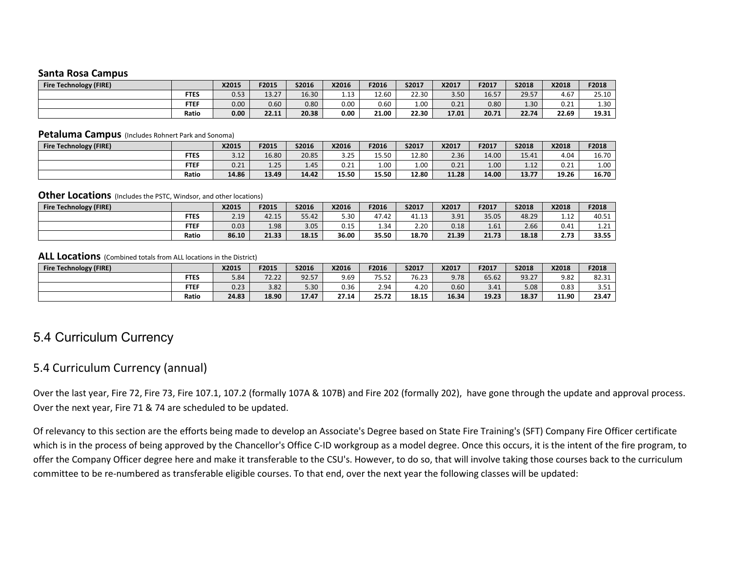**Santa Rosa Campus**

| Fire Technology (FIRE) | | X2015 | F2015 | S2016 | X2016 | F2016 | S2017 | X2017 | F2017 | S2018 | X2018 | F2018 |
|---|---|---|---|---|---|---|---|---|---|---|---|---|
| | FTES | 0.53 | 13.27 | 16.30 | 1.13 | 12.60 | 22.30 | 3.50 | 16.57 | 29.57 | 4.67 | 25.10 |
| | FTEF | 0.00 | 0.60 | 0.80 | 0.00 | 0.60 | 1.00 | 0.21 | 0.80 | 1.30 | 0.21 | 1.30 |
| | **Ratio** | **0.00** | **22.11** | **20.38** | **0.00** | **21.00** | **22.30** | **17.01** | **20.71** | **22.74** | **22.69** | **19.31** |

**Petaluma Campus** (Includes Rohnert Park and Sonoma)

| Fire Technology (FIRE) | | X2015 | F2015 | S2016 | X2016 | F2016 | S2017 | X2017 | F2017 | S2018 | X2018 | F2018 |
|---|---|---|---|---|---|---|---|---|---|---|---|---|
| | FTES | 3.12 | 16.80 | 20.85 | 3.25 | 15.50 | 12.80 | 2.36 | 14.00 | 15.41 | 4.04 | 16.70 |
| | FTEF | 0.21 | 1.25 | 1.45 | 0.21 | 1.00 | 1.00 | 0.21 | 1.00 | 1.12 | 0.21 | 1.00 |
| | **Ratio** | **14.86** | **13.49** | **14.42** | **15.50** | **15.50** | **12.80** | **11.28** | **14.00** | **13.77** | **19.26** | **16.70** |

**Other Locations** (Includes the PSTC, Windsor, and other locations)

| Fire Technology (FIRE) | | X2015 | F2015 | S2016 | X2016 | F2016 | S2017 | X2017 | F2017 | S2018 | X2018 | F2018 |
|---|---|---|---|---|---|---|---|---|---|---|---|---|
| | FTES | 2.19 | 42.15 | 55.42 | 5.30 | 47.42 | 41.13 | 3.91 | 35.05 | 48.29 | 1.12 | 40.51 |
| | FTEF | 0.03 | 1.98 | 3.05 | 0.15 | 1.34 | 2.20 | 0.18 | 1.61 | 2.66 | 0.41 | 1.21 |
| | **Ratio** | **86.10** | **21.33** | **18.15** | **36.00** | **35.50** | **18.70** | **21.39** | **21.73** | **18.18** | **2.73** | **33.55** |

**ALL Locations** (Combined totals from ALL locations in the District)

| Fire Technology (FIRE) | | X2015 | F2015 | S2016 | X2016 | F2016 | S2017 | X2017 | F2017 | S2018 | X2018 | F2018 |
|---|---|---|---|---|---|---|---|---|---|---|---|---|
| | FTES | 5.84 | 72.22 | 92.57 | 9.69 | 75.52 | 76.23 | 9.78 | 65.62 | 93.27 | 9.82 | 82.31 |
| | FTEF | 0.23 | 3.82 | 5.30 | 0.36 | 2.94 | 4.20 | 0.60 | 3.41 | 5.08 | 0.83 | 3.51 |
| | **Ratio** | **24.83** | **18.90** | **17.47** | **27.14** | **25.72** | **18.15** | **16.34** | **19.23** | **18.37** | **11.90** | **23.47** |

# 5.4 Curriculum Currency

## 5.4 Curriculum Currency (annual)

Over the last year, Fire 72, Fire 73, Fire 107.1, 107.2 (formally 107A & 107B) and Fire 202 (formally 202), have gone through the update and approval process. Over the next year, Fire 71 & 74 are scheduled to be updated.

Of relevancy to this section are the efforts being made to develop an Associate's Degree based on State Fire Training's (SFT) Company Fire Officer certificate which is in the process of being approved by the Chancellor's Office C-ID workgroup as a model degree. Once this occurs, it is the intent of the fire program, to offer the Company Officer degree here and make it transferable to the CSU's. However, to do so, that will involve taking those courses back to the curriculum committee to be re-numbered as transferable eligible courses. To that end, over the next year the following classes will be updated: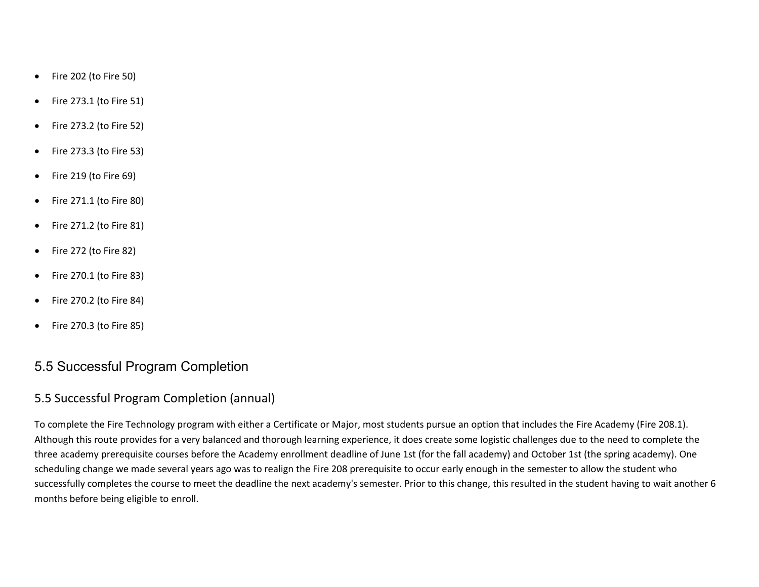- Fire 202 (to Fire 50)
- Fire 273.1 (to Fire 51)
- Fire 273.2 (to Fire 52)
- Fire 273.3 (to Fire 53)
- Fire 219 (to Fire 69)
- Fire 271.1 (to Fire 80)
- Fire 271.2 (to Fire 81)
- Fire 272 (to Fire 82)
- Fire 270.1 (to Fire 83)
- Fire 270.2 (to Fire 84)
- Fire 270.3 (to Fire 85)

## 5.5 Successful Program Completion

### 5.5 Successful Program Completion (annual)

To complete the Fire Technology program with either a Certificate or Major, most students pursue an option that includes the Fire Academy (Fire 208.1). Although this route provides for a very balanced and thorough learning experience, it does create some logistic challenges due to the need to complete the three academy prerequisite courses before the Academy enrollment deadline of June 1st (for the fall academy) and October 1st (the spring academy). One scheduling change we made several years ago was to realign the Fire 208 prerequisite to occur early enough in the semester to allow the student who successfully completes the course to meet the deadline the next academy's semester. Prior to this change, this resulted in the student having to wait another 6 months before being eligible to enroll.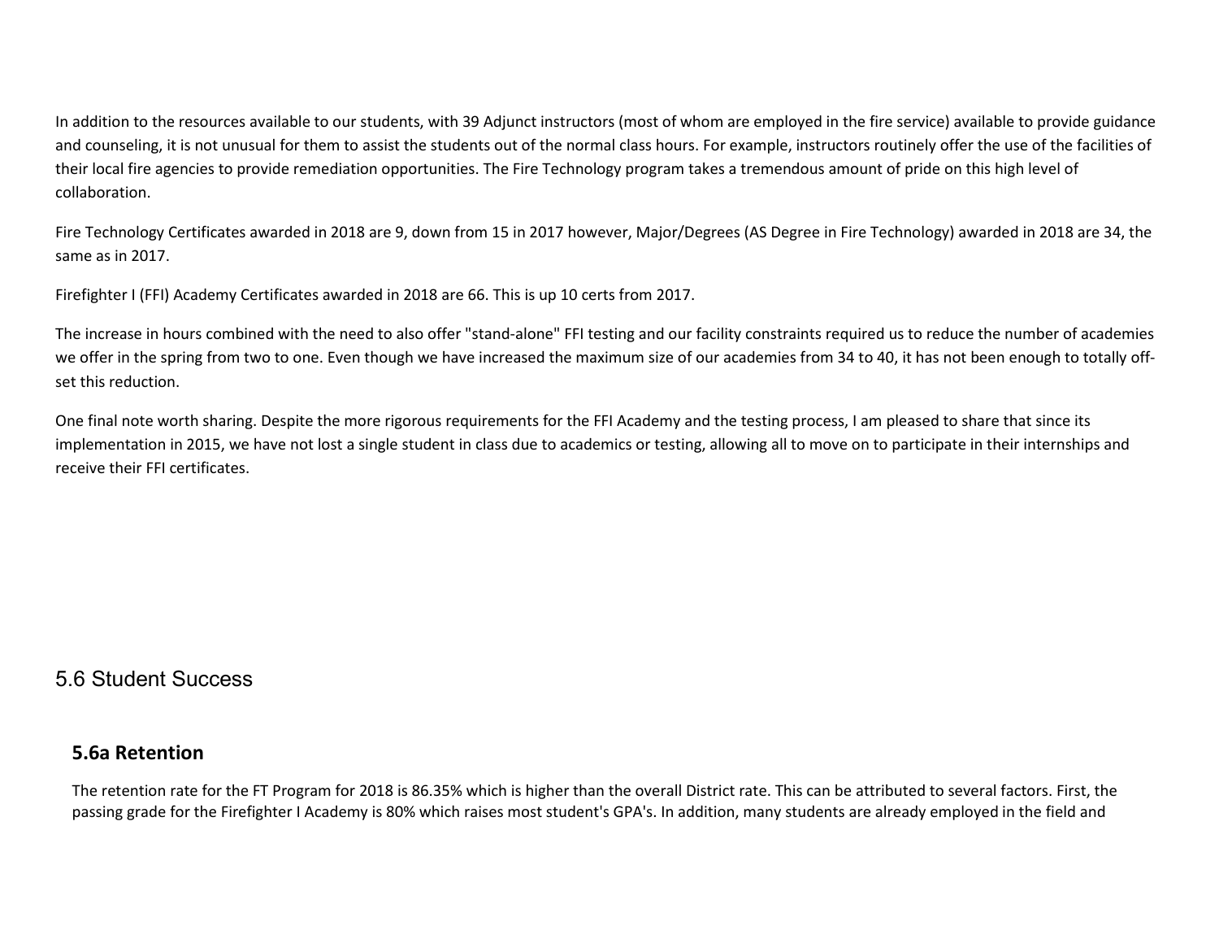In addition to the resources available to our students, with 39 Adjunct instructors (most of whom are employed in the fire service) available to provide guidance and counseling, it is not unusual for them to assist the students out of the normal class hours. For example, instructors routinely offer the use of the facilities of their local fire agencies to provide remediation opportunities. The Fire Technology program takes a tremendous amount of pride on this high level of collaboration.

Fire Technology Certificates awarded in 2018 are 9, down from 15 in 2017 however, Major/Degrees (AS Degree in Fire Technology) awarded in 2018 are 34, the same as in 2017.

Firefighter I (FFI) Academy Certificates awarded in 2018 are 66. This is up 10 certs from 2017.

The increase in hours combined with the need to also offer "stand-alone" FFI testing and our facility constraints required us to reduce the number of academies we offer in the spring from two to one. Even though we have increased the maximum size of our academies from 34 to 40, it has not been enough to totally off-set this reduction.

One final note worth sharing. Despite the more rigorous requirements for the FFI Academy and the testing process, I am pleased to share that since its implementation in 2015, we have not lost a single student in class due to academics or testing, allowing all to move on to participate in their internships and receive their FFI certificates.

## 5.6 Student Success

### 5.6a Retention

The retention rate for the FT Program for 2018 is 86.35% which is higher than the overall District rate. This can be attributed to several factors. First, the passing grade for the Firefighter I Academy is 80% which raises most student's GPA's. In addition, many students are already employed in the field and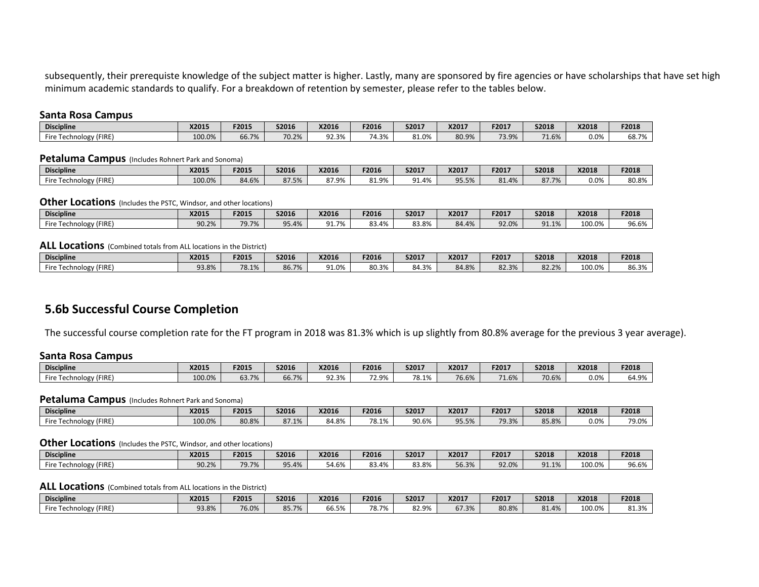subsequently, their prerequiste knowledge of the subject matter is higher. Lastly, many are sponsored by fire agencies or have scholarships that have set high minimum academic standards to qualify. For a breakdown of retention by semester, please refer to the tables below.

**Santa Rosa Campus**

| Discipline | X2015 | F2015 | S2016 | X2016 | F2016 | S2017 | X2017 | F2017 | S2018 | X2018 | F2018 |
|---|---|---|---|---|---|---|---|---|---|---|---|
| Fire Technology (FIRE) | 100.0% | 66.7% | 70.2% | 92.3% | 74.3% | 81.0% | 80.9% | 73.9% | 71.6% | 0.0% | 68.7% |

**Petaluma Campus** (Includes Rohnert Park and Sonoma)

| Discipline | X2015 | F2015 | S2016 | X2016 | F2016 | S2017 | X2017 | F2017 | S2018 | X2018 | F2018 |
|---|---|---|---|---|---|---|---|---|---|---|---|
| Fire Technology (FIRE) | 100.0% | 84.6% | 87.5% | 87.9% | 81.9% | 91.4% | 95.5% | 81.4% | 87.7% | 0.0% | 80.8% |

**Other Locations** (Includes the PSTC, Windsor, and other locations)

| Discipline | X2015 | F2015 | S2016 | X2016 | F2016 | S2017 | X2017 | F2017 | S2018 | X2018 | F2018 |
|---|---|---|---|---|---|---|---|---|---|---|---|
| Fire Technology (FIRE) | 90.2% | 79.7% | 95.4% | 91.7% | 83.4% | 83.8% | 84.4% | 92.0% | 91.1% | 100.0% | 96.6% |

**ALL Locations** (Combined totals from ALL locations in the District)

| Discipline | X2015 | F2015 | S2016 | X2016 | F2016 | S2017 | X2017 | F2017 | S2018 | X2018 | F2018 |
|---|---|---|---|---|---|---|---|---|---|---|---|
| Fire Technology (FIRE) | 93.8% | 78.1% | 86.7% | 91.0% | 80.3% | 84.3% | 84.8% | 82.3% | 82.2% | 100.0% | 86.3% |

## 5.6b Successful Course Completion

The successful course completion rate for the FT program in 2018 was 81.3% which is up slightly from 80.8% average for the previous 3 year average).

**Santa Rosa Campus**

| Discipline | X2015 | F2015 | S2016 | X2016 | F2016 | S2017 | X2017 | F2017 | S2018 | X2018 | F2018 |
|---|---|---|---|---|---|---|---|---|---|---|---|
| Fire Technology (FIRE) | 100.0% | 63.7% | 66.7% | 92.3% | 72.9% | 78.1% | 76.6% | 71.6% | 70.6% | 0.0% | 64.9% |

**Petaluma Campus** (Includes Rohnert Park and Sonoma)

| Discipline | X2015 | F2015 | S2016 | X2016 | F2016 | S2017 | X2017 | F2017 | S2018 | X2018 | F2018 |
|---|---|---|---|---|---|---|---|---|---|---|---|
| Fire Technology (FIRE) | 100.0% | 80.8% | 87.1% | 84.8% | 78.1% | 90.6% | 95.5% | 79.3% | 85.8% | 0.0% | 79.0% |

**Other Locations** (Includes the PSTC, Windsor, and other locations)

| Discipline | X2015 | F2015 | S2016 | X2016 | F2016 | S2017 | X2017 | F2017 | S2018 | X2018 | F2018 |
|---|---|---|---|---|---|---|---|---|---|---|---|
| Fire Technology (FIRE) | 90.2% | 79.7% | 95.4% | 54.6% | 83.4% | 83.8% | 56.3% | 92.0% | 91.1% | 100.0% | 96.6% |

**ALL Locations** (Combined totals from ALL locations in the District)

| Discipline | X2015 | F2015 | S2016 | X2016 | F2016 | S2017 | X2017 | F2017 | S2018 | X2018 | F2018 |
|---|---|---|---|---|---|---|---|---|---|---|---|
| Fire Technology (FIRE) | 93.8% | 76.0% | 85.7% | 66.5% | 78.7% | 82.9% | 67.3% | 80.8% | 81.4% | 100.0% | 81.3% |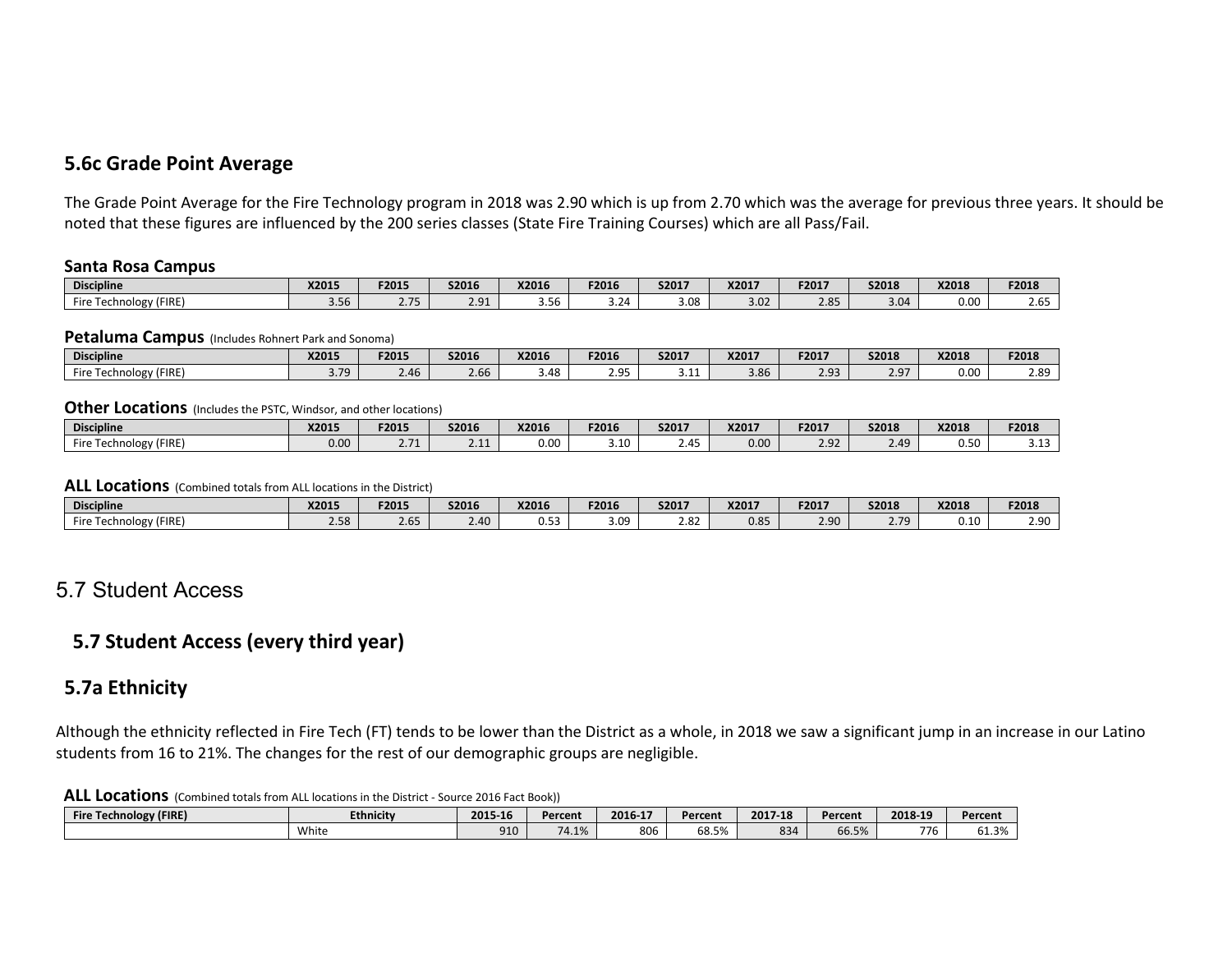## 5.6c Grade Point Average

The Grade Point Average for the Fire Technology program in 2018 was 2.90 which is up from 2.70 which was the average for previous three years. It should be noted that these figures are influenced by the 200 series classes (State Fire Training Courses) which are all Pass/Fail.

**Santa Rosa Campus**

| Discipline | X2015 | F2015 | S2016 | X2016 | F2016 | S2017 | X2017 | F2017 | S2018 | X2018 | F2018 |
|---|---|---|---|---|---|---|---|---|---|---|---|
| Fire Technology (FIRE) | 3.56 | 2.75 | 2.91 | 3.56 | 3.24 | 3.08 | 3.02 | 2.85 | 3.04 | 0.00 | 2.65 |

**Petaluma Campus** (Includes Rohnert Park and Sonoma)

| Discipline | X2015 | F2015 | S2016 | X2016 | F2016 | S2017 | X2017 | F2017 | S2018 | X2018 | F2018 |
|---|---|---|---|---|---|---|---|---|---|---|---|
| Fire Technology (FIRE) | 3.79 | 2.46 | 2.66 | 3.48 | 2.95 | 3.11 | 3.86 | 2.93 | 2.97 | 0.00 | 2.89 |

**Other Locations** (Includes the PSTC, Windsor, and other locations)

| Discipline | X2015 | F2015 | S2016 | X2016 | F2016 | S2017 | X2017 | F2017 | S2018 | X2018 | F2018 |
|---|---|---|---|---|---|---|---|---|---|---|---|
| Fire Technology (FIRE) | 0.00 | 2.71 | 2.11 | 0.00 | 3.10 | 2.45 | 0.00 | 2.92 | 2.49 | 0.50 | 3.13 |

**ALL Locations** (Combined totals from ALL locations in the District)

| Discipline | X2015 | F2015 | S2016 | X2016 | F2016 | S2017 | X2017 | F2017 | S2018 | X2018 | F2018 |
|---|---|---|---|---|---|---|---|---|---|---|---|
| Fire Technology (FIRE) | 2.58 | 2.65 | 2.40 | 0.53 | 3.09 | 2.82 | 0.85 | 2.90 | 2.79 | 0.10 | 2.90 |

# 5.7 Student Access

## 5.7 Student Access (every third year)

## 5.7a Ethnicity

Although the ethnicity reflected in Fire Tech (FT) tends to be lower than the District as a whole, in 2018 we saw a significant jump in an increase in our Latino students from 16 to 21%. The changes for the rest of our demographic groups are negligible.

**ALL Locations** (Combined totals from ALL locations in the District - Source 2016 Fact Book))

| Fire Technology (FIRE) | Ethnicity | 2015-16 | Percent | 2016-17 | Percent | 2017-18 | Percent | 2018-19 | Percent |
|---|---|---|---|---|---|---|---|---|---|
| | White | 910 | 74.1% | 806 | 68.5% | 834 | 66.5% | 776 | 61.3% |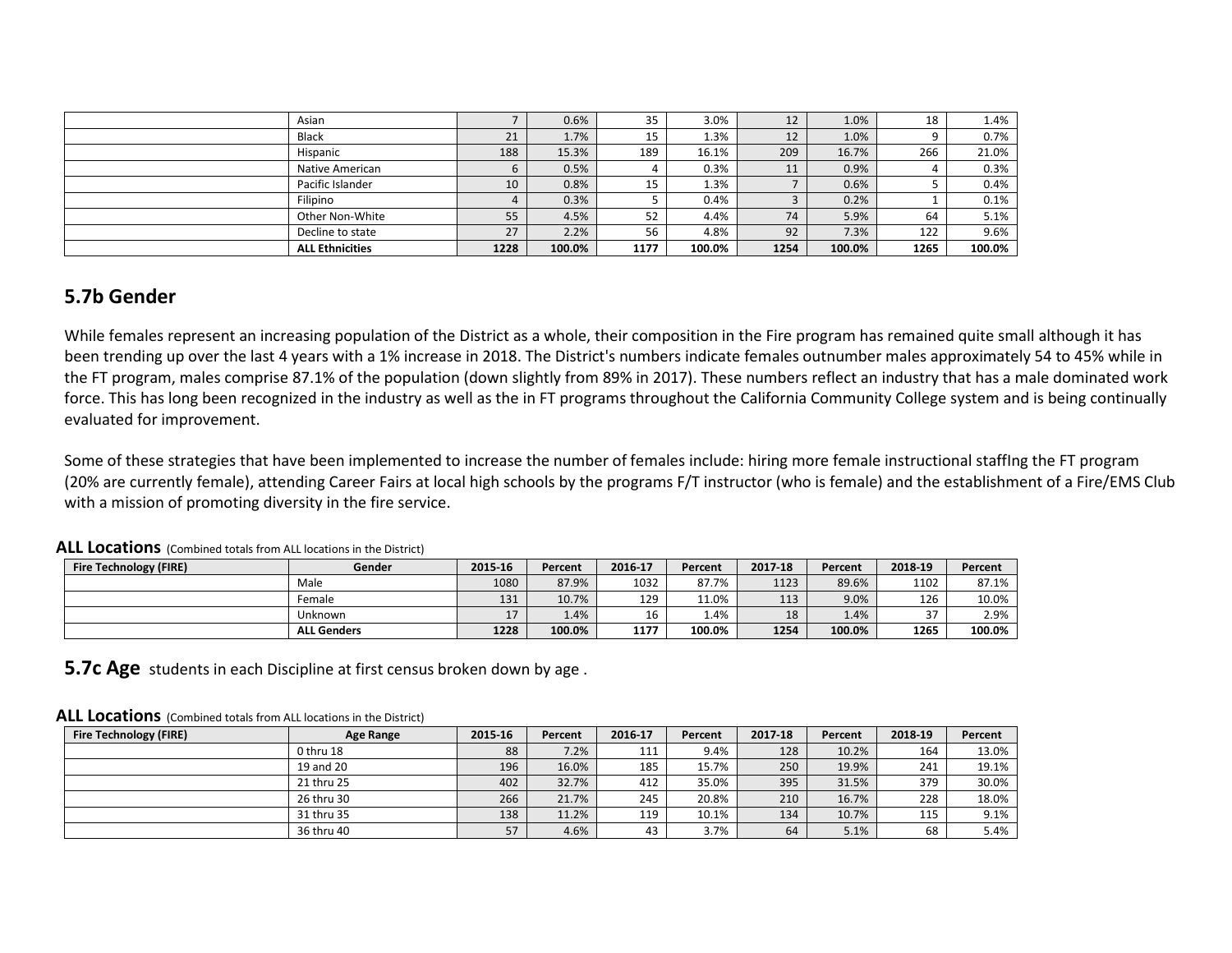| | | | | | | | | | |
|---|---|---|---|---|---|---|---|---|---|
| | Asian | 7 | 0.6% | 35 | 3.0% | 12 | 1.0% | 18 | 1.4% |
| | Black | 21 | 1.7% | 15 | 1.3% | 12 | 1.0% | 9 | 0.7% |
| | Hispanic | 188 | 15.3% | 189 | 16.1% | 209 | 16.7% | 266 | 21.0% |
| | Native American | 6 | 0.5% | 4 | 0.3% | 11 | 0.9% | 4 | 0.3% |
| | Pacific Islander | 10 | 0.8% | 15 | 1.3% | 7 | 0.6% | 5 | 0.4% |
| | Filipino | 4 | 0.3% | 5 | 0.4% | 3 | 0.2% | 1 | 0.1% |
| | Other Non-White | 55 | 4.5% | 52 | 4.4% | 74 | 5.9% | 64 | 5.1% |
| | Decline to state | 27 | 2.2% | 56 | 4.8% | 92 | 7.3% | 122 | 9.6% |
| | **ALL Ethnicities** | **1228** | **100.0%** | **1177** | **100.0%** | **1254** | **100.0%** | **1265** | **100.0%** |

## 5.7b Gender

While females represent an increasing population of the District as a whole, their composition in the Fire program has remained quite small although it has been trending up over the last 4 years with a 1% increase in 2018. The District's numbers indicate females outnumber males approximately 54 to 45% while in the FT program, males comprise 87.1% of the population (down slightly from 89% in 2017). These numbers reflect an industry that has a male dominated work force. This has long been recognized in the industry as well as the in FT programs throughout the California Community College system and is being continually evaluated for improvement.

Some of these strategies that have been implemented to increase the number of females include: hiring more female instructional staffIng the FT program (20% are currently female), attending Career Fairs at local high schools by the programs F/T instructor (who is female) and the establishment of a Fire/EMS Club with a mission of promoting diversity in the fire service.

**ALL Locations** (Combined totals from ALL locations in the District)

| Fire Technology (FIRE) | Gender | 2015-16 | Percent | 2016-17 | Percent | 2017-18 | Percent | 2018-19 | Percent |
|---|---|---|---|---|---|---|---|---|---|
| | Male | 1080 | 87.9% | 1032 | 87.7% | 1123 | 89.6% | 1102 | 87.1% |
| | Female | 131 | 10.7% | 129 | 11.0% | 113 | 9.0% | 126 | 10.0% |
| | Unknown | 17 | 1.4% | 16 | 1.4% | 18 | 1.4% | 37 | 2.9% |
| | **ALL Genders** | **1228** | **100.0%** | **1177** | **100.0%** | **1254** | **100.0%** | **1265** | **100.0%** |

## 5.7c Age students in each Discipline at first census broken down by age .

**ALL Locations** (Combined totals from ALL locations in the District)

| Fire Technology (FIRE) | Age Range | 2015-16 | Percent | 2016-17 | Percent | 2017-18 | Percent | 2018-19 | Percent |
|---|---|---|---|---|---|---|---|---|---|
| | 0 thru 18 | 88 | 7.2% | 111 | 9.4% | 128 | 10.2% | 164 | 13.0% |
| | 19 and 20 | 196 | 16.0% | 185 | 15.7% | 250 | 19.9% | 241 | 19.1% |
| | 21 thru 25 | 402 | 32.7% | 412 | 35.0% | 395 | 31.5% | 379 | 30.0% |
| | 26 thru 30 | 266 | 21.7% | 245 | 20.8% | 210 | 16.7% | 228 | 18.0% |
| | 31 thru 35 | 138 | 11.2% | 119 | 10.1% | 134 | 10.7% | 115 | 9.1% |
| | 36 thru 40 | 57 | 4.6% | 43 | 3.7% | 64 | 5.1% | 68 | 5.4% |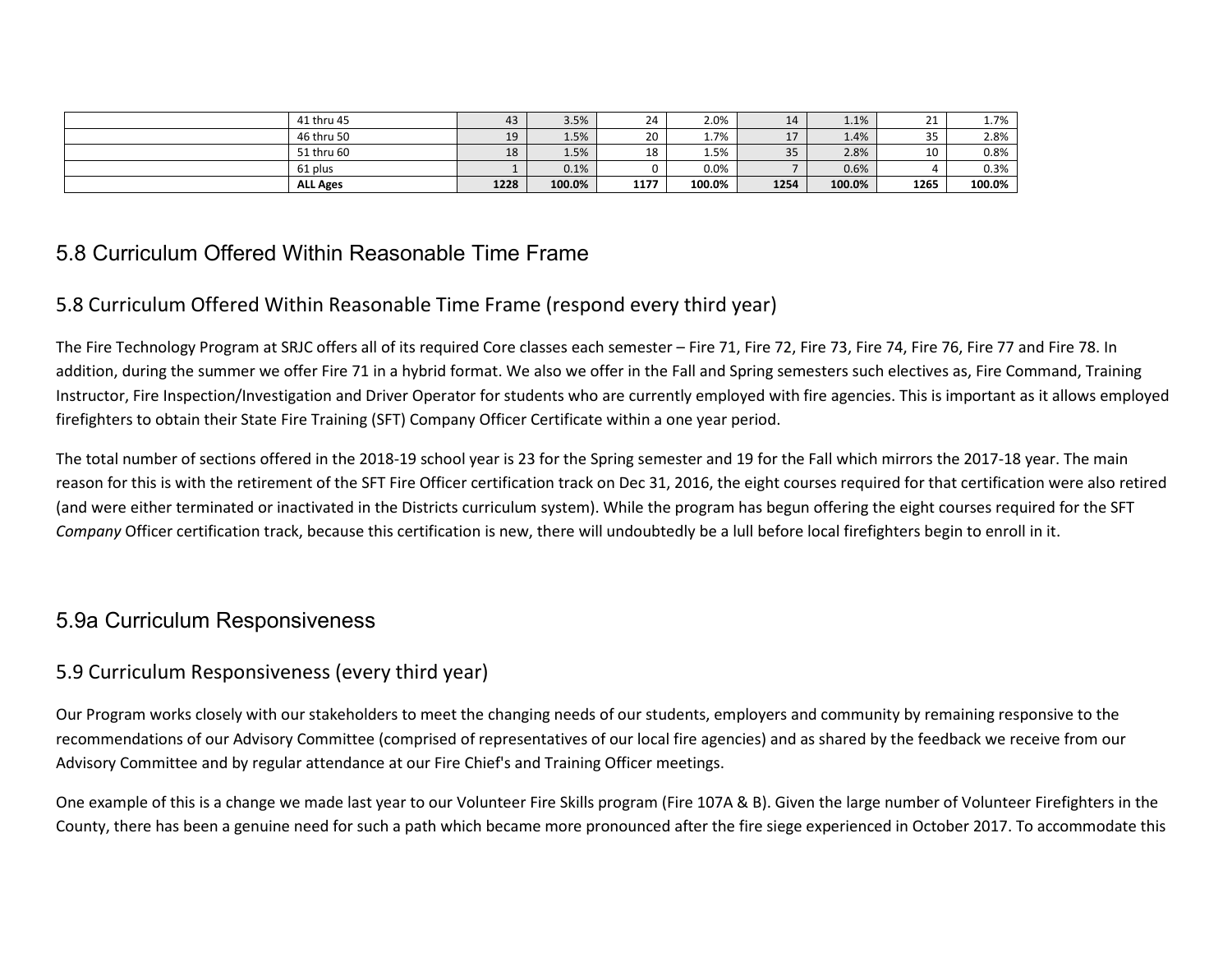| | | | | | | | | | |
|---|---|---|---|---|---|---|---|---|---|
| | 41 thru 45 | 43 | 3.5% | 24 | 2.0% | 14 | 1.1% | 21 | 1.7% |
| | 46 thru 50 | 19 | 1.5% | 20 | 1.7% | 17 | 1.4% | 35 | 2.8% |
| | 51 thru 60 | 18 | 1.5% | 18 | 1.5% | 35 | 2.8% | 10 | 0.8% |
| | 61 plus | 1 | 0.1% | 0 | 0.0% | 7 | 0.6% | 4 | 0.3% |
| | **ALL Ages** | **1228** | **100.0%** | **1177** | **100.0%** | **1254** | **100.0%** | **1265** | **100.0%** |

## 5.8 Curriculum Offered Within Reasonable Time Frame

### 5.8 Curriculum Offered Within Reasonable Time Frame (respond every third year)

The Fire Technology Program at SRJC offers all of its required Core classes each semester – Fire 71, Fire 72, Fire 73, Fire 74, Fire 76, Fire 77 and Fire 78. In addition, during the summer we offer Fire 71 in a hybrid format. We also we offer in the Fall and Spring semesters such electives as, Fire Command, Training Instructor, Fire Inspection/Investigation and Driver Operator for students who are currently employed with fire agencies. This is important as it allows employed firefighters to obtain their State Fire Training (SFT) Company Officer Certificate within a one year period.

The total number of sections offered in the 2018-19 school year is 23 for the Spring semester and 19 for the Fall which mirrors the 2017-18 year. The main reason for this is with the retirement of the SFT Fire Officer certification track on Dec 31, 2016, the eight courses required for that certification were also retired (and were either terminated or inactivated in the Districts curriculum system). While the program has begun offering the eight courses required for the SFT *Company* Officer certification track, because this certification is new, there will undoubtedly be a lull before local firefighters begin to enroll in it.

## 5.9a Curriculum Responsiveness

### 5.9 Curriculum Responsiveness (every third year)

Our Program works closely with our stakeholders to meet the changing needs of our students, employers and community by remaining responsive to the recommendations of our Advisory Committee (comprised of representatives of our local fire agencies) and as shared by the feedback we receive from our Advisory Committee and by regular attendance at our Fire Chief's and Training Officer meetings.

One example of this is a change we made last year to our Volunteer Fire Skills program (Fire 107A & B). Given the large number of Volunteer Firefighters in the County, there has been a genuine need for such a path which became more pronounced after the fire siege experienced in October 2017. To accommodate this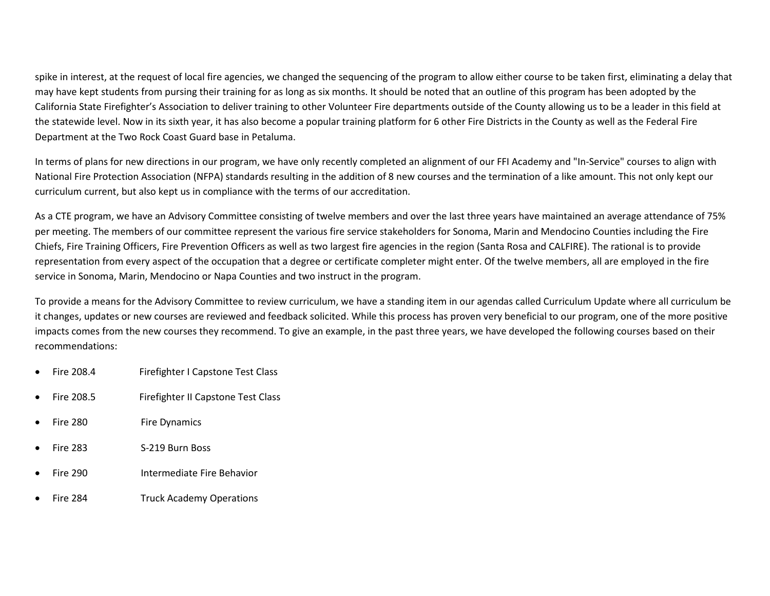spike in interest, at the request of local fire agencies, we changed the sequencing of the program to allow either course to be taken first, eliminating a delay that may have kept students from pursing their training for as long as six months. It should be noted that an outline of this program has been adopted by the California State Firefighter's Association to deliver training to other Volunteer Fire departments outside of the County allowing us to be a leader in this field at the statewide level. Now in its sixth year, it has also become a popular training platform for 6 other Fire Districts in the County as well as the Federal Fire Department at the Two Rock Coast Guard base in Petaluma.

In terms of plans for new directions in our program, we have only recently completed an alignment of our FFI Academy and "In-Service" courses to align with National Fire Protection Association (NFPA) standards resulting in the addition of 8 new courses and the termination of a like amount. This not only kept our curriculum current, but also kept us in compliance with the terms of our accreditation.

As a CTE program, we have an Advisory Committee consisting of twelve members and over the last three years have maintained an average attendance of 75% per meeting. The members of our committee represent the various fire service stakeholders for Sonoma, Marin and Mendocino Counties including the Fire Chiefs, Fire Training Officers, Fire Prevention Officers as well as two largest fire agencies in the region (Santa Rosa and CALFIRE). The rational is to provide representation from every aspect of the occupation that a degree or certificate completer might enter. Of the twelve members, all are employed in the fire service in Sonoma, Marin, Mendocino or Napa Counties and two instruct in the program.

To provide a means for the Advisory Committee to review curriculum, we have a standing item in our agendas called Curriculum Update where all curriculum be it changes, updates or new courses are reviewed and feedback solicited. While this process has proven very beneficial to our program, one of the more positive impacts comes from the new courses they recommend. To give an example, in the past three years, we have developed the following courses based on their recommendations:

- Fire 208.4 Firefighter I Capstone Test Class
- Fire 208.5 Firefighter II Capstone Test Class
- Fire 280 Fire Dynamics
- Fire 283 S-219 Burn Boss
- Fire 290 Intermediate Fire Behavior
- Fire 284 Truck Academy Operations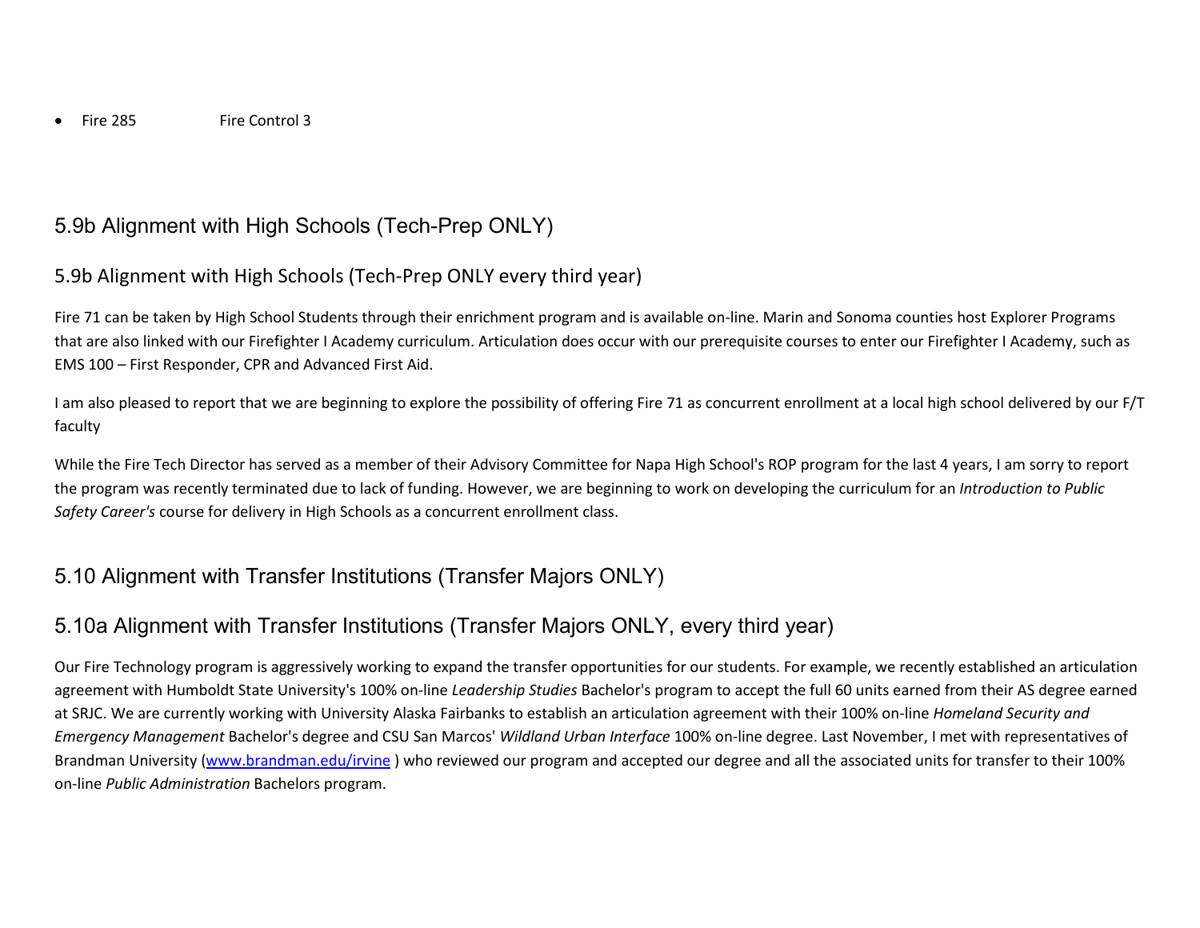- Fire 285 Fire Control 3

## 5.9b Alignment with High Schools (Tech-Prep ONLY)

### 5.9b Alignment with High Schools (Tech-Prep ONLY every third year)

Fire 71 can be taken by High School Students through their enrichment program and is available on-line. Marin and Sonoma counties host Explorer Programs that are also linked with our Firefighter I Academy curriculum. Articulation does occur with our prerequisite courses to enter our Firefighter I Academy, such as EMS 100 – First Responder, CPR and Advanced First Aid.

I am also pleased to report that we are beginning to explore the possibility of offering Fire 71 as concurrent enrollment at a local high school delivered by our F/T faculty

While the Fire Tech Director has served as a member of their Advisory Committee for Napa High School's ROP program for the last 4 years, I am sorry to report the program was recently terminated due to lack of funding. However, we are beginning to work on developing the curriculum for an *Introduction to Public Safety Career's* course for delivery in High Schools as a concurrent enrollment class.

## 5.10 Alignment with Transfer Institutions (Transfer Majors ONLY)

### 5.10a Alignment with Transfer Institutions (Transfer Majors ONLY, every third year)

Our Fire Technology program is aggressively working to expand the transfer opportunities for our students. For example, we recently established an articulation agreement with Humboldt State University's 100% on-line *Leadership Studies* Bachelor's program to accept the full 60 units earned from their AS degree earned at SRJC. We are currently working with University Alaska Fairbanks to establish an articulation agreement with their 100% on-line *Homeland Security and Emergency Management* Bachelor's degree and CSU San Marcos' *Wildland Urban Interface* 100% on-line degree. Last November, I met with representatives of Brandman University (www.brandman.edu/irvine ) who reviewed our program and accepted our degree and all the associated units for transfer to their 100% on-line *Public Administration* Bachelors program.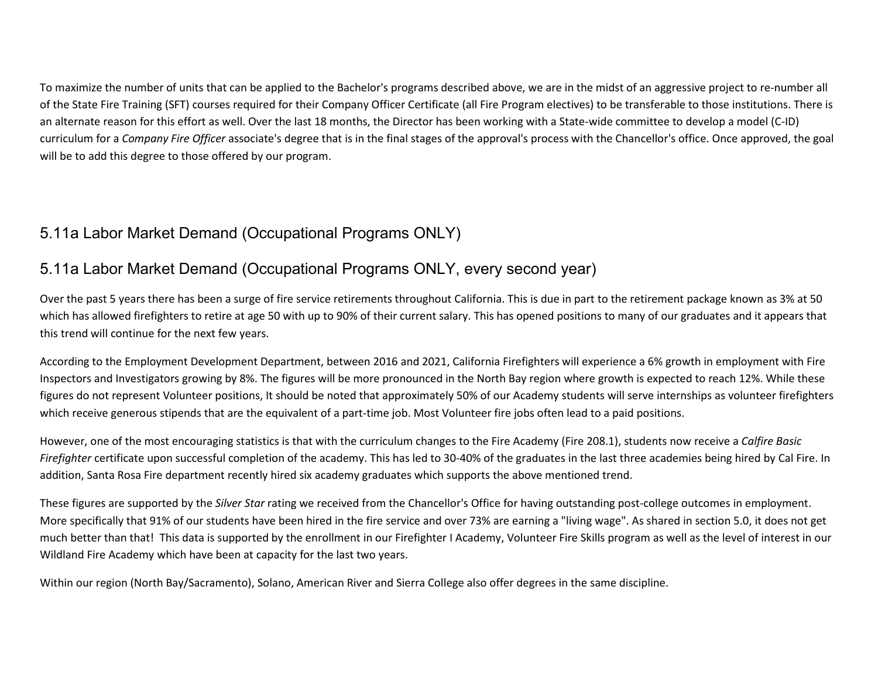To maximize the number of units that can be applied to the Bachelor's programs described above, we are in the midst of an aggressive project to re-number all of the State Fire Training (SFT) courses required for their Company Officer Certificate (all Fire Program electives) to be transferable to those institutions. There is an alternate reason for this effort as well. Over the last 18 months, the Director has been working with a State-wide committee to develop a model (C-ID) curriculum for a *Company Fire Officer* associate's degree that is in the final stages of the approval's process with the Chancellor's office. Once approved, the goal will be to add this degree to those offered by our program.

## 5.11a Labor Market Demand (Occupational Programs ONLY)

## 5.11a Labor Market Demand (Occupational Programs ONLY, every second year)

Over the past 5 years there has been a surge of fire service retirements throughout California. This is due in part to the retirement package known as 3% at 50 which has allowed firefighters to retire at age 50 with up to 90% of their current salary. This has opened positions to many of our graduates and it appears that this trend will continue for the next few years.

According to the Employment Development Department, between 2016 and 2021, California Firefighters will experience a 6% growth in employment with Fire Inspectors and Investigators growing by 8%. The figures will be more pronounced in the North Bay region where growth is expected to reach 12%. While these figures do not represent Volunteer positions, It should be noted that approximately 50% of our Academy students will serve internships as volunteer firefighters which receive generous stipends that are the equivalent of a part-time job. Most Volunteer fire jobs often lead to a paid positions.

However, one of the most encouraging statistics is that with the curriculum changes to the Fire Academy (Fire 208.1), students now receive a *Calfire Basic Firefighter* certificate upon successful completion of the academy. This has led to 30-40% of the graduates in the last three academies being hired by Cal Fire. In addition, Santa Rosa Fire department recently hired six academy graduates which supports the above mentioned trend.

These figures are supported by the *Silver Star* rating we received from the Chancellor's Office for having outstanding post-college outcomes in employment. More specifically that 91% of our students have been hired in the fire service and over 73% are earning a "living wage". As shared in section 5.0, it does not get much better than that! This data is supported by the enrollment in our Firefighter I Academy, Volunteer Fire Skills program as well as the level of interest in our Wildland Fire Academy which have been at capacity for the last two years.

Within our region (North Bay/Sacramento), Solano, American River and Sierra College also offer degrees in the same discipline.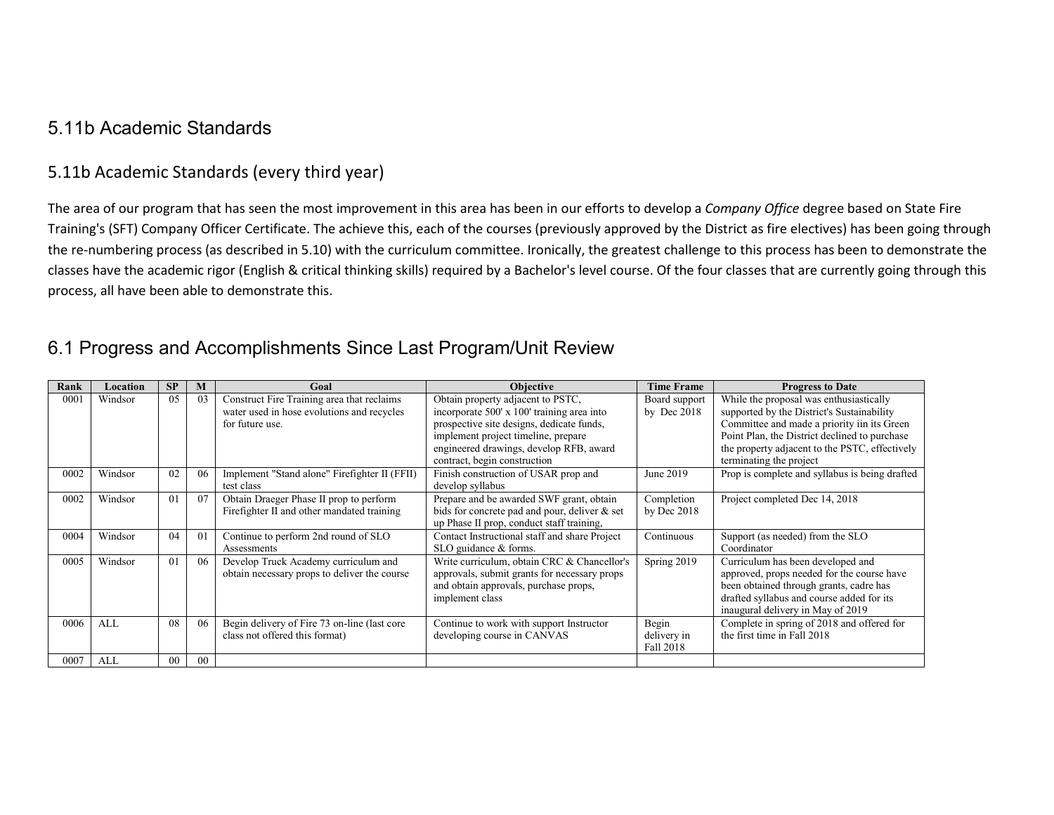## 5.11b Academic Standards

### 5.11b Academic Standards (every third year)

The area of our program that has seen the most improvement in this area has been in our efforts to develop a *Company Office* degree based on State Fire Training's (SFT) Company Officer Certificate. The achieve this, each of the courses (previously approved by the District as fire electives) has been going through the re-numbering process (as described in 5.10) with the curriculum committee. Ironically, the greatest challenge to this process has been to demonstrate the classes have the academic rigor (English & critical thinking skills) required by a Bachelor's level course. Of the four classes that are currently going through this process, all have been able to demonstrate this.

## 6.1 Progress and Accomplishments Since Last Program/Unit Review

| Rank | Location | SP | M | Goal | Objective | Time Frame | Progress to Date |
|---|---|---|---|---|---|---|---|
| 0001 | Windsor | 05 | 03 | Construct Fire Training area that reclaims water used in hose evolutions and recycles for future use. | Obtain property adjacent to PSTC, incorporate 500' x 100' training area into prospective site designs, dedicate funds, implement project timeline, prepare engineered drawings, develop RFB, award contract, begin construction | Board support by Dec 2018 | While the proposal was enthusiastically supported by the District's Sustainability Committee and made a priority iin its Green Point Plan, the District declined to purchase the property adjacent to the PSTC, effectively terminating the project |
| 0002 | Windsor | 02 | 06 | Implement "Stand alone" Firefighter II (FFII) test class | Finish construction of USAR prop and develop syllabus | June 2019 | Prop is complete and syllabus is being drafted |
| 0002 | Windsor | 01 | 07 | Obtain Draeger Phase II prop to perform Firefighter II and other mandated training | Prepare and be awarded SWF grant, obtain bids for concrete pad and pour, deliver & set up Phase II prop, conduct staff training, | Completion by Dec 2018 | Project completed Dec 14, 2018 |
| 0004 | Windsor | 04 | 01 | Continue to perform 2nd round of SLO Assessments | Contact Instructional staff and share Project SLO guidance & forms. | Continuous | Support (as needed) from the SLO Coordinator |
| 0005 | Windsor | 01 | 06 | Develop Truck Academy curriculum and obtain necessary props to deliver the course | Write curriculum, obtain CRC & Chancellor's approvals, submit grants for necessary props and obtain approvals, purchase props, implement class | Spring 2019 | Curriculum has been developed and approved, props needed for the course have been obtained through grants, cadre has drafted syllabus and course added for its inaugural delivery in May of 2019 |
| 0006 | ALL | 08 | 06 | Begin delivery of Fire 73 on-line (last core class not offered this format) | Continue to work with support Instructor developing course in CANVAS | Begin delivery in Fall 2018 | Complete in spring of 2018 and offered for the first time in Fall 2018 |
| 0007 | ALL | 00 | 00 | | | | |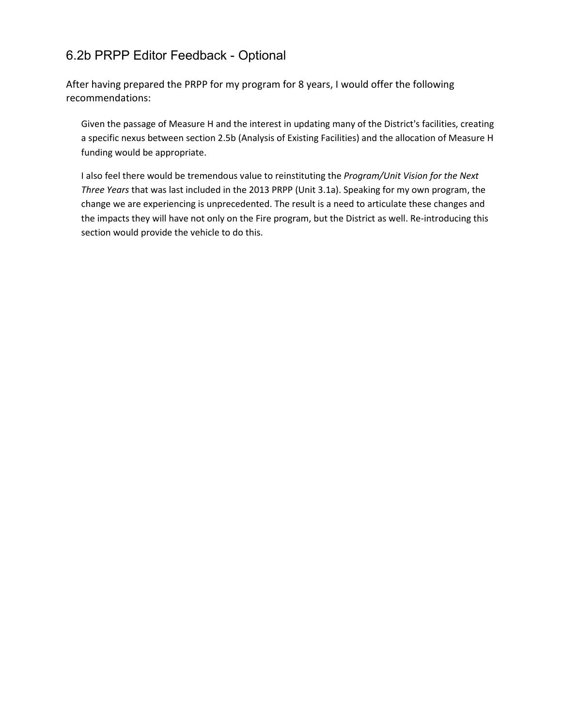## 6.2b PRPP Editor Feedback - Optional

After having prepared the PRPP for my program for 8 years, I would offer the following recommendations:

> Given the passage of Measure H and the interest in updating many of the District's facilities, creating a specific nexus between section 2.5b (Analysis of Existing Facilities) and the allocation of Measure H funding would be appropriate.
>
> I also feel there would be tremendous value to reinstituting the *Program/Unit Vision for the Next Three Years* that was last included in the 2013 PRPP (Unit 3.1a). Speaking for my own program, the change we are experiencing is unprecedented. The result is a need to articulate these changes and the impacts they will have not only on the Fire program, but the District as well. Re-introducing this section would provide the vehicle to do this.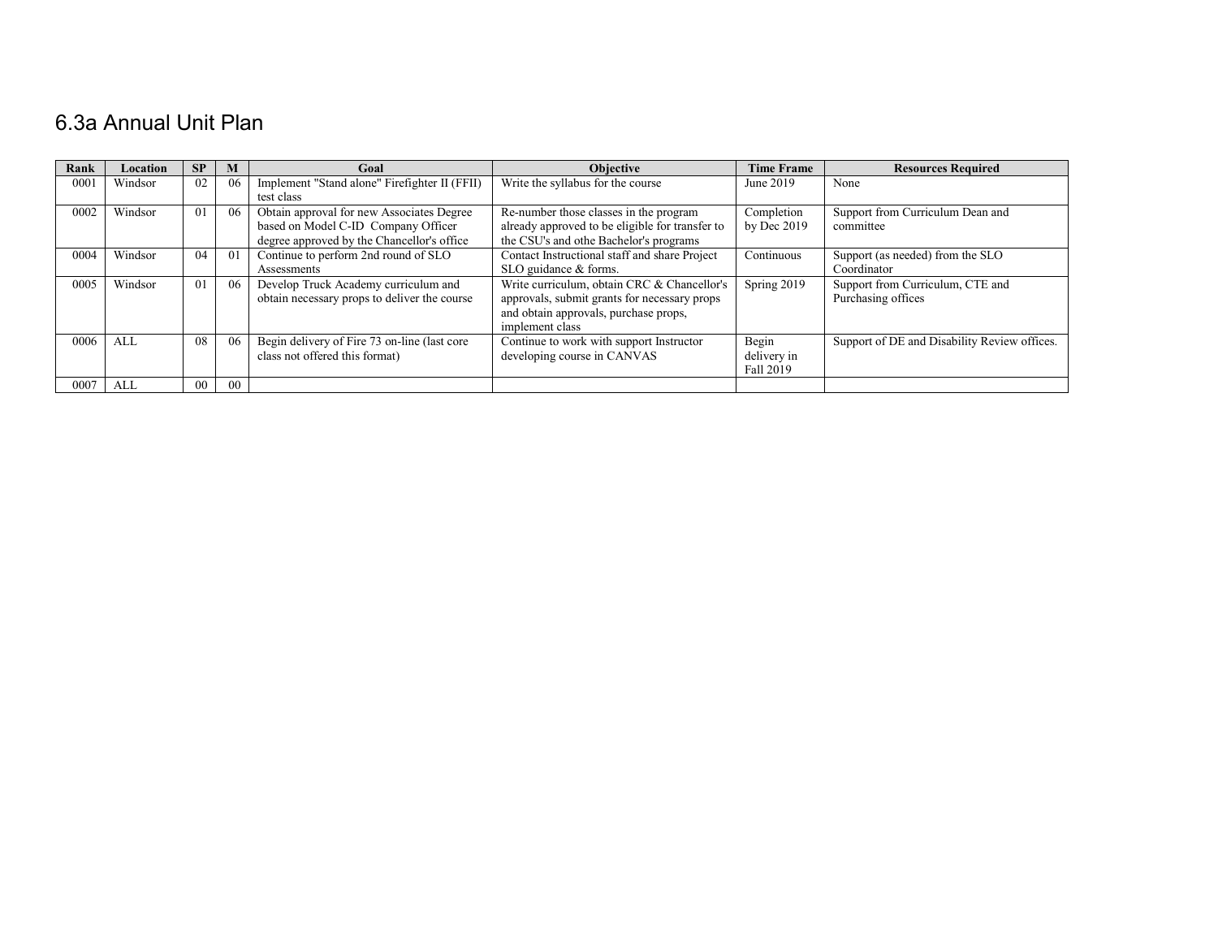## 6.3a Annual Unit Plan

| Rank | Location | SP | M | Goal | Objective | Time Frame | Resources Required |
|---|---|---|---|---|---|---|---|
| 0001 | Windsor | 02 | 06 | Implement "Stand alone" Firefighter II (FFII) test class | Write the syllabus for the course | June 2019 | None |
| 0002 | Windsor | 01 | 06 | Obtain approval for new Associates Degree based on Model C-ID Company Officer degree approved by the Chancellor's office | Re-number those classes in the program already approved to be eligible for transfer to the CSU's and othe Bachelor's programs | Completion by Dec 2019 | Support from Curriculum Dean and committee |
| 0004 | Windsor | 04 | 01 | Continue to perform 2nd round of SLO Assessments | Contact Instructional staff and share Project SLO guidance & forms. | Continuous | Support (as needed) from the SLO Coordinator |
| 0005 | Windsor | 01 | 06 | Develop Truck Academy curriculum and obtain necessary props to deliver the course | Write curriculum, obtain CRC & Chancellor's approvals, submit grants for necessary props and obtain approvals, purchase props, implement class | Spring 2019 | Support from Curriculum, CTE and Purchasing offices |
| 0006 | ALL | 08 | 06 | Begin delivery of Fire 73 on-line (last core class not offered this format) | Continue to work with support Instructor developing course in CANVAS | Begin delivery in Fall 2019 | Support of DE and Disability Review offices. |
| 0007 | ALL | 00 | 00 | | | | |